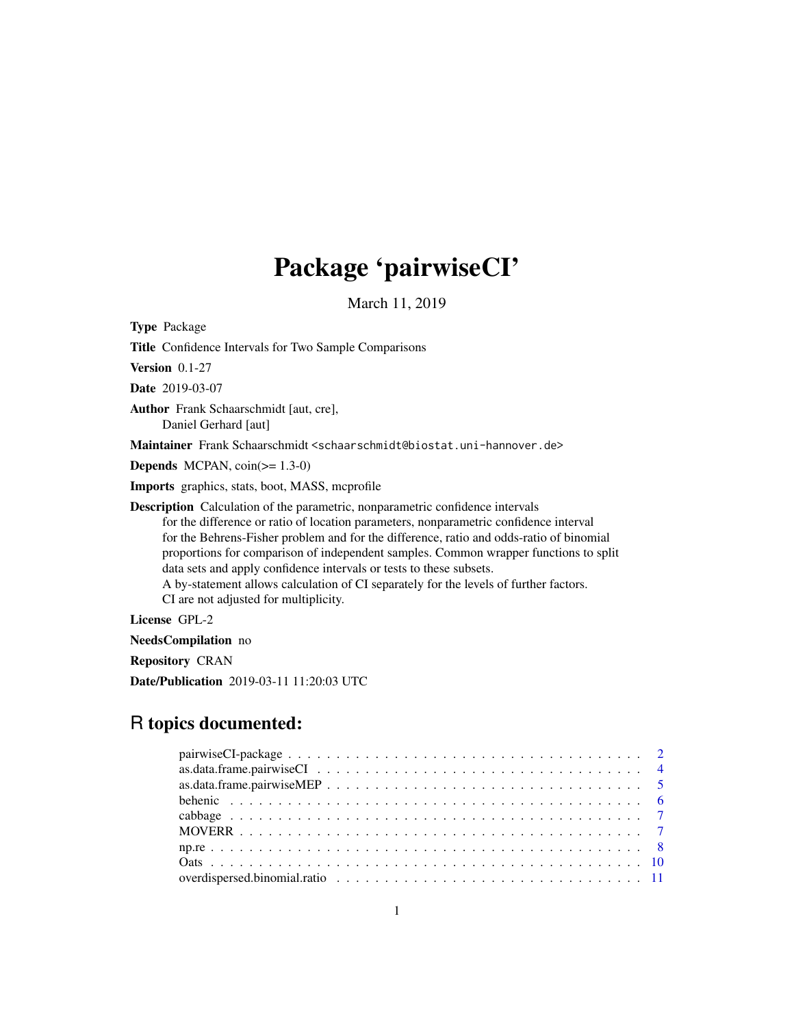# Package 'pairwiseCI'

March 11, 2019

**Type** Package

**Title** Confidence Intervals for Two Sample Comparisons

**Version** 0.1-27

**Date** 2019-03-07

**Author** Frank Schaarschmidt [aut, cre],
Daniel Gerhard [aut]

**Maintainer** Frank Schaarschmidt <schaarschmidt@biostat.uni-hannover.de>

**Depends** MCPAN, coin(>= 1.3-0)

**Imports** graphics, stats, boot, MASS, mcprofile

**Description** Calculation of the parametric, nonparametric confidence intervals for the difference or ratio of location parameters, nonparametric confidence interval for the Behrens-Fisher problem and for the difference, ratio and odds-ratio of binomial proportions for comparison of independent samples. Common wrapper functions to split data sets and apply confidence intervals or tests to these subsets. A by-statement allows calculation of CI separately for the levels of further factors. CI are not adjusted for multiplicity.

**License** GPL-2

**NeedsCompilation** no

**Repository** CRAN

**Date/Publication** 2019-03-11 11:20:03 UTC

## R topics documented:

- pairwiseCI-package . . . . . . . . . . . . . . . . . . . . . . . . . . . . . . . . . . . . 2
- as.data.frame.pairwiseCI . . . . . . . . . . . . . . . . . . . . . . . . . . . . . . . . . 4
- as.data.frame.pairwiseMEP . . . . . . . . . . . . . . . . . . . . . . . . . . . . . . . . 5
- behenic . . . . . . . . . . . . . . . . . . . . . . . . . . . . . . . . . . . . . . . . . . 6
- cabbage . . . . . . . . . . . . . . . . . . . . . . . . . . . . . . . . . . . . . . . . . . 7
- MOVERR . . . . . . . . . . . . . . . . . . . . . . . . . . . . . . . . . . . . . . . . . . 7
- np.re . . . . . . . . . . . . . . . . . . . . . . . . . . . . . . . . . . . . . . . . . . . 8
- Oats . . . . . . . . . . . . . . . . . . . . . . . . . . . . . . . . . . . . . . . . . . . . 10
- overdispersed.binomial.ratio . . . . . . . . . . . . . . . . . . . . . . . . . . . . . . . 11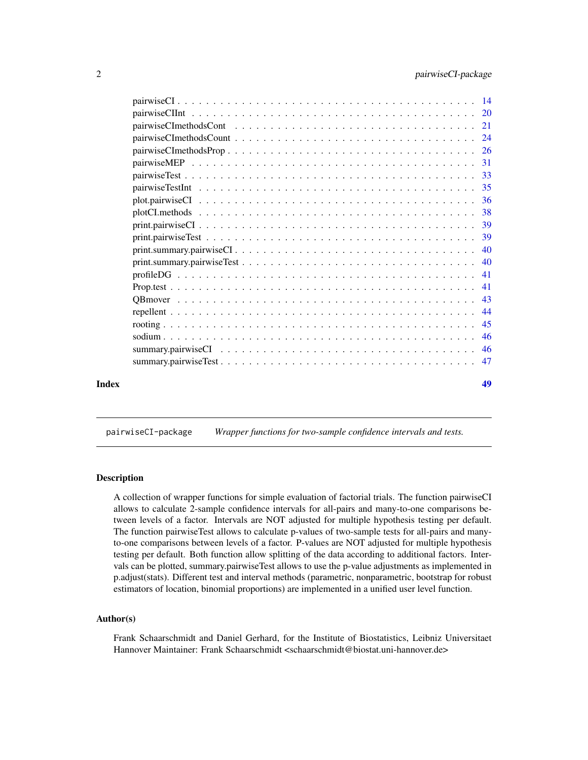pairwiseCI . . . . . . . . . . . . . . . . . . . . . . . . . . . . . . . . . . . . . . . . 14
pairwiseCIInt . . . . . . . . . . . . . . . . . . . . . . . . . . . . . . . . . . . . . . . 20
pairwiseCImethodsCont . . . . . . . . . . . . . . . . . . . . . . . . . . . . . . . . . . . 21
pairwiseCImethodsCount . . . . . . . . . . . . . . . . . . . . . . . . . . . . . . . . . . 24
pairwiseCImethodsProp . . . . . . . . . . . . . . . . . . . . . . . . . . . . . . . . . . . 26
pairwiseMEP . . . . . . . . . . . . . . . . . . . . . . . . . . . . . . . . . . . . . . . . 31
pairwiseTest . . . . . . . . . . . . . . . . . . . . . . . . . . . . . . . . . . . . . . . . 33
pairwiseTestInt . . . . . . . . . . . . . . . . . . . . . . . . . . . . . . . . . . . . . . 35
plot.pairwiseCI . . . . . . . . . . . . . . . . . . . . . . . . . . . . . . . . . . . . . . 36
plotCI.methods . . . . . . . . . . . . . . . . . . . . . . . . . . . . . . . . . . . . . . . 38
print.pairwiseCI . . . . . . . . . . . . . . . . . . . . . . . . . . . . . . . . . . . . . . 39
print.pairwiseTest . . . . . . . . . . . . . . . . . . . . . . . . . . . . . . . . . . . . . 39
print.summary.pairwiseCI . . . . . . . . . . . . . . . . . . . . . . . . . . . . . . . . . . 40
print.summary.pairwiseTest . . . . . . . . . . . . . . . . . . . . . . . . . . . . . . . . . 40
profileDG . . . . . . . . . . . . . . . . . . . . . . . . . . . . . . . . . . . . . . . . . . 41
Prop.test . . . . . . . . . . . . . . . . . . . . . . . . . . . . . . . . . . . . . . . . . . 41
QBmover . . . . . . . . . . . . . . . . . . . . . . . . . . . . . . . . . . . . . . . . . . . 43
repellent . . . . . . . . . . . . . . . . . . . . . . . . . . . . . . . . . . . . . . . . . . 44
rooting . . . . . . . . . . . . . . . . . . . . . . . . . . . . . . . . . . . . . . . . . . . 45
sodium . . . . . . . . . . . . . . . . . . . . . . . . . . . . . . . . . . . . . . . . . . . 46
summary.pairwiseCI . . . . . . . . . . . . . . . . . . . . . . . . . . . . . . . . . . . . . 46
summary.pairwiseTest . . . . . . . . . . . . . . . . . . . . . . . . . . . . . . . . . . . . 47

**Index** 49

---

## pairwiseCI-package — *Wrapper functions for two-sample confidence intervals and tests.*

---

### Description

A collection of wrapper functions for simple evaluation of factorial trials. The function pairwiseCI allows to calculate 2-sample confidence intervals for all-pairs and many-to-one comparisons between levels of a factor. Intervals are NOT adjusted for multiple hypothesis testing per default. The function pairwiseTest allows to calculate p-values of two-sample tests for all-pairs and many-to-one comparisons between levels of a factor. P-values are NOT adjusted for multiple hypothesis testing per default. Both function allow splitting of the data according to additional factors. Intervals can be plotted, summary.pairwiseTest allows to use the p-value adjustments as implemented in p.adjust(stats). Different test and interval methods (parametric, nonparametric, bootstrap for robust estimators of location, binomial proportions) are implemented in a unified user level function.

### Author(s)

Frank Schaarschmidt and Daniel Gerhard, for the Institute of Biostatistics, Leibniz Universitaet Hannover Maintainer: Frank Schaarschmidt <schaarschmidt@biostat.uni-hannover.de>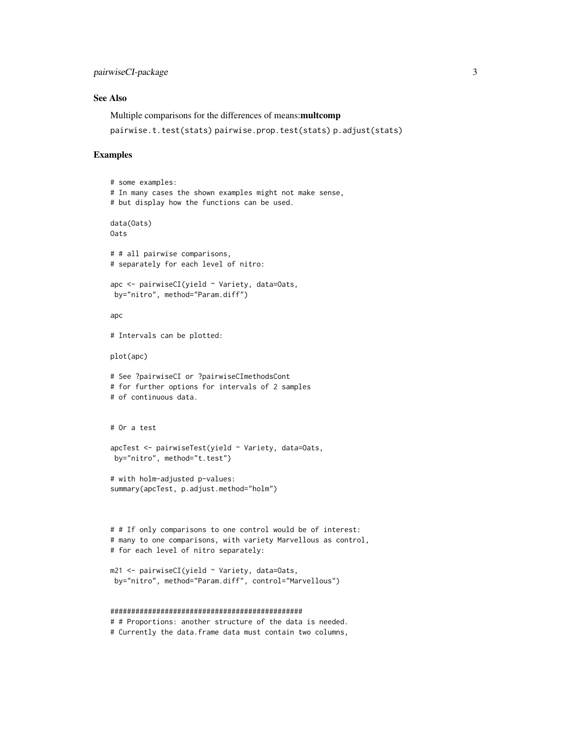### See Also

Multiple comparisons for the differences of means:**multcomp**

`pairwise.t.test(stats)` `pairwise.prop.test(stats)` `p.adjust(stats)`

### Examples

```
# some examples:
# In many cases the shown examples might not make sense,
# but display how the functions can be used.

data(Oats)
Oats

# # all pairwise comparisons,
# separately for each level of nitro:

apc <- pairwiseCI(yield ~ Variety, data=Oats,
 by="nitro", method="Param.diff")

apc

# Intervals can be plotted:

plot(apc)

# See ?pairwiseCI or ?pairwiseCImethodsCont
# for further options for intervals of 2 samples
# of continuous data.


# Or a test

apcTest <- pairwiseTest(yield ~ Variety, data=Oats,
 by="nitro", method="t.test")

# with holm-adjusted p-values:
summary(apcTest, p.adjust.method="holm")



# # If only comparisons to one control would be of interest:
# many to one comparisons, with variety Marvellous as control,
# for each level of nitro separately:

m21 <- pairwiseCI(yield ~ Variety, data=Oats,
 by="nitro", method="Param.diff", control="Marvellous")


##############################################
# # Proportions: another structure of the data is needed.
# Currently the data.frame data must contain two columns,
```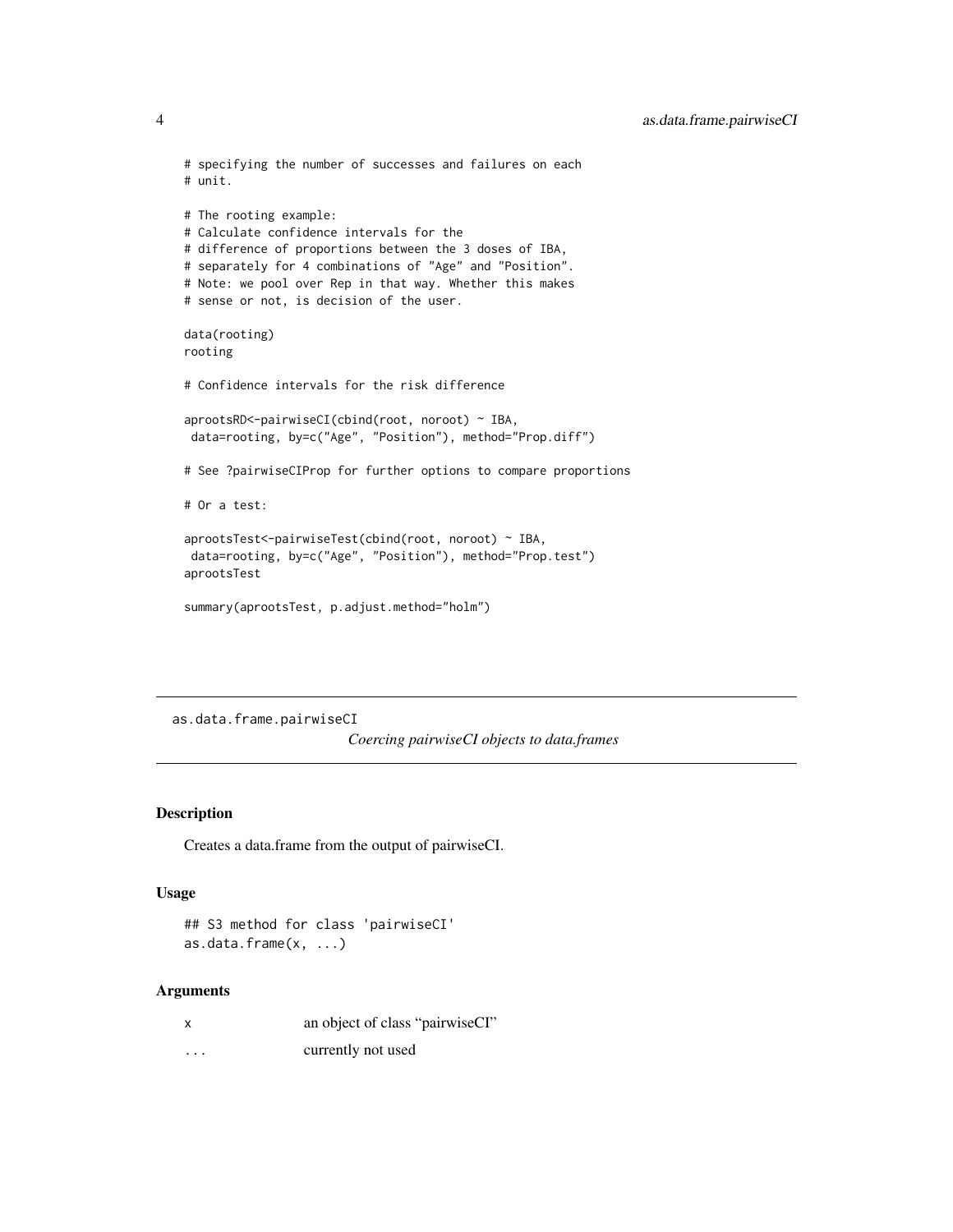```
# specifying the number of successes and failures on each
# unit.

# The rooting example:
# Calculate confidence intervals for the
# difference of proportions between the 3 doses of IBA,
# separately for 4 combinations of "Age" and "Position".
# Note: we pool over Rep in that way. Whether this makes
# sense or not, is decision of the user.

data(rooting)
rooting

# Confidence intervals for the risk difference

aprootsRD<-pairwiseCI(cbind(root, noroot) ~ IBA,
 data=rooting, by=c("Age", "Position"), method="Prop.diff")

# See ?pairwiseCIProp for further options to compare proportions

# Or a test:

aprootsTest<-pairwiseTest(cbind(root, noroot) ~ IBA,
 data=rooting, by=c("Age", "Position"), method="Prop.test")
aprootsTest

summary(aprootsTest, p.adjust.method="holm")
```

---

## as.data.frame.pairwiseCI

*Coercing pairwiseCI objects to data.frames*

---

### Description

Creates a data.frame from the output of pairwiseCI.

### Usage

```
## S3 method for class 'pairwiseCI'
as.data.frame(x, ...)
```

### Arguments

| | |
|---|---|
| x | an object of class "pairwiseCI" |
| ... | currently not used |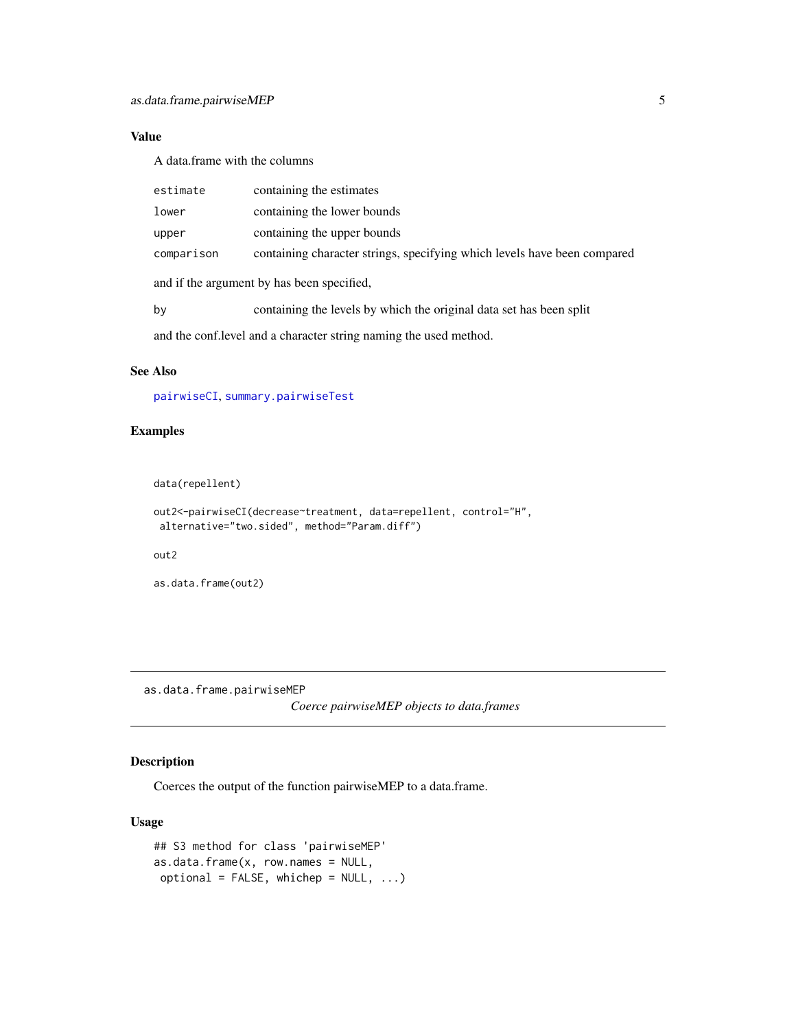### Value

A data.frame with the columns

| | |
|---|---|
| `estimate` | containing the estimates |
| `lower` | containing the lower bounds |
| `upper` | containing the upper bounds |
| `comparison` | containing character strings, specifying which levels have been compared |

and if the argument by has been specified,

| | |
|---|---|
| `by` | containing the levels by which the original data set has been split |

and the conf.level and a character string naming the used method.

### See Also

`pairwiseCI`, `summary.pairwiseTest`

### Examples

```
data(repellent)

out2<-pairwiseCI(decrease~treatment, data=repellent, control="H",
 alternative="two.sided", method="Param.diff")

out2

as.data.frame(out2)
```

---

## as.data.frame.pairwiseMEP

*Coerce pairwiseMEP objects to data.frames*

### Description

Coerces the output of the function pairwiseMEP to a data.frame.

### Usage

```
## S3 method for class 'pairwiseMEP'
as.data.frame(x, row.names = NULL,
 optional = FALSE, whichep = NULL, ...)
```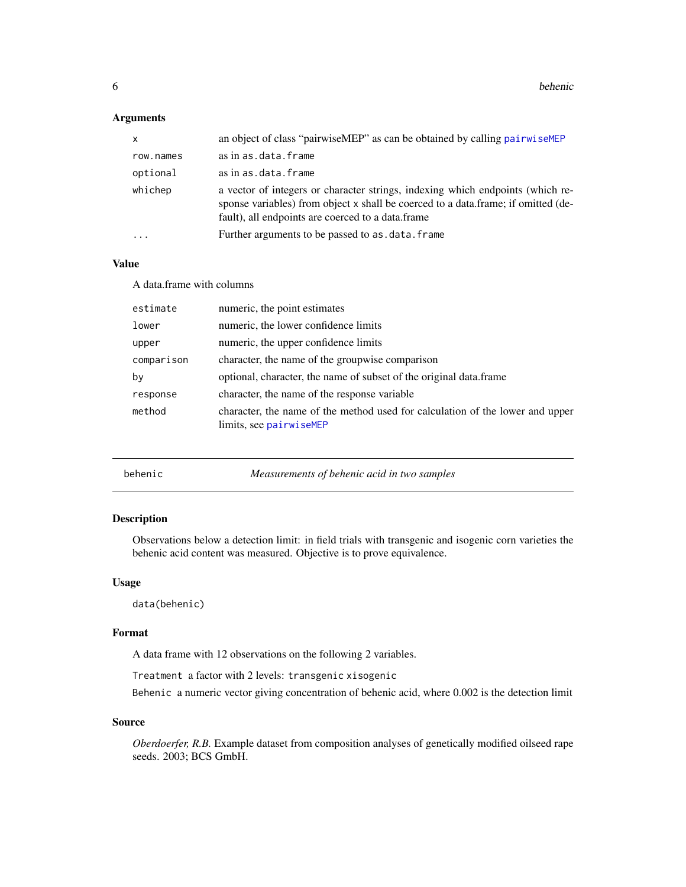### Arguments

| | |
|---|---|
| `x` | an object of class "pairwiseMEP" as can be obtained by calling `pairwiseMEP` |
| `row.names` | as in `as.data.frame` |
| `optional` | as in `as.data.frame` |
| `whichep` | a vector of integers or character strings, indexing which endpoints (which response variables) from object `x` shall be coerced to a data.frame; if omitted (default), all endpoints are coerced to a data.frame |
| `...` | Further arguments to be passed to `as.data.frame` |

### Value

A data.frame with columns

| | |
|---|---|
| `estimate` | numeric, the point estimates |
| `lower` | numeric, the lower confidence limits |
| `upper` | numeric, the upper confidence limits |
| `comparison` | character, the name of the groupwise comparison |
| `by` | optional, character, the name of subset of the original data.frame |
| `response` | character, the name of the response variable |
| `method` | character, the name of the method used for calculation of the lower and upper limits, see `pairwiseMEP` |

---

## behenic — *Measurements of behenic acid in two samples*

### Description

Observations below a detection limit: in field trials with transgenic and isogenic corn varieties the behenic acid content was measured. Objective is to prove equivalence.

### Usage

```
data(behenic)
```

### Format

A data frame with 12 observations on the following 2 variables.

`Treatment` a factor with 2 levels: `transgenic` `xisogenic`

`Behenic` a numeric vector giving concentration of behenic acid, where 0.002 is the detection limit

### Source

*Oberdoerfer, R.B.* Example dataset from composition analyses of genetically modified oilseed rape seeds. 2003; BCS GmbH.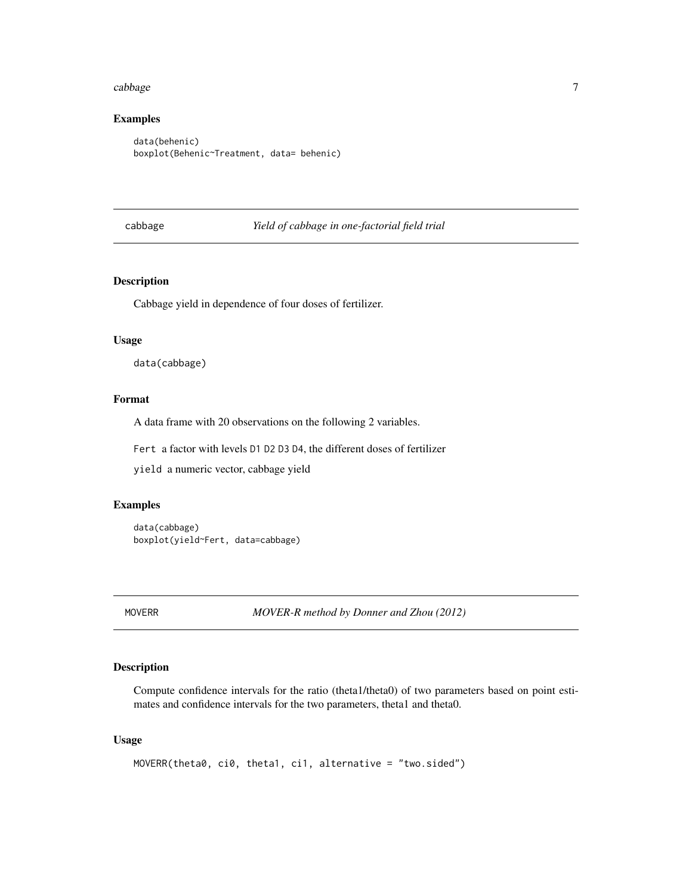## Examples

```
data(behenic)
boxplot(Behenic~Treatment, data= behenic)
```

---

# cabbage *Yield of cabbage in one-factorial field trial*

## Description

Cabbage yield in dependence of four doses of fertilizer.

## Usage

```
data(cabbage)
```

## Format

A data frame with 20 observations on the following 2 variables.

`Fert` a factor with levels `D1` `D2` `D3` `D4`, the different doses of fertilizer

`yield` a numeric vector, cabbage yield

## Examples

```
data(cabbage)
boxplot(yield~Fert, data=cabbage)
```

---

# MOVERR *MOVER-R method by Donner and Zhou (2012)*

## Description

Compute confidence intervals for the ratio (theta1/theta0) of two parameters based on point estimates and confidence intervals for the two parameters, theta1 and theta0.

## Usage

```
MOVERR(theta0, ci0, theta1, ci1, alternative = "two.sided")
```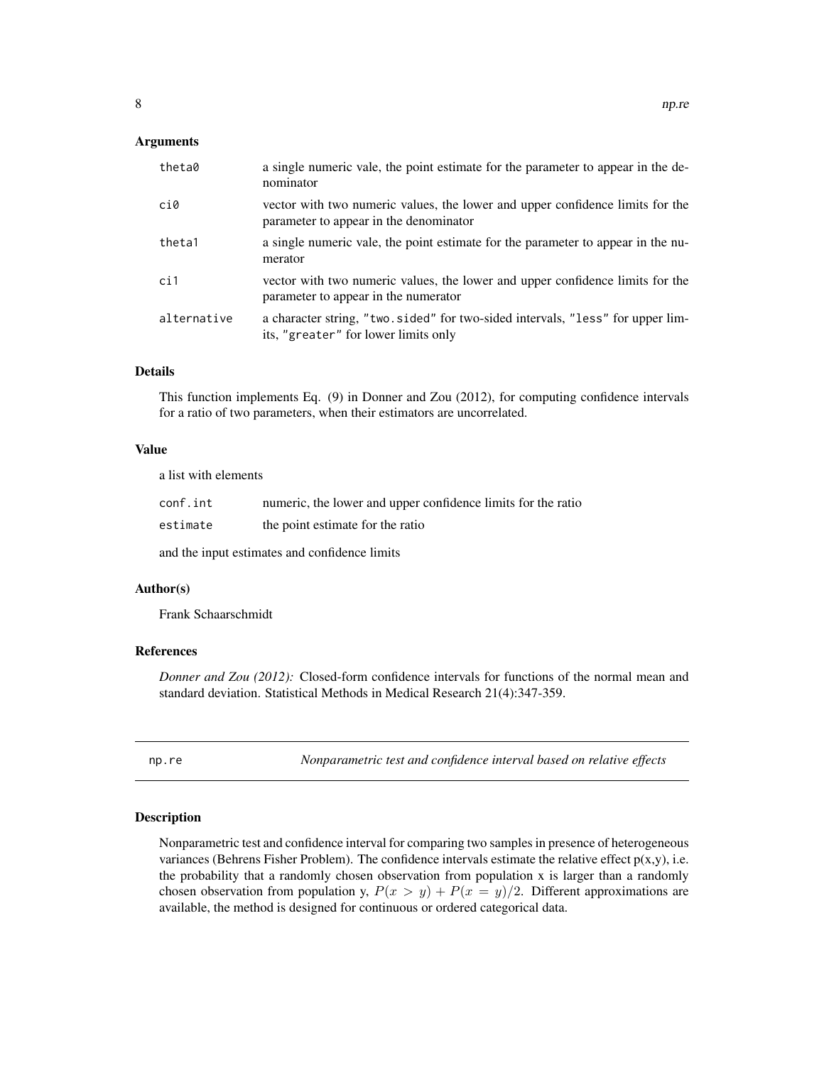### Arguments

| | |
|---|---|
| theta0 | a single numeric vale, the point estimate for the parameter to appear in the denominator |
| ci0 | vector with two numeric values, the lower and upper confidence limits for the parameter to appear in the denominator |
| theta1 | a single numeric vale, the point estimate for the parameter to appear in the numerator |
| ci1 | vector with two numeric values, the lower and upper confidence limits for the parameter to appear in the numerator |
| alternative | a character string, "two.sided" for two-sided intervals, "less" for upper limits, "greater" for lower limits only |

### Details

This function implements Eq. (9) in Donner and Zou (2012), for computing confidence intervals for a ratio of two parameters, when their estimators are uncorrelated.

### Value

a list with elements

| | |
|---|---|
| conf.int | numeric, the lower and upper confidence limits for the ratio |
| estimate | the point estimate for the ratio |

and the input estimates and confidence limits

### Author(s)

Frank Schaarschmidt

### References

*Donner and Zou (2012):* Closed-form confidence intervals for functions of the normal mean and standard deviation. Statistical Methods in Medical Research 21(4):347-359.

---

## np.re — *Nonparametric test and confidence interval based on relative effects*

### Description

Nonparametric test and confidence interval for comparing two samples in presence of heterogeneous variances (Behrens Fisher Problem). The confidence intervals estimate the relative effect p(x,y), i.e. the probability that a randomly chosen observation from population x is larger than a randomly chosen observation from population y, $P(x > y) + P(x = y)/2$. Different approximations are available, the method is designed for continuous or ordered categorical data.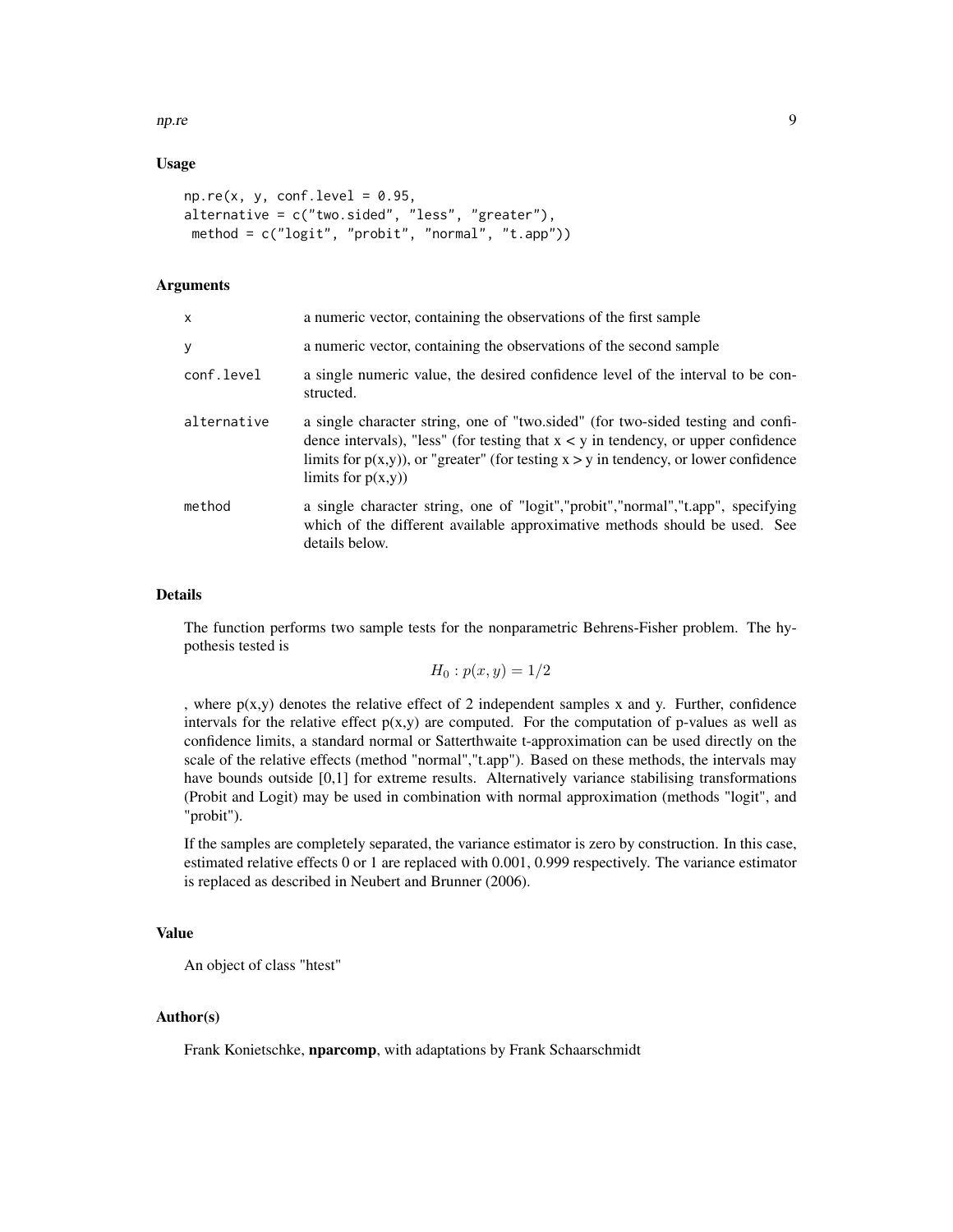### Usage

```
np.re(x, y, conf.level = 0.95,
alternative = c("two.sided", "less", "greater"),
 method = c("logit", "probit", "normal", "t.app"))
```

### Arguments

| | |
|---|---|
| x | a numeric vector, containing the observations of the first sample |
| y | a numeric vector, containing the observations of the second sample |
| conf.level | a single numeric value, the desired confidence level of the interval to be constructed. |
| alternative | a single character string, one of "two.sided" (for two-sided testing and confidence intervals), "less" (for testing that x < y in tendency, or upper confidence limits for p(x,y)), or "greater" (for testing x > y in tendency, or lower confidence limits for p(x,y)) |
| method | a single character string, one of "logit","probit","normal","t.app", specifying which of the different available approximative methods should be used. See details below. |

### Details

The function performs two sample tests for the nonparametric Behrens-Fisher problem. The hypothesis tested is

$$H_0 : p(x, y) = 1/2$$

, where p(x,y) denotes the relative effect of 2 independent samples x and y. Further, confidence intervals for the relative effect p(x,y) are computed. For the computation of p-values as well as confidence limits, a standard normal or Satterthwaite t-approximation can be used directly on the scale of the relative effects (method "normal","t.app"). Based on these methods, the intervals may have bounds outside [0,1] for extreme results. Alternatively variance stabilising transformations (Probit and Logit) may be used in combination with normal approximation (methods "logit", and "probit").

If the samples are completely separated, the variance estimator is zero by construction. In this case, estimated relative effects 0 or 1 are replaced with 0.001, 0.999 respectively. The variance estimator is replaced as described in Neubert and Brunner (2006).

### Value

An object of class "htest"

### Author(s)

Frank Konietschke, **nparcomp**, with adaptations by Frank Schaarschmidt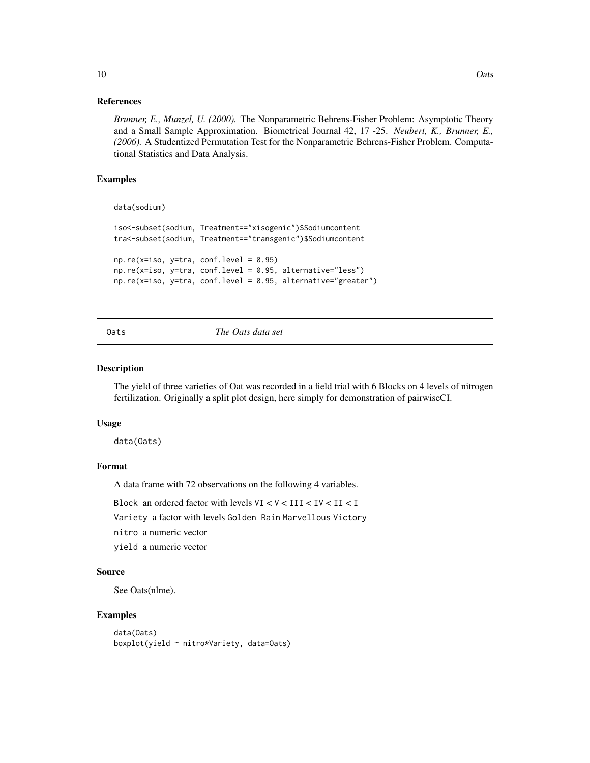### References

*Brunner, E., Munzel, U. (2000).* The Nonparametric Behrens-Fisher Problem: Asymptotic Theory and a Small Sample Approximation. Biometrical Journal 42, 17 -25. *Neubert, K., Brunner, E., (2006).* A Studentized Permutation Test for the Nonparametric Behrens-Fisher Problem. Computational Statistics and Data Analysis.

### Examples

```
data(sodium)

iso<-subset(sodium, Treatment=="xisogenic")$Sodiumcontent
tra<-subset(sodium, Treatment=="transgenic")$Sodiumcontent

np.re(x=iso, y=tra, conf.level = 0.95)
np.re(x=iso, y=tra, conf.level = 0.95, alternative="less")
np.re(x=iso, y=tra, conf.level = 0.95, alternative="greater")
```

---

## Oats — *The Oats data set*

### Description

The yield of three varieties of Oat was recorded in a field trial with 6 Blocks on 4 levels of nitrogen fertilization. Originally a split plot design, here simply for demonstration of pairwiseCI.

### Usage

```
data(Oats)
```

### Format

A data frame with 72 observations on the following 4 variables.

`Block` an ordered factor with levels `VI` < `V` < `III` < `IV` < `II` < `I`

`Variety` a factor with levels `Golden Rain` `Marvellous` `Victory`

`nitro` a numeric vector

`yield` a numeric vector

### Source

See Oats(nlme).

### Examples

```
data(Oats)
boxplot(yield ~ nitro*Variety, data=Oats)
```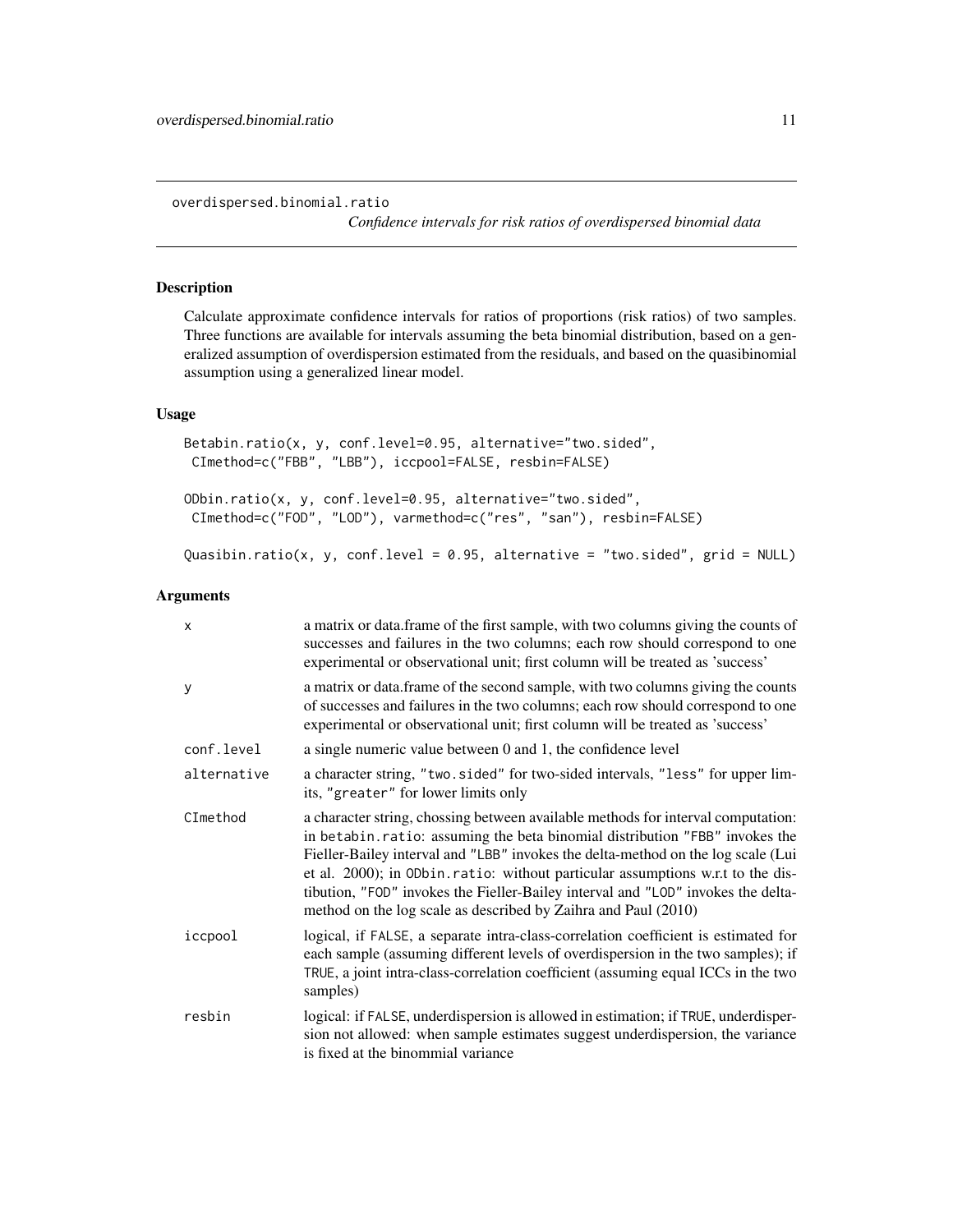overdispersed.binomial.ratio

*Confidence intervals for risk ratios of overdispersed binomial data*

## Description

Calculate approximate confidence intervals for ratios of proportions (risk ratios) of two samples. Three functions are available for intervals assuming the beta binomial distribution, based on a generalized assumption of overdispersion estimated from the residuals, and based on the quasibinomial assumption using a generalized linear model.

## Usage

```
Betabin.ratio(x, y, conf.level=0.95, alternative="two.sided",
 CImethod=c("FBB", "LBB"), iccpool=FALSE, resbin=FALSE)

ODbin.ratio(x, y, conf.level=0.95, alternative="two.sided",
 CImethod=c("FOD", "LOD"), varmethod=c("res", "san"), resbin=FALSE)

Quasibin.ratio(x, y, conf.level = 0.95, alternative = "two.sided", grid = NULL)
```

## Arguments

| | |
|---|---|
| x | a matrix or data.frame of the first sample, with two columns giving the counts of successes and failures in the two columns; each row should correspond to one experimental or observational unit; first column will be treated as 'success' |
| y | a matrix or data.frame of the second sample, with two columns giving the counts of successes and failures in the two columns; each row should correspond to one experimental or observational unit; first column will be treated as 'success' |
| conf.level | a single numeric value between 0 and 1, the confidence level |
| alternative | a character string, "two.sided" for two-sided intervals, "less" for upper limits, "greater" for lower limits only |
| CImethod | a character string, chossing between available methods for interval computation: in betabin.ratio: assuming the beta binomial distribution "FBB" invokes the Fieller-Bailey interval and "LBB" invokes the delta-method on the log scale (Lui et al. 2000); in ODbin.ratio: without particular assumptions w.r.t to the distribution, "FOD" invokes the Fieller-Bailey interval and "LOD" invokes the delta-method on the log scale as described by Zaihra and Paul (2010) |
| iccpool | logical, if FALSE, a separate intra-class-correlation coefficient is estimated for each sample (assuming different levels of overdispersion in the two samples); if TRUE, a joint intra-class-correlation coefficient (assuming equal ICCs in the two samples) |
| resbin | logical: if FALSE, underdispersion is allowed in estimation; if TRUE, underdispersion not allowed: when sample estimates suggest underdispersion, the variance is fixed at the binommial variance |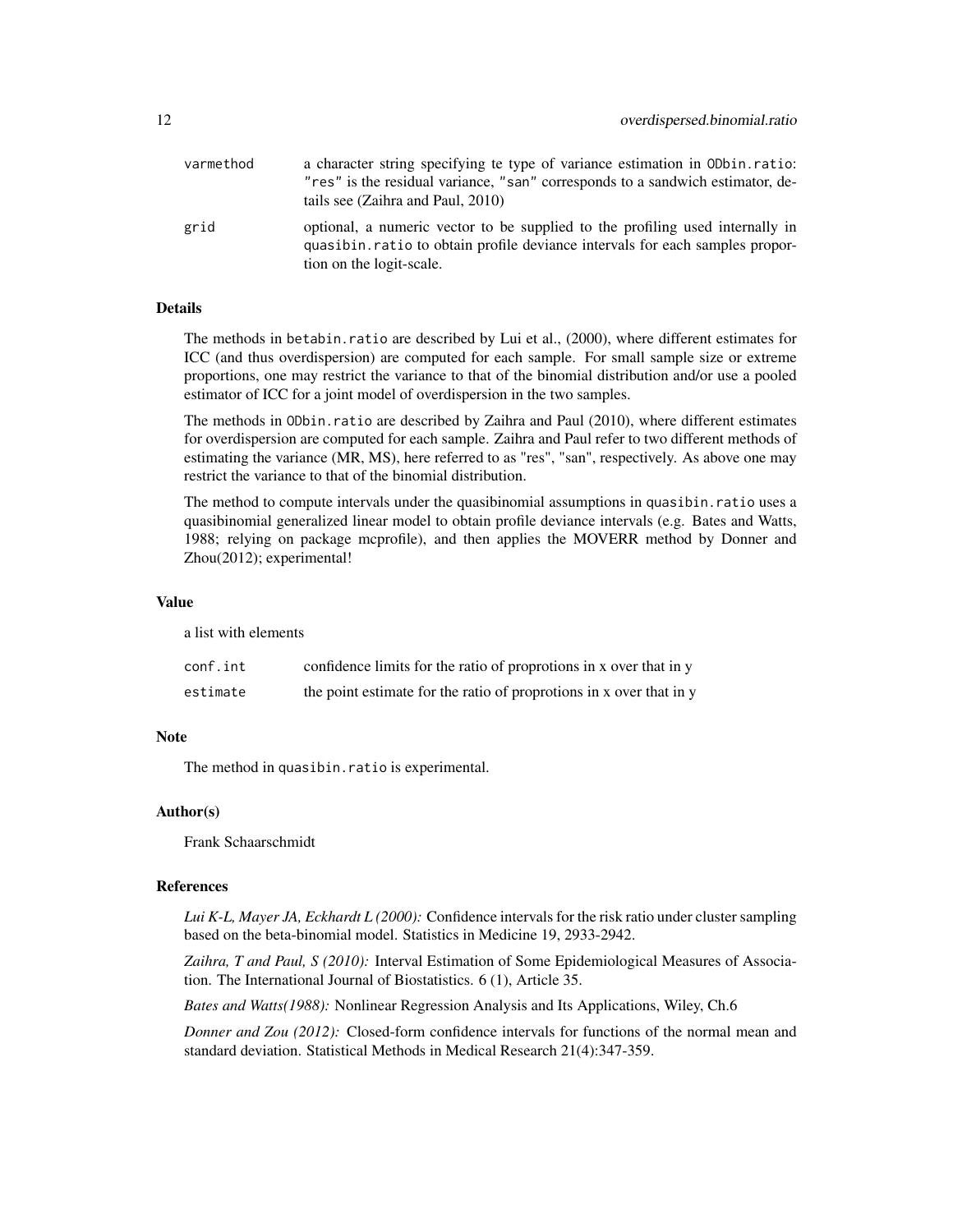| | |
|---|---|
| varmethod | a character string specifying te type of variance estimation in ODbin.ratio: "res" is the residual variance, "san" corresponds to a sandwich estimator, details see (Zaihra and Paul, 2010) |
| grid | optional, a numeric vector to be supplied to the profiling used internally in quasibin.ratio to obtain profile deviance intervals for each samples proportion on the logit-scale. |

## Details

The methods in betabin.ratio are described by Lui et al., (2000), where different estimates for ICC (and thus overdispersion) are computed for each sample. For small sample size or extreme proportions, one may restrict the variance to that of the binomial distribution and/or use a pooled estimator of ICC for a joint model of overdispersion in the two samples.

The methods in ODbin.ratio are described by Zaihra and Paul (2010), where different estimates for overdispersion are computed for each sample. Zaihra and Paul refer to two different methods of estimating the variance (MR, MS), here referred to as "res", "san", respectively. As above one may restrict the variance to that of the binomial distribution.

The method to compute intervals under the quasibinomial assumptions in quasibin.ratio uses a quasibinomial generalized linear model to obtain profile deviance intervals (e.g. Bates and Watts, 1988; relying on package mcprofile), and then applies the MOVERR method by Donner and Zhou(2012); experimental!

## Value

a list with elements

| | |
|---|---|
| conf.int | confidence limits for the ratio of proprotions in x over that in y |
| estimate | the point estimate for the ratio of proprotions in x over that in y |

## Note

The method in quasibin.ratio is experimental.

## Author(s)

Frank Schaarschmidt

## References

*Lui K-L, Mayer JA, Eckhardt L (2000):* Confidence intervals for the risk ratio under cluster sampling based on the beta-binomial model. Statistics in Medicine 19, 2933-2942.

*Zaihra, T and Paul, S (2010):* Interval Estimation of Some Epidemiological Measures of Association. The International Journal of Biostatistics. 6 (1), Article 35.

*Bates and Watts(1988):* Nonlinear Regression Analysis and Its Applications, Wiley, Ch.6

*Donner and Zou (2012):* Closed-form confidence intervals for functions of the normal mean and standard deviation. Statistical Methods in Medical Research 21(4):347-359.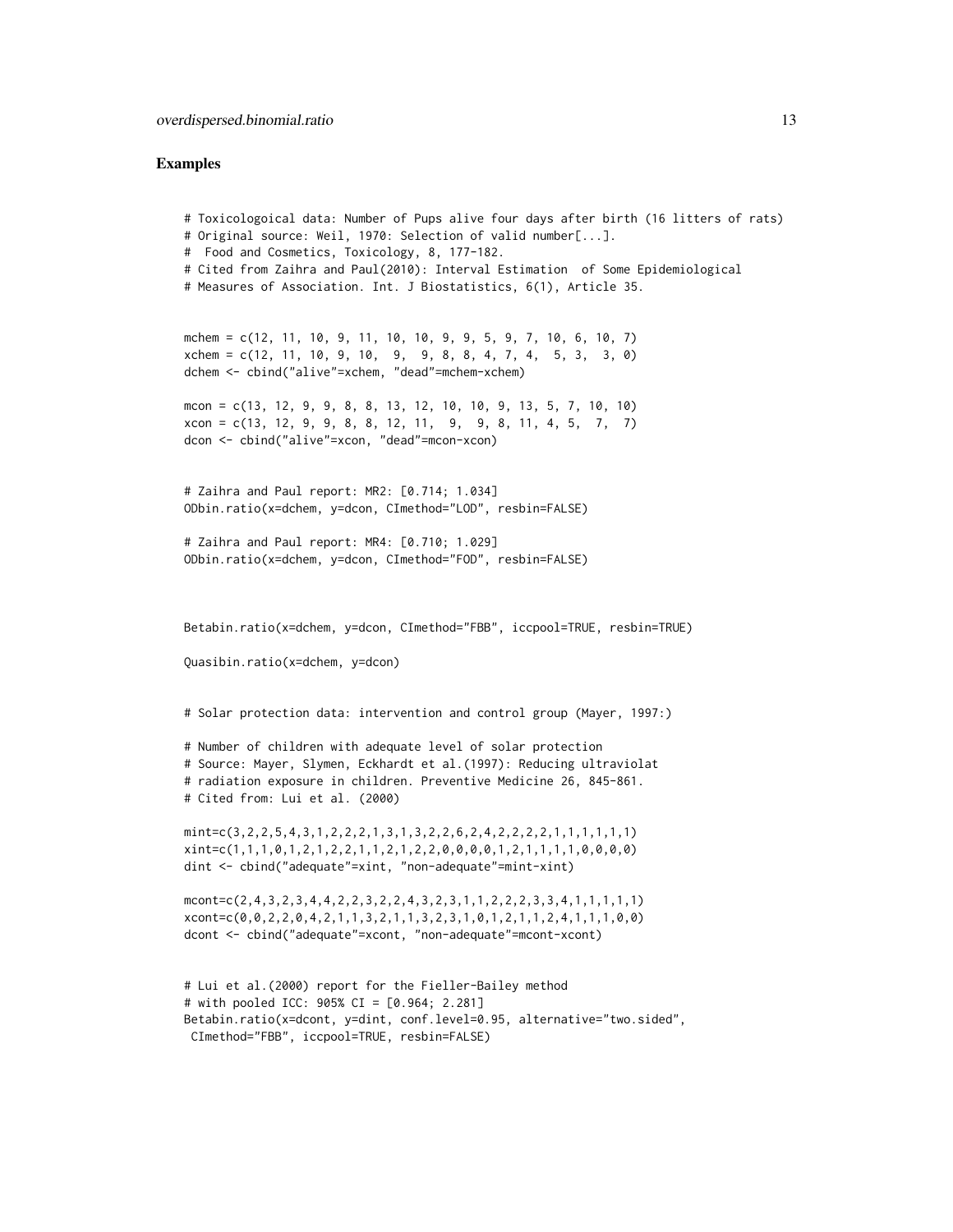## Examples

```
# Toxicologoical data: Number of Pups alive four days after birth (16 litters of rats)
# Original source: Weil, 1970: Selection of valid number[...].
#  Food and Cosmetics, Toxicology, 8, 177-182.
# Cited from Zaihra and Paul(2010): Interval Estimation  of Some Epidemiological
# Measures of Association. Int. J Biostatistics, 6(1), Article 35.


mchem = c(12, 11, 10, 9, 11, 10, 10, 9, 9, 5, 9, 7, 10, 6, 10, 7)
xchem = c(12, 11, 10, 9, 10,  9,  9, 8, 8, 4, 7, 4,  5, 3,  3, 0)
dchem <- cbind("alive"=xchem, "dead"=mchem-xchem)

mcon = c(13, 12, 9, 9, 8, 8, 13, 12, 10, 10, 9, 13, 5, 7, 10, 10)
xcon = c(13, 12, 9, 9, 8, 8, 12, 11,  9,  9, 8, 11, 4, 5,  7,  7)
dcon <- cbind("alive"=xcon, "dead"=mcon-xcon)


# Zaihra and Paul report: MR2: [0.714; 1.034]
ODbin.ratio(x=dchem, y=dcon, CImethod="LOD", resbin=FALSE)

# Zaihra and Paul report: MR4: [0.710; 1.029]
ODbin.ratio(x=dchem, y=dcon, CImethod="FOD", resbin=FALSE)



Betabin.ratio(x=dchem, y=dcon, CImethod="FBB", iccpool=TRUE, resbin=TRUE)

Quasibin.ratio(x=dchem, y=dcon)


# Solar protection data: intervention and control group (Mayer, 1997:)

# Number of children with adequate level of solar protection
# Source: Mayer, Slymen, Eckhardt et al.(1997): Reducing ultraviolat
# radiation exposure in children. Preventive Medicine 26, 845-861.
# Cited from: Lui et al. (2000)

mint=c(3,2,2,5,4,3,1,2,2,2,1,3,1,3,2,2,6,2,4,2,2,2,2,1,1,1,1,1,1)
xint=c(1,1,1,0,1,2,1,2,2,1,1,2,1,2,2,0,0,0,0,1,2,1,1,1,1,0,0,0,0)
dint <- cbind("adequate"=xint, "non-adequate"=mint-xint)

mcont=c(2,4,3,2,3,4,4,2,2,3,2,2,4,3,2,3,1,1,2,2,2,3,3,4,1,1,1,1,1)
xcont=c(0,0,2,2,0,4,2,1,1,3,2,1,1,3,2,3,1,0,1,2,1,1,2,4,1,1,1,0,0)
dcont <- cbind("adequate"=xcont, "non-adequate"=mcont-xcont)


# Lui et al.(2000) report for the Fieller-Bailey method
# with pooled ICC: 905% CI = [0.964; 2.281]
Betabin.ratio(x=dcont, y=dint, conf.level=0.95, alternative="two.sided",
 CImethod="FBB", iccpool=TRUE, resbin=FALSE)
```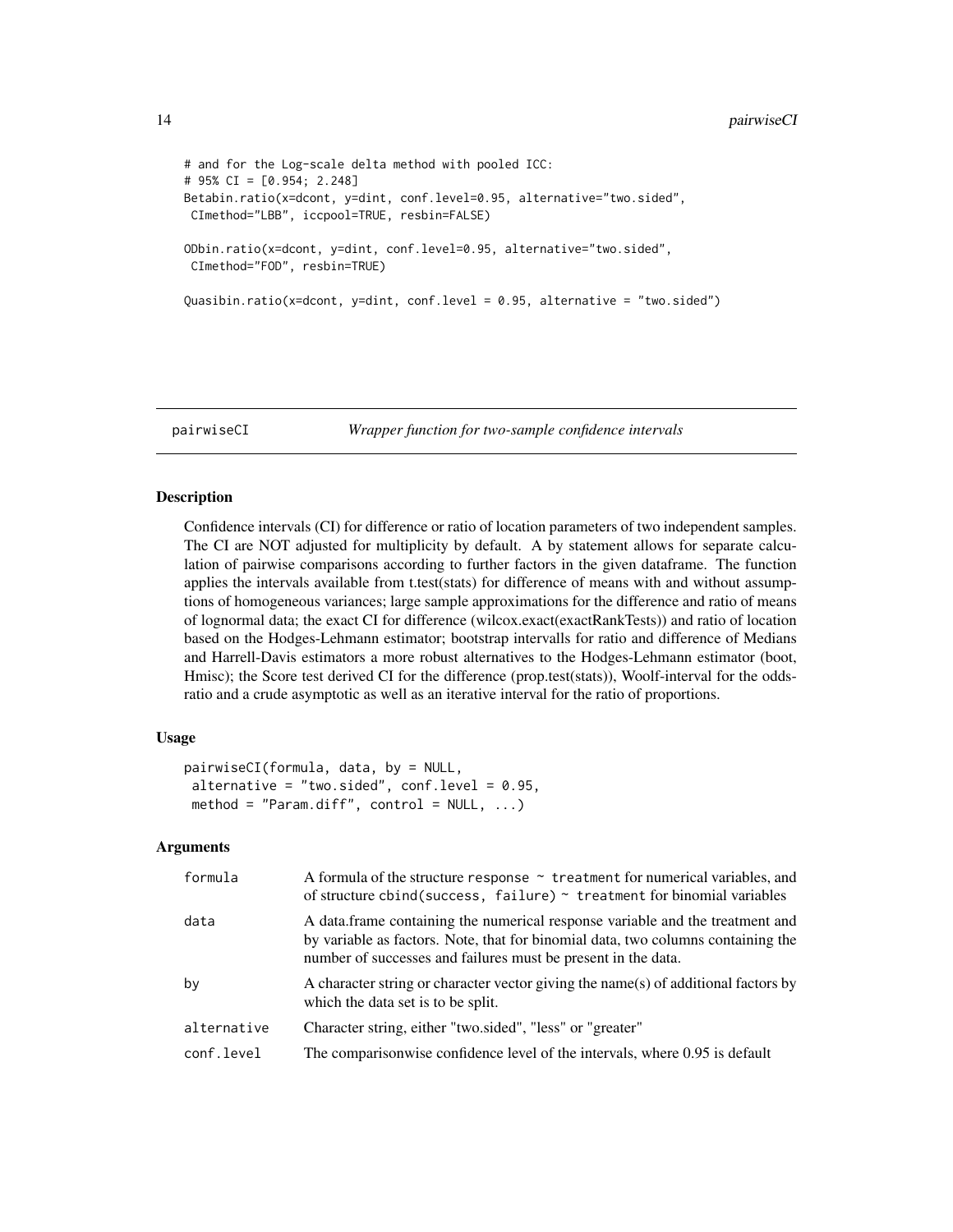```
# and for the Log-scale delta method with pooled ICC:
# 95% CI = [0.954; 2.248]
Betabin.ratio(x=dcont, y=dint, conf.level=0.95, alternative="two.sided",
 CImethod="LBB", iccpool=TRUE, resbin=FALSE)

ODbin.ratio(x=dcont, y=dint, conf.level=0.95, alternative="two.sided",
 CImethod="FOD", resbin=TRUE)

Quasibin.ratio(x=dcont, y=dint, conf.level = 0.95, alternative = "two.sided")
```

## pairwiseCI — *Wrapper function for two-sample confidence intervals*

### Description

Confidence intervals (CI) for difference or ratio of location parameters of two independent samples. The CI are NOT adjusted for multiplicity by default. A by statement allows for separate calculation of pairwise comparisons according to further factors in the given dataframe. The function applies the intervals available from t.test(stats) for difference of means with and without assumptions of homogeneous variances; large sample approximations for the difference and ratio of means of lognormal data; the exact CI for difference (wilcox.exact(exactRankTests)) and ratio of location based on the Hodges-Lehmann estimator; bootstrap intervalls for ratio and difference of Medians and Harrell-Davis estimators a more robust alternatives to the Hodges-Lehmann estimator (boot, Hmisc); the Score test derived CI for the difference (prop.test(stats)), Woolf-interval for the odds-ratio and a crude asymptotic as well as an iterative interval for the ratio of proportions.

### Usage

```
pairwiseCI(formula, data, by = NULL,
 alternative = "two.sided", conf.level = 0.95,
 method = "Param.diff", control = NULL, ...)
```

### Arguments

| | |
|---|---|
| `formula` | A formula of the structure `response ~ treatment` for numerical variables, and of structure `cbind(success, failure) ~ treatment` for binomial variables |
| `data` | A data.frame containing the numerical response variable and the treatment and by variable as factors. Note, that for binomial data, two columns containing the number of successes and failures must be present in the data. |
| `by` | A character string or character vector giving the name(s) of additional factors by which the data set is to be split. |
| `alternative` | Character string, either "two.sided", "less" or "greater" |
| `conf.level` | The comparisonwise confidence level of the intervals, where 0.95 is default |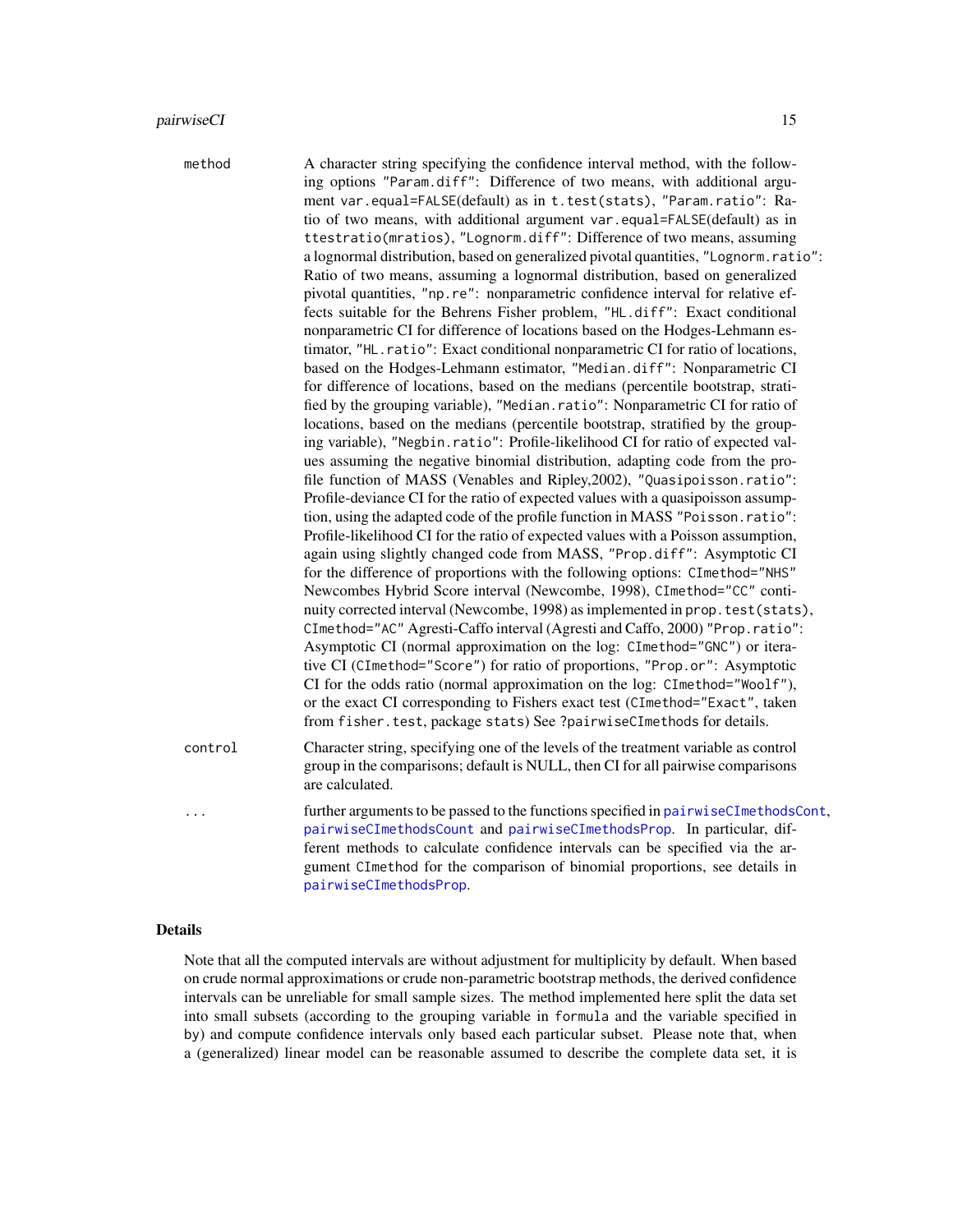method A character string specifying the confidence interval method, with the following options "Param.diff": Difference of two means, with additional argument var.equal=FALSE(default) as in t.test(stats), "Param.ratio": Ratio of two means, with additional argument var.equal=FALSE(default) as in ttestratio(mratios), "Lognorm.diff": Difference of two means, assuming a lognormal distribution, based on generalized pivotal quantities, "Lognorm.ratio": Ratio of two means, assuming a lognormal distribution, based on generalized pivotal quantities, "np.re": nonparametric confidence interval for relative effects suitable for the Behrens Fisher problem, "HL.diff": Exact conditional nonparametric CI for difference of locations based on the Hodges-Lehmann estimator, "HL.ratio": Exact conditional nonparametric CI for ratio of locations, based on the Hodges-Lehmann estimator, "Median.diff": Nonparametric CI for difference of locations, based on the medians (percentile bootstrap, stratified by the grouping variable), "Median.ratio": Nonparametric CI for ratio of locations, based on the medians (percentile bootstrap, stratified by the grouping variable), "Negbin.ratio": Profile-likelihood CI for ratio of expected values assuming the negative binomial distribution, adapting code from the profile function of MASS (Venables and Ripley,2002), "Quasipoisson.ratio": Profile-deviance CI for the ratio of expected values with a quasipoisson assumption, using the adapted code of the profile function in MASS "Poisson.ratio": Profile-likelihood CI for the ratio of expected values with a Poisson assumption, again using slightly changed code from MASS, "Prop.diff": Asymptotic CI for the difference of proportions with the following options: CImethod="NHS" Newcombes Hybrid Score interval (Newcombe, 1998), CImethod="CC" continuity corrected interval (Newcombe, 1998) as implemented in prop.test(stats), CImethod="AC" Agresti-Caffo interval (Agresti and Caffo, 2000) "Prop.ratio": Asymptotic CI (normal approximation on the log: CImethod="GNC") or iterative CI (CImethod="Score") for ratio of proportions, "Prop.or": Asymptotic CI for the odds ratio (normal approximation on the log: CImethod="Woolf"), or the exact CI corresponding to Fishers exact test (CImethod="Exact", taken from fisher.test, package stats) See ?pairwiseCImethods for details.

control Character string, specifying one of the levels of the treatment variable as control group in the comparisons; default is NULL, then CI for all pairwise comparisons are calculated.

... further arguments to be passed to the functions specified in pairwiseCImethodsCont, pairwiseCImethodsCount and pairwiseCImethodsProp. In particular, different methods to calculate confidence intervals can be specified via the argument CImethod for the comparison of binomial proportions, see details in pairwiseCImethodsProp.

## Details

Note that all the computed intervals are without adjustment for multiplicity by default. When based on crude normal approximations or crude non-parametric bootstrap methods, the derived confidence intervals can be unreliable for small sample sizes. The method implemented here split the data set into small subsets (according to the grouping variable in formula and the variable specified in by) and compute confidence intervals only based each particular subset. Please note that, when a (generalized) linear model can be reasonable assumed to describe the complete data set, it is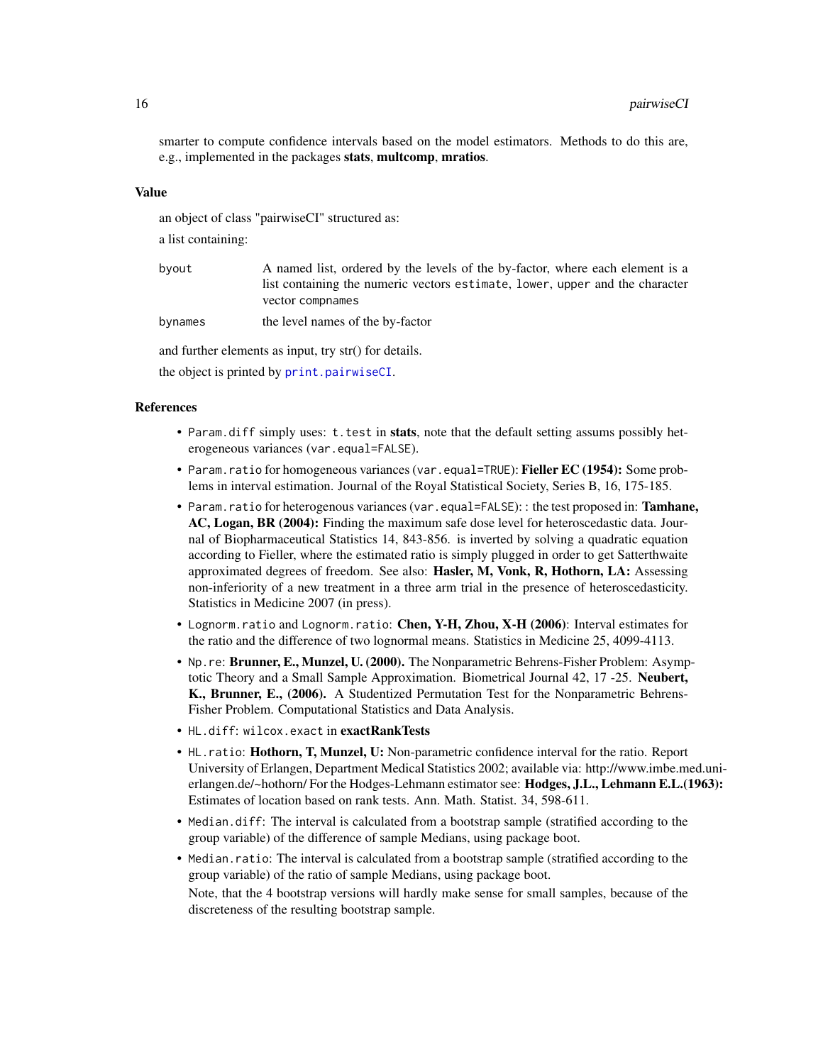smarter to compute confidence intervals based on the model estimators. Methods to do this are, e.g., implemented in the packages **stats**, **multcomp**, **mratios**.

### Value

an object of class "pairwiseCI" structured as:

a list containing:

| | |
|---|---|
| `byout` | A named list, ordered by the levels of the by-factor, where each element is a list containing the numeric vectors `estimate`, `lower`, `upper` and the character vector `compnames` |
| `bynames` | the level names of the by-factor |

and further elements as input, try str() for details.

the object is printed by `print.pairwiseCI`.

### References

- `Param.diff` simply uses: `t.test` in **stats**, note that the default setting assums possibly heterogeneous variances (`var.equal=FALSE`).
- `Param.ratio` for homogeneous variances (`var.equal=TRUE`): **Fieller EC (1954):** Some problems in interval estimation. Journal of the Royal Statistical Society, Series B, 16, 175-185.
- `Param.ratio` for heterogenous variances (`var.equal=FALSE`): : the test proposed in: **Tamhane, AC, Logan, BR (2004):** Finding the maximum safe dose level for heteroscedastic data. Journal of Biopharmaceutical Statistics 14, 843-856. is inverted by solving a quadratic equation according to Fieller, where the estimated ratio is simply plugged in order to get Satterthwaite approximated degrees of freedom. See also: **Hasler, M, Vonk, R, Hothorn, LA:** Assessing non-inferiority of a new treatment in a three arm trial in the presence of heteroscedasticity. Statistics in Medicine 2007 (in press).
- `Lognorm.ratio` and `Lognorm.ratio`: **Chen, Y-H, Zhou, X-H (2006)**: Interval estimates for the ratio and the difference of two lognormal means. Statistics in Medicine 25, 4099-4113.
- `Np.re`: **Brunner, E., Munzel, U. (2000).** The Nonparametric Behrens-Fisher Problem: Asymptotic Theory and a Small Sample Approximation. Biometrical Journal 42, 17 -25. **Neubert, K., Brunner, E., (2006).** A Studentized Permutation Test for the Nonparametric Behrens-Fisher Problem. Computational Statistics and Data Analysis.
- `HL.diff`: `wilcox.exact` in **exactRankTests**
- `HL.ratio`: **Hothorn, T, Munzel, U:** Non-parametric confidence interval for the ratio. Report University of Erlangen, Department Medical Statistics 2002; available via: http://www.imbe.med.uni-erlangen.de/~hothorn/ For the Hodges-Lehmann estimator see: **Hodges, J.L., Lehmann E.L.(1963):** Estimates of location based on rank tests. Ann. Math. Statist. 34, 598-611.
- `Median.diff`: The interval is calculated from a bootstrap sample (stratified according to the group variable) of the difference of sample Medians, using package boot.
- `Median.ratio`: The interval is calculated from a bootstrap sample (stratified according to the group variable) of the ratio of sample Medians, using package boot.

  Note, that the 4 bootstrap versions will hardly make sense for small samples, because of the discreteness of the resulting bootstrap sample.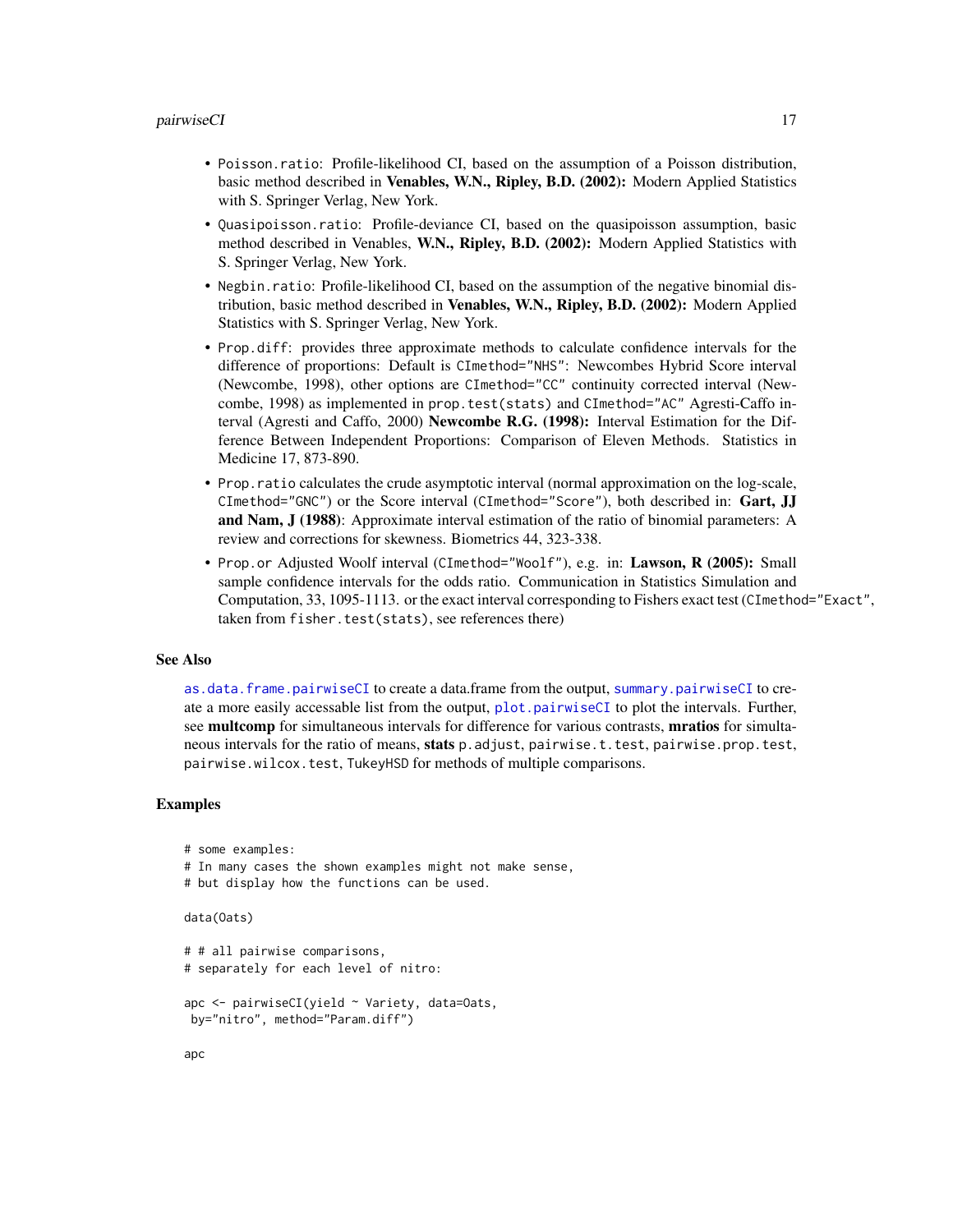- `Poisson.ratio`: Profile-likelihood CI, based on the assumption of a Poisson distribution, basic method described in **Venables, W.N., Ripley, B.D. (2002):** Modern Applied Statistics with S. Springer Verlag, New York.
- `Quasipoisson.ratio`: Profile-deviance CI, based on the quasipoisson assumption, basic method described in Venables, **W.N., Ripley, B.D. (2002):** Modern Applied Statistics with S. Springer Verlag, New York.
- `Negbin.ratio`: Profile-likelihood CI, based on the assumption of the negative binomial distribution, basic method described in **Venables, W.N., Ripley, B.D. (2002):** Modern Applied Statistics with S. Springer Verlag, New York.
- `Prop.diff`: provides three approximate methods to calculate confidence intervals for the difference of proportions: Default is `CImethod="NHS"`: Newcombes Hybrid Score interval (Newcombe, 1998), other options are `CImethod="CC"` continuity corrected interval (Newcombe, 1998) as implemented in `prop.test(stats)` and `CImethod="AC"` Agresti-Caffo interval (Agresti and Caffo, 2000) **Newcombe R.G. (1998):** Interval Estimation for the Difference Between Independent Proportions: Comparison of Eleven Methods. Statistics in Medicine 17, 873-890.
- `Prop.ratio` calculates the crude asymptotic interval (normal approximation on the log-scale, `CImethod="GNC"`) or the Score interval (`CImethod="Score"`), both described in: **Gart, JJ and Nam, J (1988)**: Approximate interval estimation of the ratio of binomial parameters: A review and corrections for skewness. Biometrics 44, 323-338.
- `Prop.or` Adjusted Woolf interval (`CImethod="Woolf"`), e.g. in: **Lawson, R (2005):** Small sample confidence intervals for the odds ratio. Communication in Statistics Simulation and Computation, 33, 1095-1113. or the exact interval corresponding to Fishers exact test (`CImethod="Exact"`, taken from `fisher.test(stats)`, see references there)

## See Also

`as.data.frame.pairwiseCI` to create a data.frame from the output, `summary.pairwiseCI` to create a more easily accessable list from the output, `plot.pairwiseCI` to plot the intervals. Further, see **multcomp** for simultaneous intervals for difference for various contrasts, **mratios** for simultaneous intervals for the ratio of means, **stats** `p.adjust`, `pairwise.t.test`, `pairwise.prop.test`, `pairwise.wilcox.test`, `TukeyHSD` for methods of multiple comparisons.

## Examples

```
# some examples:
# In many cases the shown examples might not make sense,
# but display how the functions can be used.

data(Oats)

# # all pairwise comparisons,
# separately for each level of nitro:

apc <- pairwiseCI(yield ~ Variety, data=Oats,
 by="nitro", method="Param.diff")

apc
```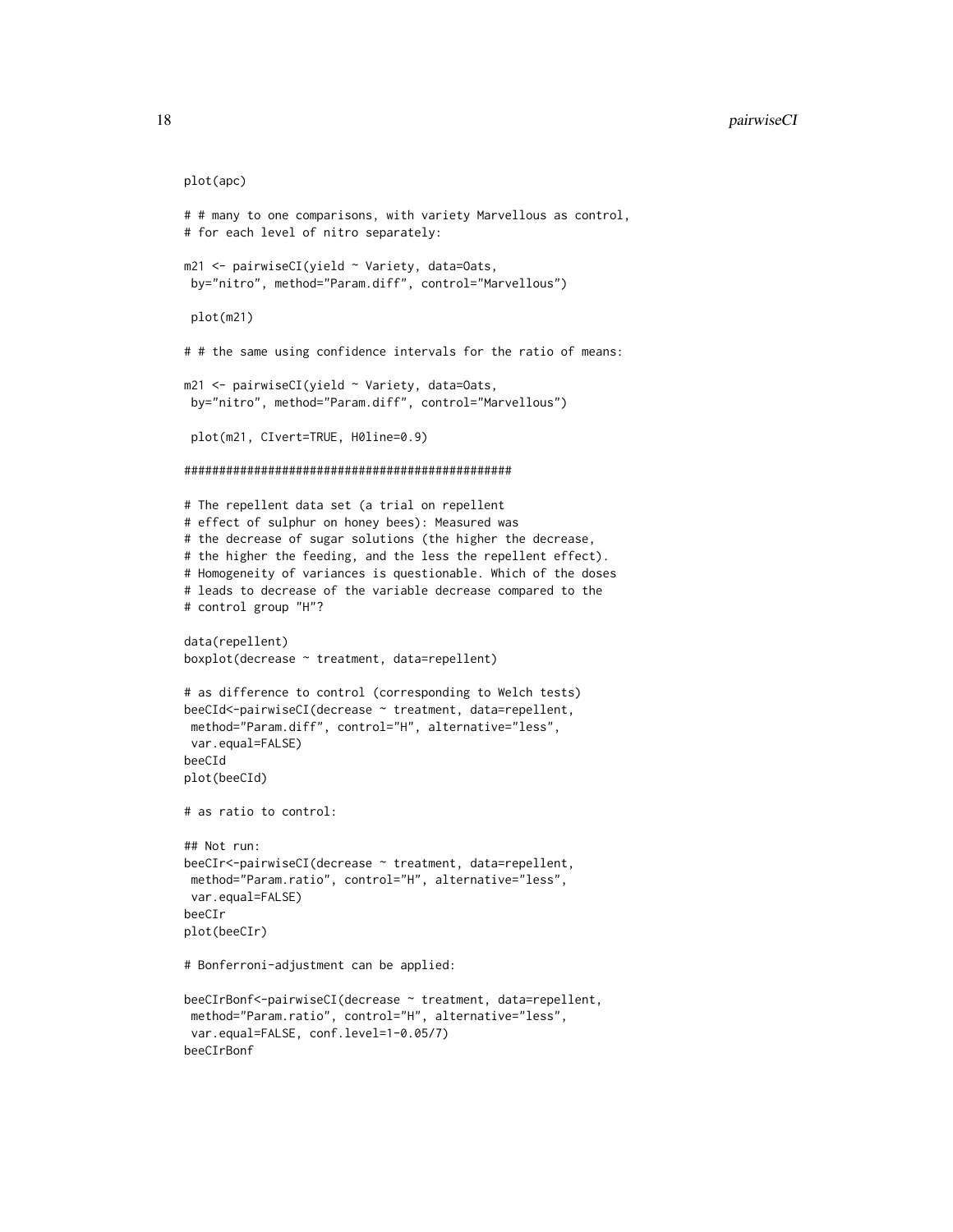```
plot(apc)

# # many to one comparisons, with variety Marvellous as control,
# for each level of nitro separately:

m21 <- pairwiseCI(yield ~ Variety, data=Oats,
 by="nitro", method="Param.diff", control="Marvellous")

 plot(m21)

# # the same using confidence intervals for the ratio of means:

m21 <- pairwiseCI(yield ~ Variety, data=Oats,
 by="nitro", method="Param.diff", control="Marvellous")

 plot(m21, CIvert=TRUE, H0line=0.9)

###############################################

# The repellent data set (a trial on repellent
# effect of sulphur on honey bees): Measured was
# the decrease of sugar solutions (the higher the decrease,
# the higher the feeding, and the less the repellent effect).
# Homogeneity of variances is questionable. Which of the doses
# leads to decrease of the variable decrease compared to the
# control group "H"?

data(repellent)
boxplot(decrease ~ treatment, data=repellent)

# as difference to control (corresponding to Welch tests)
beeCId<-pairwiseCI(decrease ~ treatment, data=repellent,
 method="Param.diff", control="H", alternative="less",
 var.equal=FALSE)
beeCId
plot(beeCId)

# as ratio to control:

## Not run:
beeCIr<-pairwiseCI(decrease ~ treatment, data=repellent,
 method="Param.ratio", control="H", alternative="less",
 var.equal=FALSE)
beeCIr
plot(beeCIr)

# Bonferroni-adjustment can be applied:

beeCIrBonf<-pairwiseCI(decrease ~ treatment, data=repellent,
 method="Param.ratio", control="H", alternative="less",
 var.equal=FALSE, conf.level=1-0.05/7)
beeCIrBonf
```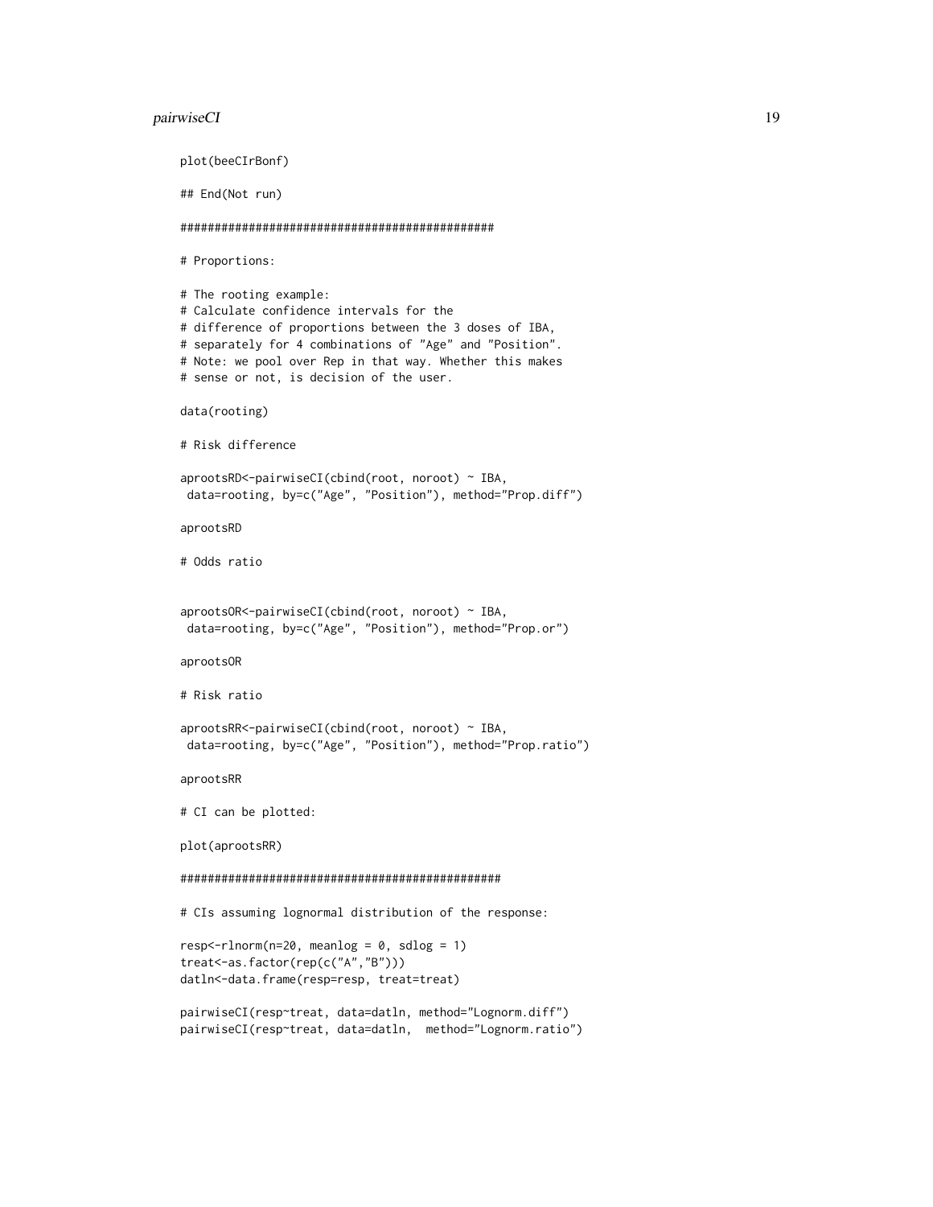```
plot(beeCIrBonf)

## End(Not run)

##############################################

# Proportions:

# The rooting example:
# Calculate confidence intervals for the
# difference of proportions between the 3 doses of IBA,
# separately for 4 combinations of "Age" and "Position".
# Note: we pool over Rep in that way. Whether this makes
# sense or not, is decision of the user.

data(rooting)

# Risk difference

aprootsRD<-pairwiseCI(cbind(root, noroot) ~ IBA,
 data=rooting, by=c("Age", "Position"), method="Prop.diff")

aprootsRD

# Odds ratio


aprootsOR<-pairwiseCI(cbind(root, noroot) ~ IBA,
 data=rooting, by=c("Age", "Position"), method="Prop.or")

aprootsOR

# Risk ratio

aprootsRR<-pairwiseCI(cbind(root, noroot) ~ IBA,
 data=rooting, by=c("Age", "Position"), method="Prop.ratio")

aprootsRR

# CI can be plotted:

plot(aprootsRR)

###############################################

# CIs assuming lognormal distribution of the response:

resp<-rlnorm(n=20, meanlog = 0, sdlog = 1)
treat<-as.factor(rep(c("A","B")))
datln<-data.frame(resp=resp, treat=treat)

pairwiseCI(resp~treat, data=datln, method="Lognorm.diff")
pairwiseCI(resp~treat, data=datln,  method="Lognorm.ratio")
```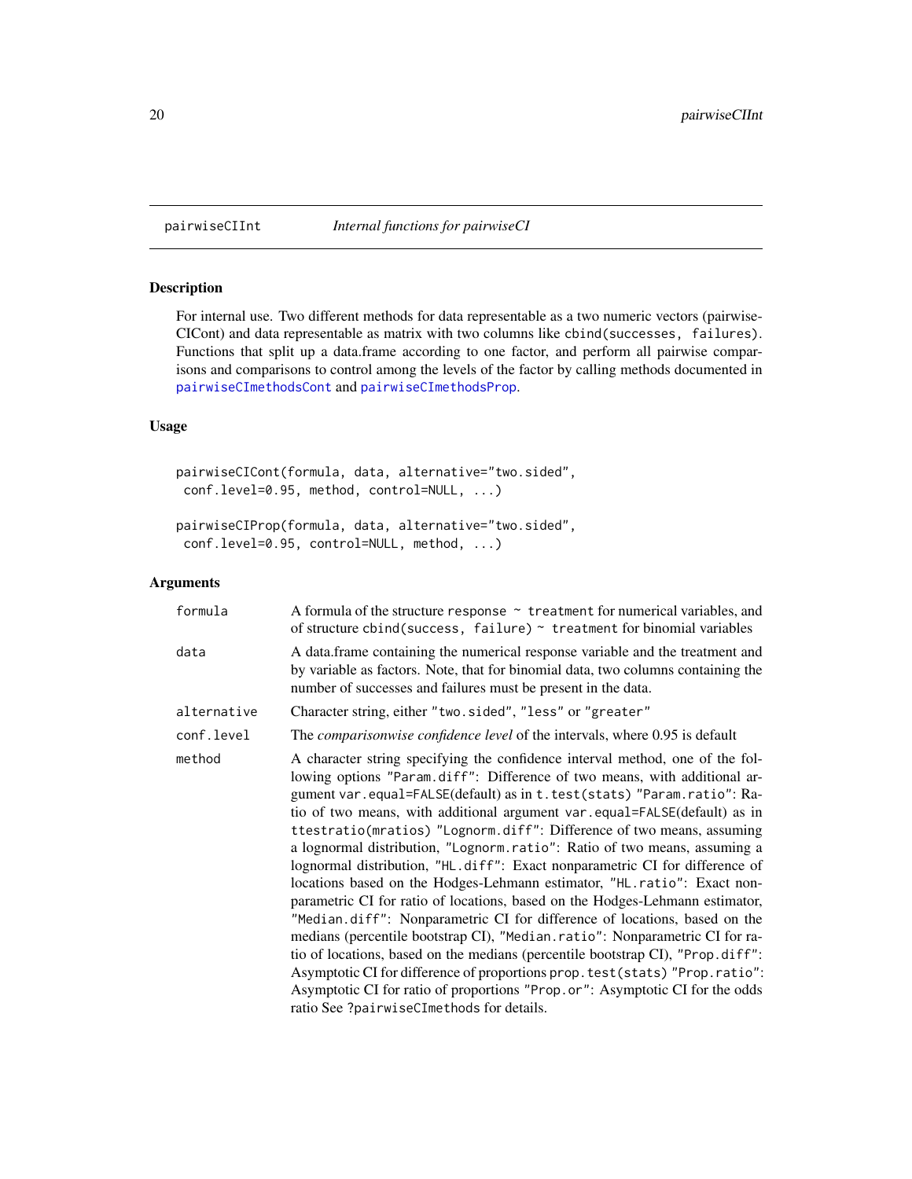# pairwiseCIInt — *Internal functions for pairwiseCI*

## Description

For internal use. Two different methods for data representable as a two numeric vectors (pairwiseCICont) and data representable as matrix with two columns like `cbind(successes, failures)`. Functions that split up a data.frame according to one factor, and perform all pairwise comparisons and comparisons to control among the levels of the factor by calling methods documented in pairwiseCImethodsCont and pairwiseCImethodsProp.

## Usage

```
pairwiseCICont(formula, data, alternative="two.sided",
 conf.level=0.95, method, control=NULL, ...)

pairwiseCIProp(formula, data, alternative="two.sided",
 conf.level=0.95, control=NULL, method, ...)
```

## Arguments

| Argument | Description |
|---|---|
| `formula` | A formula of the structure `response ~ treatment` for numerical variables, and of structure `cbind(success, failure) ~ treatment` for binomial variables |
| `data` | A data.frame containing the numerical response variable and the treatment and by variable as factors. Note, that for binomial data, two columns containing the number of successes and failures must be present in the data. |
| `alternative` | Character string, either `"two.sided"`, `"less"` or `"greater"` |
| `conf.level` | The *comparisonwise confidence level* of the intervals, where 0.95 is default |
| `method` | A character string specifying the confidence interval method, one of the following options `"Param.diff"`: Difference of two means, with additional argument `var.equal=FALSE`(default) as in `t.test(stats)` `"Param.ratio"`: Ratio of two means, with additional argument `var.equal=FALSE`(default) as in `ttestratio(mratios)` `"Lognorm.diff"`: Difference of two means, assuming a lognormal distribution, `"Lognorm.ratio"`: Ratio of two means, assuming a lognormal distribution, `"HL.diff"`: Exact nonparametric CI for difference of locations based on the Hodges-Lehmann estimator, `"HL.ratio"`: Exact nonparametric CI for ratio of locations, based on the Hodges-Lehmann estimator, `"Median.diff"`: Nonparametric CI for difference of locations, based on the medians (percentile bootstrap CI), `"Median.ratio"`: Nonparametric CI for ratio of locations, based on the medians (percentile bootstrap CI), `"Prop.diff"`: Asymptotic CI for difference of proportions `prop.test(stats)` `"Prop.ratio"`: Asymptotic CI for ratio of proportions `"Prop.or"`: Asymptotic CI for the odds ratio See `?pairwiseCImethods` for details. |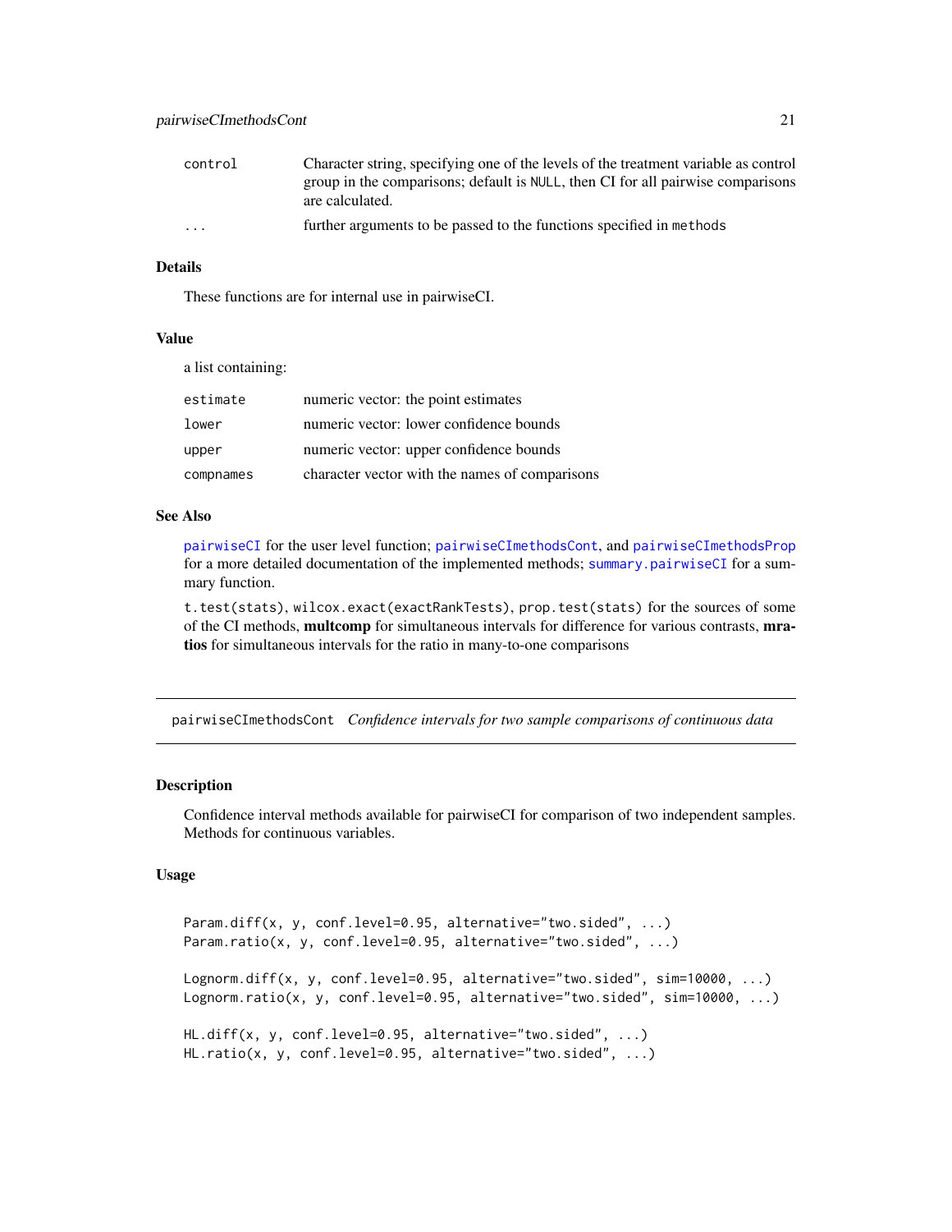| | |
|---|---|
| control | Character string, specifying one of the levels of the treatment variable as control group in the comparisons; default is NULL, then CI for all pairwise comparisons are calculated. |
| ... | further arguments to be passed to the functions specified in methods |

### Details

These functions are for internal use in pairwiseCI.

### Value

a list containing:

| | |
|---|---|
| estimate | numeric vector: the point estimates |
| lower | numeric vector: lower confidence bounds |
| upper | numeric vector: upper confidence bounds |
| compnames | character vector with the names of comparisons |

### See Also

pairwiseCI for the user level function; pairwiseCImethodsCont, and pairwiseCImethodsProp for a more detailed documentation of the implemented methods; summary.pairwiseCI for a summary function.

t.test(stats), wilcox.exact(exactRankTests), prop.test(stats) for the sources of some of the CI methods, **multcomp** for simultaneous intervals for difference for various contrasts, **mratios** for simultaneous intervals for the ratio in many-to-one comparisons

---

## pairwiseCImethodsCont *Confidence intervals for two sample comparisons of continuous data*

---

### Description

Confidence interval methods available for pairwiseCI for comparison of two independent samples. Methods for continuous variables.

### Usage

```
Param.diff(x, y, conf.level=0.95, alternative="two.sided", ...)
Param.ratio(x, y, conf.level=0.95, alternative="two.sided", ...)

Lognorm.diff(x, y, conf.level=0.95, alternative="two.sided", sim=10000, ...)
Lognorm.ratio(x, y, conf.level=0.95, alternative="two.sided", sim=10000, ...)

HL.diff(x, y, conf.level=0.95, alternative="two.sided", ...)
HL.ratio(x, y, conf.level=0.95, alternative="two.sided", ...)
```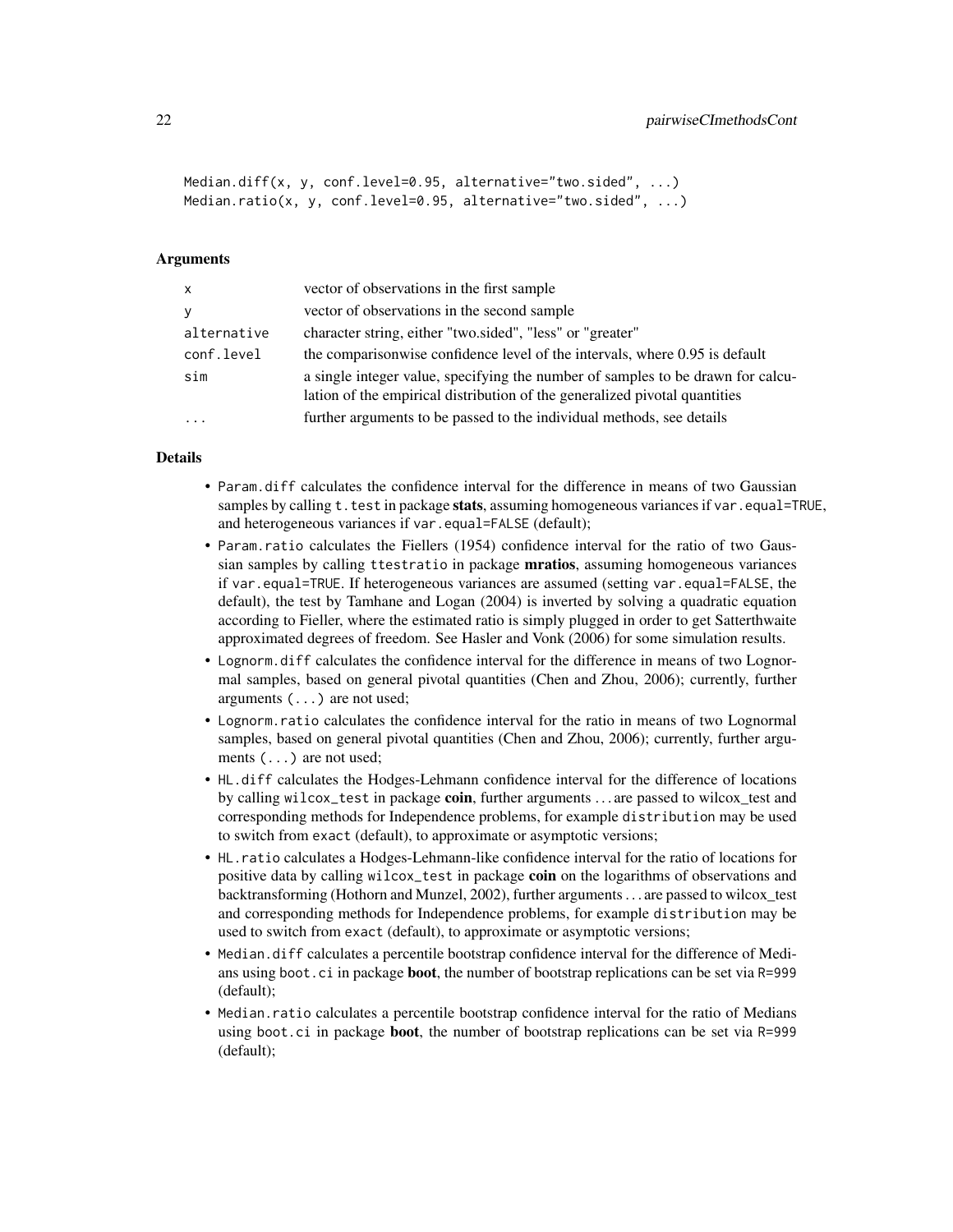```
Median.diff(x, y, conf.level=0.95, alternative="two.sided", ...)
Median.ratio(x, y, conf.level=0.95, alternative="two.sided", ...)
```

## Arguments

| | |
|---|---|
| x | vector of observations in the first sample |
| y | vector of observations in the second sample |
| alternative | character string, either "two.sided", "less" or "greater" |
| conf.level | the comparisonwise confidence level of the intervals, where 0.95 is default |
| sim | a single integer value, specifying the number of samples to be drawn for calculation of the empirical distribution of the generalized pivotal quantities |
| ... | further arguments to be passed to the individual methods, see details |

## Details

- `Param.diff` calculates the confidence interval for the difference in means of two Gaussian samples by calling `t.test` in package **stats**, assuming homogeneous variances if `var.equal=TRUE`, and heterogeneous variances if `var.equal=FALSE` (default);
- `Param.ratio` calculates the Fiellers (1954) confidence interval for the ratio of two Gaussian samples by calling `ttestratio` in package **mratios**, assuming homogeneous variances if `var.equal=TRUE`. If heterogeneous variances are assumed (setting `var.equal=FALSE`, the default), the test by Tamhane and Logan (2004) is inverted by solving a quadratic equation according to Fieller, where the estimated ratio is simply plugged in order to get Satterthwaite approximated degrees of freedom. See Hasler and Vonk (2006) for some simulation results.
- `Lognorm.diff` calculates the confidence interval for the difference in means of two Lognormal samples, based on general pivotal quantities (Chen and Zhou, 2006); currently, further arguments (`...`) are not used;
- `Lognorm.ratio` calculates the confidence interval for the ratio in means of two Lognormal samples, based on general pivotal quantities (Chen and Zhou, 2006); currently, further arguments (`...`) are not used;
- `HL.diff` calculates the Hodges-Lehmann confidence interval for the difference of locations by calling `wilcox_test` in package **coin**, further arguments ... are passed to wilcox_test and corresponding methods for Independence problems, for example `distribution` may be used to switch from `exact` (default), to approximate or asymptotic versions;
- `HL.ratio` calculates a Hodges-Lehmann-like confidence interval for the ratio of locations for positive data by calling `wilcox_test` in package **coin** on the logarithms of observations and backtransforming (Hothorn and Munzel, 2002), further arguments ... are passed to wilcox_test and corresponding methods for Independence problems, for example `distribution` may be used to switch from `exact` (default), to approximate or asymptotic versions;
- `Median.diff` calculates a percentile bootstrap confidence interval for the difference of Medians using `boot.ci` in package **boot**, the number of bootstrap replications can be set via `R=999` (default);
- `Median.ratio` calculates a percentile bootstrap confidence interval for the ratio of Medians using `boot.ci` in package **boot**, the number of bootstrap replications can be set via `R=999` (default);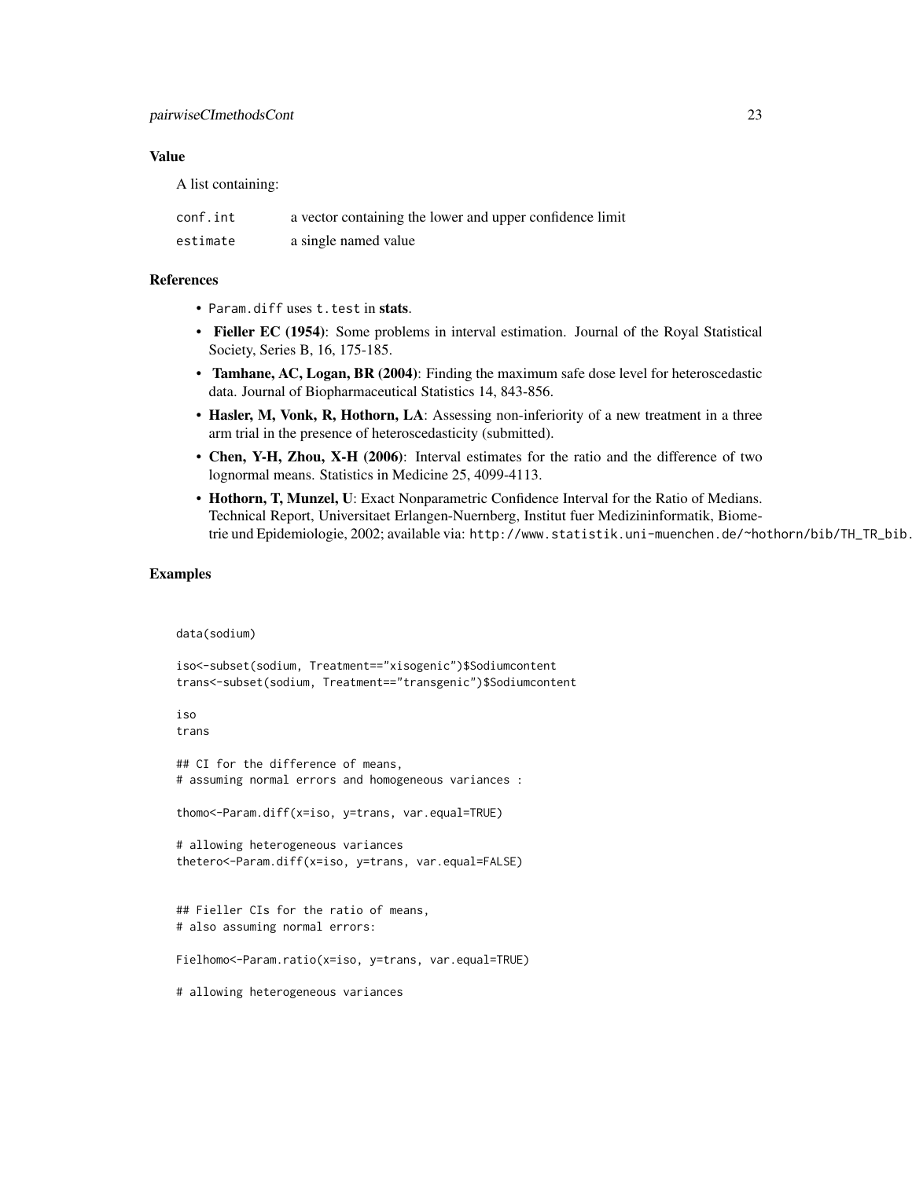### Value

A list containing:

| | |
|---|---|
| `conf.int` | a vector containing the lower and upper confidence limit |
| `estimate` | a single named value |

### References

- `Param.diff` uses `t.test` in **stats**.
- **Fieller EC (1954)**: Some problems in interval estimation. Journal of the Royal Statistical Society, Series B, 16, 175-185.
- **Tamhane, AC, Logan, BR (2004)**: Finding the maximum safe dose level for heteroscedastic data. Journal of Biopharmaceutical Statistics 14, 843-856.
- **Hasler, M, Vonk, R, Hothorn, LA**: Assessing non-inferiority of a new treatment in a three arm trial in the presence of heteroscedasticity (submitted).
- **Chen, Y-H, Zhou, X-H (2006)**: Interval estimates for the ratio and the difference of two lognormal means. Statistics in Medicine 25, 4099-4113.
- **Hothorn, T, Munzel, U**: Exact Nonparametric Confidence Interval for the Ratio of Medians. Technical Report, Universitaet Erlangen-Nuernberg, Institut fuer Medizininformatik, Biometrie und Epidemiologie, 2002; available via: `http://www.statistik.uni-muenchen.de/~hothorn/bib/TH_TR_bib.`

### Examples

```
data(sodium)

iso<-subset(sodium, Treatment=="xisogenic")$Sodiumcontent
trans<-subset(sodium, Treatment=="transgenic")$Sodiumcontent

iso
trans

## CI for the difference of means,
# assuming normal errors and homogeneous variances :

thomo<-Param.diff(x=iso, y=trans, var.equal=TRUE)

# allowing heterogeneous variances
thetero<-Param.diff(x=iso, y=trans, var.equal=FALSE)


## Fieller CIs for the ratio of means,
# also assuming normal errors:

Fielhomo<-Param.ratio(x=iso, y=trans, var.equal=TRUE)

# allowing heterogeneous variances
```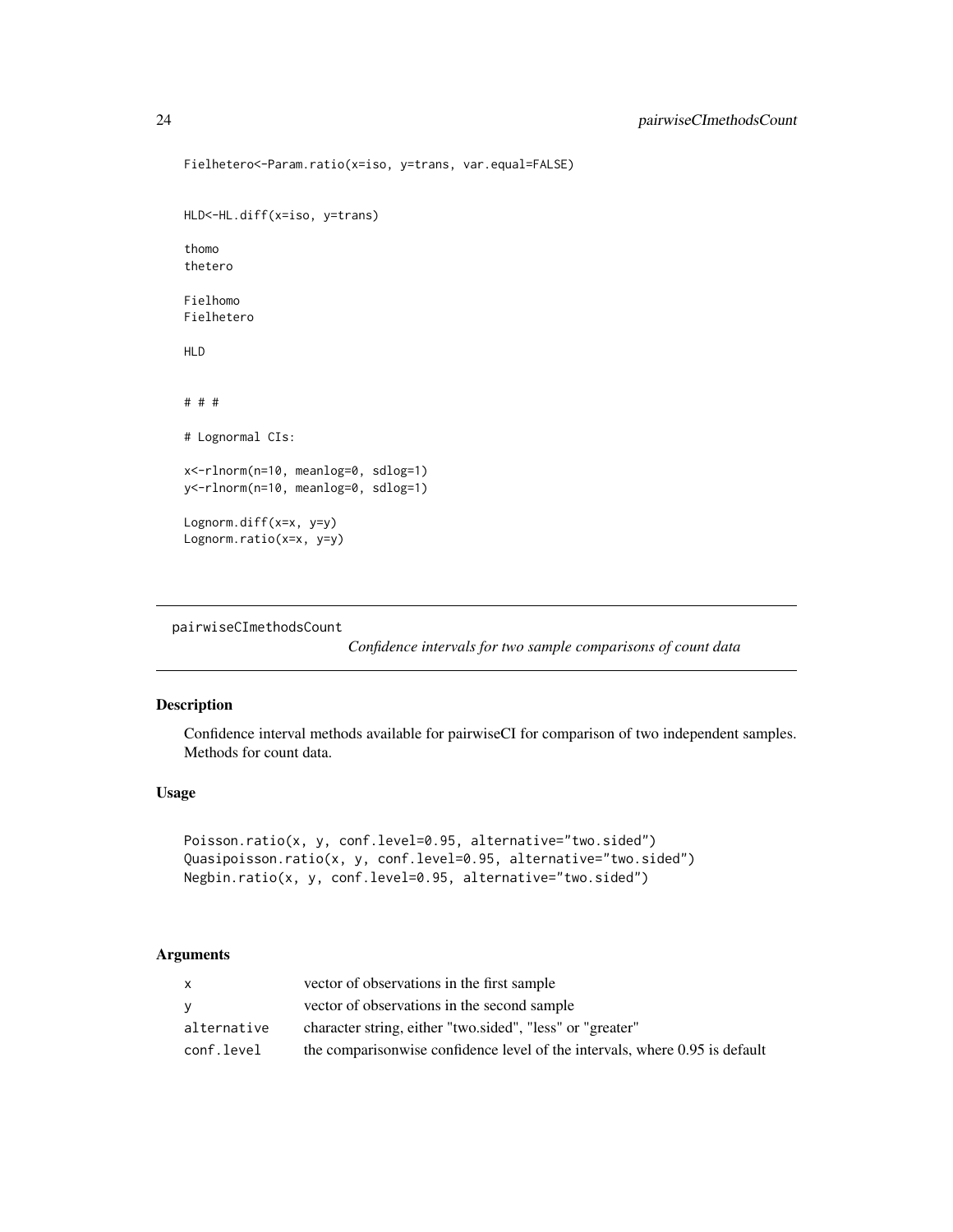```
Fielhetero<-Param.ratio(x=iso, y=trans, var.equal=FALSE)


HLD<-HL.diff(x=iso, y=trans)

thomo
thetero

Fielhomo
Fielhetero

HLD


# # #

# Lognormal CIs:

x<-rlnorm(n=10, meanlog=0, sdlog=1)
y<-rlnorm(n=10, meanlog=0, sdlog=1)

Lognorm.diff(x=x, y=y)
Lognorm.ratio(x=x, y=y)
```

---

## pairwiseCImethodsCount — *Confidence intervals for two sample comparisons of count data*

### Description

Confidence interval methods available for pairwiseCI for comparison of two independent samples. Methods for count data.

### Usage

```
Poisson.ratio(x, y, conf.level=0.95, alternative="two.sided")
Quasipoisson.ratio(x, y, conf.level=0.95, alternative="two.sided")
Negbin.ratio(x, y, conf.level=0.95, alternative="two.sided")
```

### Arguments

| | |
|---|---|
| `x` | vector of observations in the first sample |
| `y` | vector of observations in the second sample |
| `alternative` | character string, either "two.sided", "less" or "greater" |
| `conf.level` | the comparisonwise confidence level of the intervals, where 0.95 is default |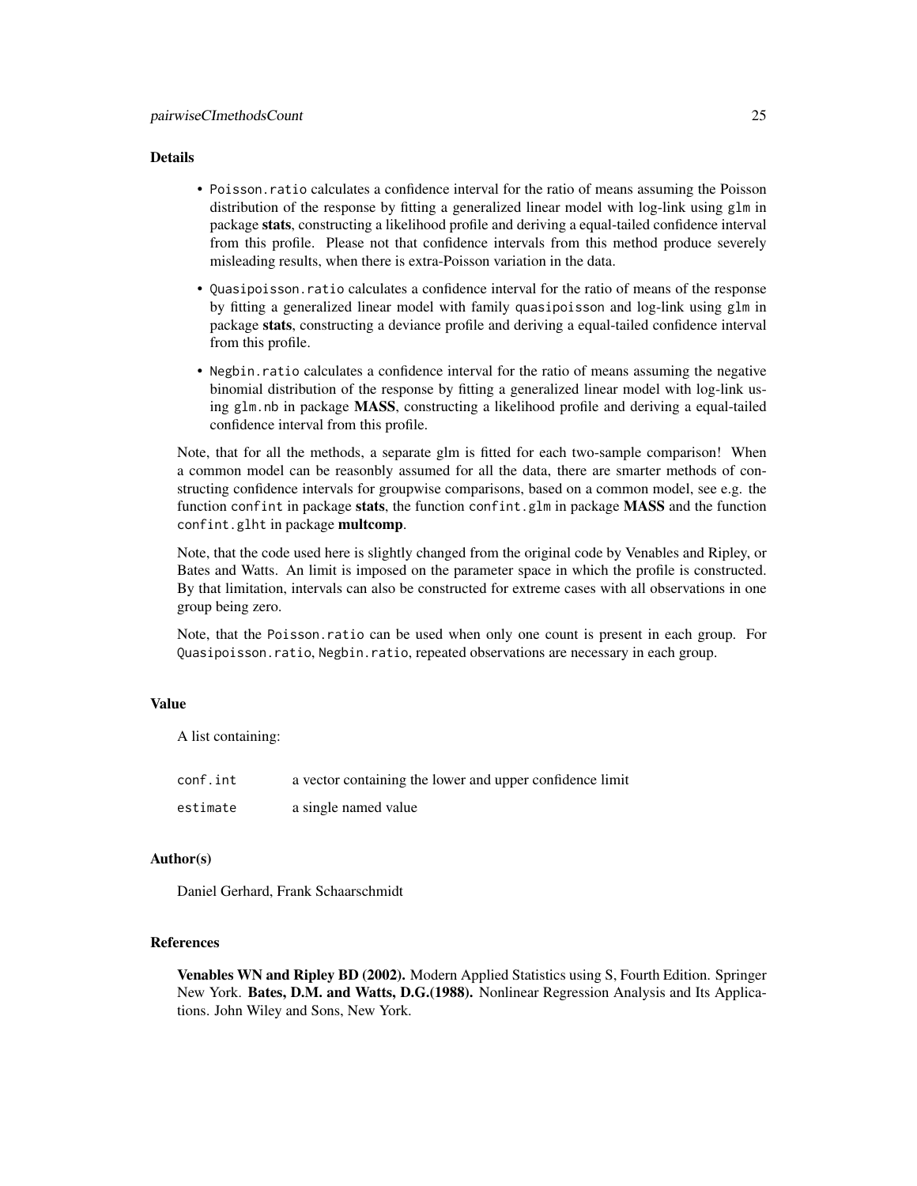## Details

- `Poisson.ratio` calculates a confidence interval for the ratio of means assuming the Poisson distribution of the response by fitting a generalized linear model with log-link using `glm` in package **stats**, constructing a likelihood profile and deriving a equal-tailed confidence interval from this profile. Please not that confidence intervals from this method produce severely misleading results, when there is extra-Poisson variation in the data.
- `Quasipoisson.ratio` calculates a confidence interval for the ratio of means of the response by fitting a generalized linear model with family `quasipoisson` and log-link using `glm` in package **stats**, constructing a deviance profile and deriving a equal-tailed confidence interval from this profile.
- `Negbin.ratio` calculates a confidence interval for the ratio of means assuming the negative binomial distribution of the response by fitting a generalized linear model with log-link using `glm.nb` in package **MASS**, constructing a likelihood profile and deriving a equal-tailed confidence interval from this profile.

Note, that for all the methods, a separate glm is fitted for each two-sample comparison! When a common model can be reasonbly assumed for all the data, there are smarter methods of constructing confidence intervals for groupwise comparisons, based on a common model, see e.g. the function `confint` in package **stats**, the function `confint.glm` in package **MASS** and the function `confint.glht` in package **multcomp**.

Note, that the code used here is slightly changed from the original code by Venables and Ripley, or Bates and Watts. An limit is imposed on the parameter space in which the profile is constructed. By that limitation, intervals can also be constructed for extreme cases with all observations in one group being zero.

Note, that the `Poisson.ratio` can be used when only one count is present in each group. For `Quasipoisson.ratio`, `Negbin.ratio`, repeated observations are necessary in each group.

## Value

A list containing:

| | |
|---|---|
| `conf.int` | a vector containing the lower and upper confidence limit |
| `estimate` | a single named value |

## Author(s)

Daniel Gerhard, Frank Schaarschmidt

## References

**Venables WN and Ripley BD (2002).** Modern Applied Statistics using S, Fourth Edition. Springer New York. **Bates, D.M. and Watts, D.G.(1988).** Nonlinear Regression Analysis and Its Applications. John Wiley and Sons, New York.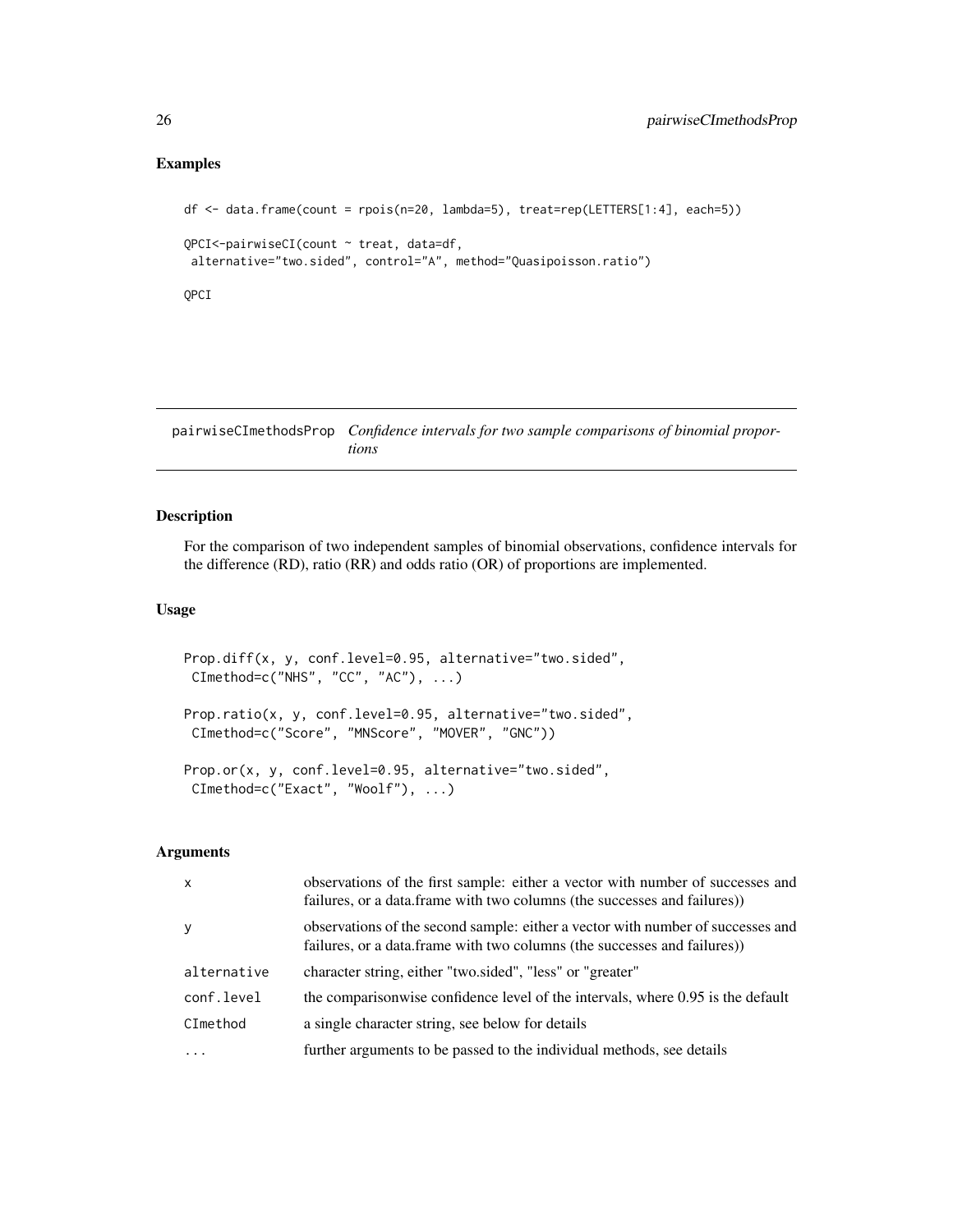## Examples

```
df <- data.frame(count = rpois(n=20, lambda=5), treat=rep(LETTERS[1:4], each=5))

QPCI<-pairwiseCI(count ~ treat, data=df,
 alternative="two.sided", control="A", method="Quasipoisson.ratio")

QPCI
```

---

# pairwiseCImethodsProp *Confidence intervals for two sample comparisons of binomial proportions*

---

## Description

For the comparison of two independent samples of binomial observations, confidence intervals for the difference (RD), ratio (RR) and odds ratio (OR) of proportions are implemented.

## Usage

```
Prop.diff(x, y, conf.level=0.95, alternative="two.sided",
 CImethod=c("NHS", "CC", "AC"), ...)

Prop.ratio(x, y, conf.level=0.95, alternative="two.sided",
 CImethod=c("Score", "MNScore", "MOVER", "GNC"))

Prop.or(x, y, conf.level=0.95, alternative="two.sided",
 CImethod=c("Exact", "Woolf"), ...)
```

## Arguments

| | |
|---|---|
| x | observations of the first sample: either a vector with number of successes and failures, or a data.frame with two columns (the successes and failures)) |
| y | observations of the second sample: either a vector with number of successes and failures, or a data.frame with two columns (the successes and failures)) |
| alternative | character string, either "two.sided", "less" or "greater" |
| conf.level | the comparisonwise confidence level of the intervals, where 0.95 is the default |
| CImethod | a single character string, see below for details |
| ... | further arguments to be passed to the individual methods, see details |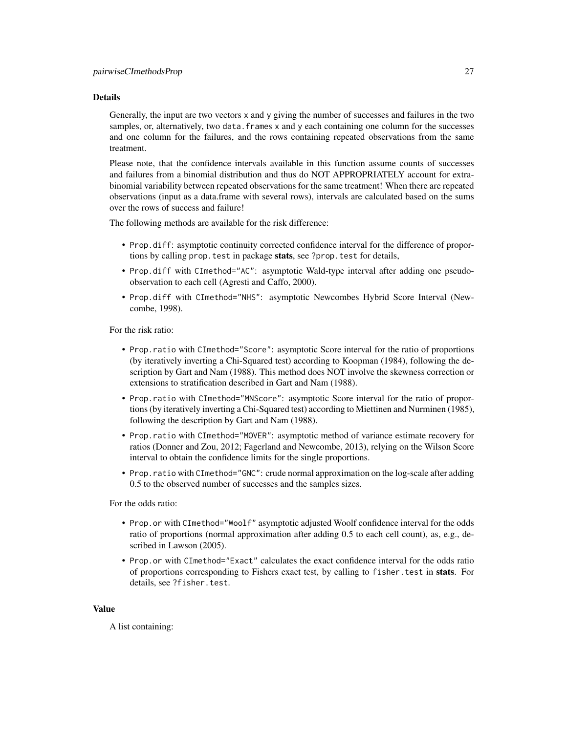## Details

Generally, the input are two vectors `x` and `y` giving the number of successes and failures in the two samples, or, alternatively, two `data.frames` `x` and `y` each containing one column for the successes and one column for the failures, and the rows containing repeated observations from the same treatment.

Please note, that the confidence intervals available in this function assume counts of successes and failures from a binomial distribution and thus do NOT APPROPRIATELY account for extra-binomial variability between repeated observations for the same treatment! When there are repeated observations (input as a data.frame with several rows), intervals are calculated based on the sums over the rows of success and failure!

The following methods are available for the risk difference:

- `Prop.diff`: asymptotic continuity corrected confidence interval for the difference of proportions by calling `prop.test` in package **stats**, see `?prop.test` for details,
- `Prop.diff` with `CImethod="AC"`: asymptotic Wald-type interval after adding one pseudo-observation to each cell (Agresti and Caffo, 2000).
- `Prop.diff` with `CImethod="NHS"`: asymptotic Newcombes Hybrid Score Interval (Newcombe, 1998).

For the risk ratio:

- `Prop.ratio` with `CImethod="Score"`: asymptotic Score interval for the ratio of proportions (by iteratively inverting a Chi-Squared test) according to Koopman (1984), following the description by Gart and Nam (1988). This method does NOT involve the skewness correction or extensions to stratification described in Gart and Nam (1988).
- `Prop.ratio` with `CImethod="MNScore"`: asymptotic Score interval for the ratio of proportions (by iteratively inverting a Chi-Squared test) according to Miettinen and Nurminen (1985), following the description by Gart and Nam (1988).
- `Prop.ratio` with `CImethod="MOVER"`: asymptotic method of variance estimate recovery for ratios (Donner and Zou, 2012; Fagerland and Newcombe, 2013), relying on the Wilson Score interval to obtain the confidence limits for the single proportions.
- `Prop.ratio` with `CImethod="GNC"`: crude normal approximation on the log-scale after adding 0.5 to the observed number of successes and the samples sizes.

For the odds ratio:

- `Prop.or` with `CImethod="Woolf"` asymptotic adjusted Woolf confidence interval for the odds ratio of proportions (normal approximation after adding 0.5 to each cell count), as, e.g., described in Lawson (2005).
- `Prop.or` with `CImethod="Exact"` calculates the exact confidence interval for the odds ratio of proportions corresponding to Fishers exact test, by calling to `fisher.test` in **stats**. For details, see `?fisher.test`.

## Value

A list containing: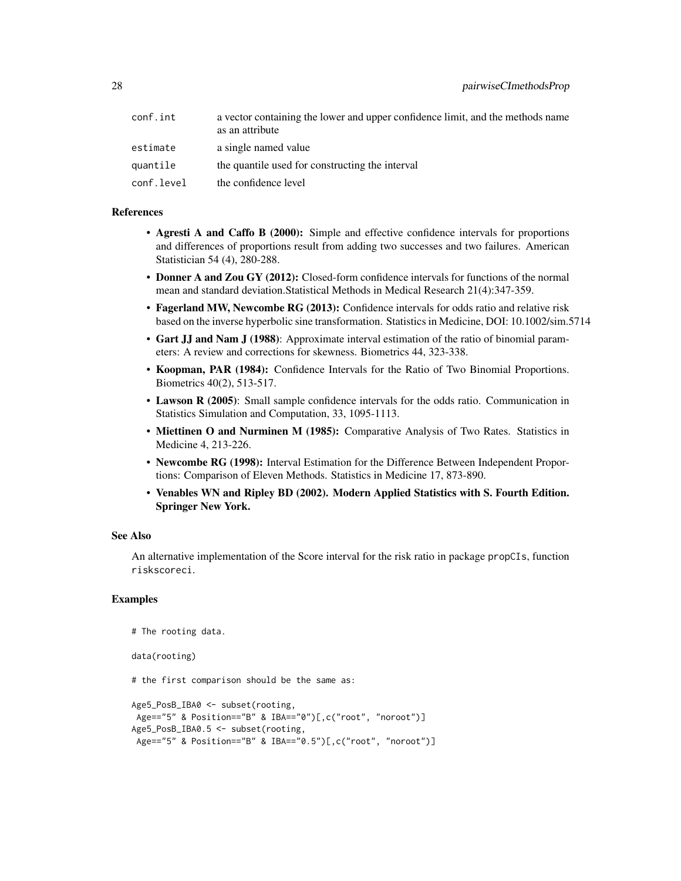| | |
|---|---|
| conf.int | a vector containing the lower and upper confidence limit, and the methods name as an attribute |
| estimate | a single named value |
| quantile | the quantile used for constructing the interval |
| conf.level | the confidence level |

### References

- **Agresti A and Caffo B (2000):** Simple and effective confidence intervals for proportions and differences of proportions result from adding two successes and two failures. American Statistician 54 (4), 280-288.
- **Donner A and Zou GY (2012):** Closed-form confidence intervals for functions of the normal mean and standard deviation.Statistical Methods in Medical Research 21(4):347-359.
- **Fagerland MW, Newcombe RG (2013):** Confidence intervals for odds ratio and relative risk based on the inverse hyperbolic sine transformation. Statistics in Medicine, DOI: 10.1002/sim.5714
- **Gart JJ and Nam J (1988)**: Approximate interval estimation of the ratio of binomial parameters: A review and corrections for skewness. Biometrics 44, 323-338.
- **Koopman, PAR (1984):** Confidence Intervals for the Ratio of Two Binomial Proportions. Biometrics 40(2), 513-517.
- **Lawson R (2005)**: Small sample confidence intervals for the odds ratio. Communication in Statistics Simulation and Computation, 33, 1095-1113.
- **Miettinen O and Nurminen M (1985):** Comparative Analysis of Two Rates. Statistics in Medicine 4, 213-226.
- **Newcombe RG (1998):** Interval Estimation for the Difference Between Independent Proportions: Comparison of Eleven Methods. Statistics in Medicine 17, 873-890.
- **Venables WN and Ripley BD (2002). Modern Applied Statistics with S. Fourth Edition. Springer New York.**

### See Also

An alternative implementation of the Score interval for the risk ratio in package propCIs, function riskscoreci.

### Examples

```
# The rooting data.

data(rooting)

# the first comparison should be the same as:

Age5_PosB_IBA0 <- subset(rooting,
 Age=="5" & Position=="B" & IBA=="0")[,c("root", "noroot")]
Age5_PosB_IBA0.5 <- subset(rooting,
 Age=="5" & Position=="B" & IBA=="0.5")[,c("root", "noroot")]
```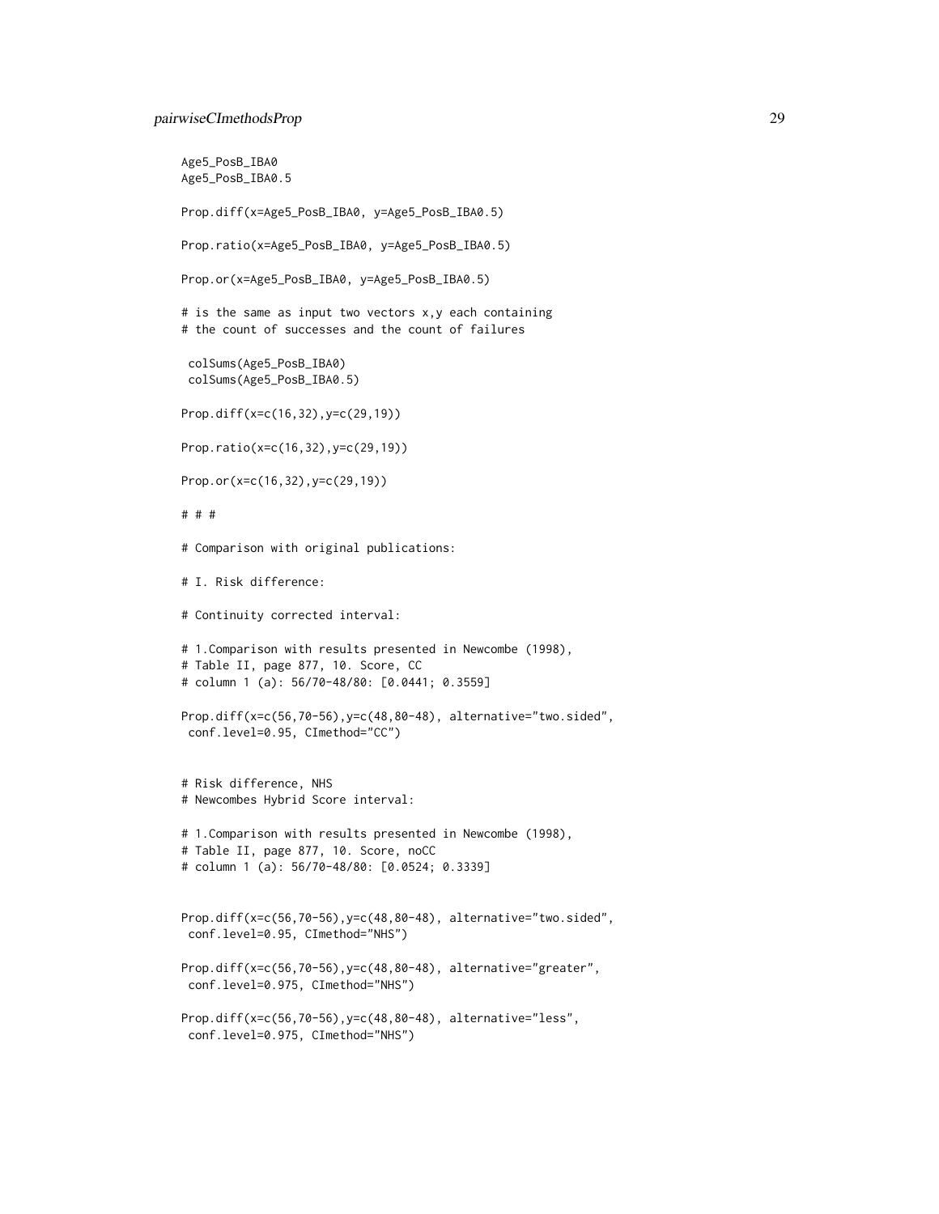```
Age5_PosB_IBA0
Age5_PosB_IBA0.5

Prop.diff(x=Age5_PosB_IBA0, y=Age5_PosB_IBA0.5)

Prop.ratio(x=Age5_PosB_IBA0, y=Age5_PosB_IBA0.5)

Prop.or(x=Age5_PosB_IBA0, y=Age5_PosB_IBA0.5)

# is the same as input two vectors x,y each containing
# the count of successes and the count of failures

 colSums(Age5_PosB_IBA0)
 colSums(Age5_PosB_IBA0.5)

Prop.diff(x=c(16,32),y=c(29,19))

Prop.ratio(x=c(16,32),y=c(29,19))

Prop.or(x=c(16,32),y=c(29,19))

# # #

# Comparison with original publications:

# I. Risk difference:

# Continuity corrected interval:

# 1.Comparison with results presented in Newcombe (1998),
# Table II, page 877, 10. Score, CC
# column 1 (a): 56/70-48/80: [0.0441; 0.3559]

Prop.diff(x=c(56,70-56),y=c(48,80-48), alternative="two.sided",
 conf.level=0.95, CImethod="CC")


# Risk difference, NHS
# Newcombes Hybrid Score interval:

# 1.Comparison with results presented in Newcombe (1998),
# Table II, page 877, 10. Score, noCC
# column 1 (a): 56/70-48/80: [0.0524; 0.3339]


Prop.diff(x=c(56,70-56),y=c(48,80-48), alternative="two.sided",
 conf.level=0.95, CImethod="NHS")

Prop.diff(x=c(56,70-56),y=c(48,80-48), alternative="greater",
 conf.level=0.975, CImethod="NHS")

Prop.diff(x=c(56,70-56),y=c(48,80-48), alternative="less",
 conf.level=0.975, CImethod="NHS")
```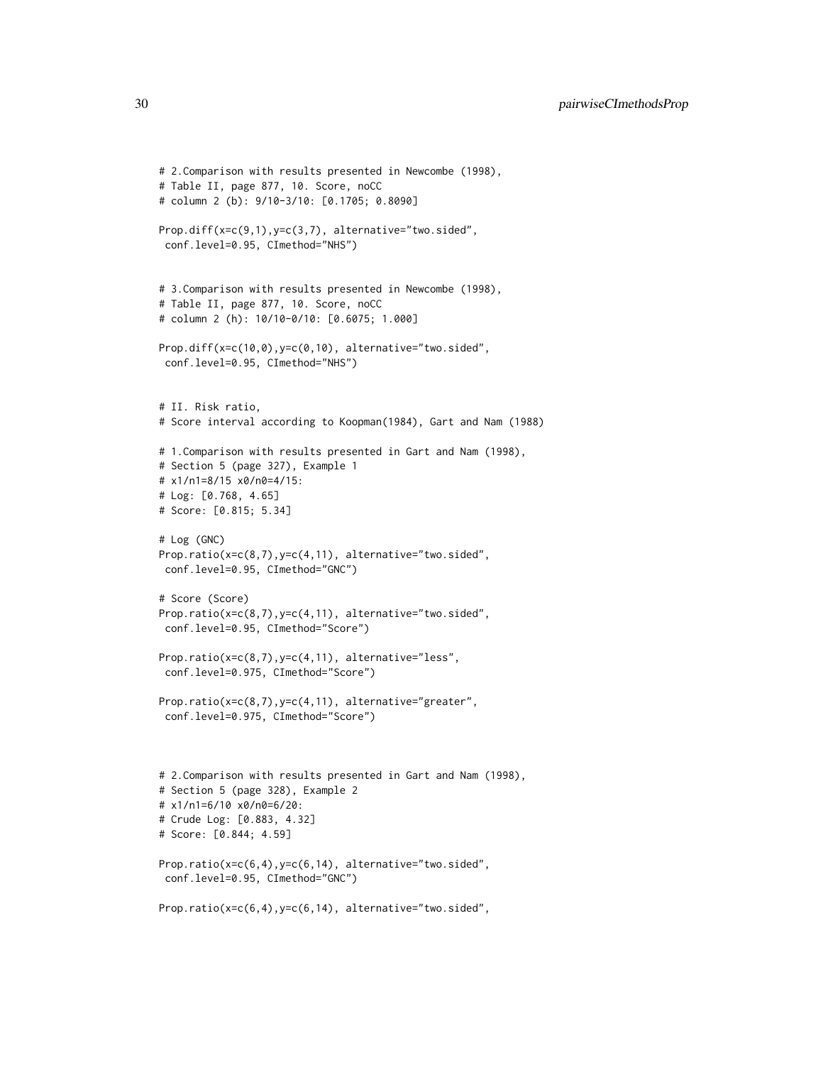```
# 2.Comparison with results presented in Newcombe (1998),
# Table II, page 877, 10. Score, noCC
# column 2 (b): 9/10-3/10: [0.1705; 0.8090]

Prop.diff(x=c(9,1),y=c(3,7), alternative="two.sided",
 conf.level=0.95, CImethod="NHS")


# 3.Comparison with results presented in Newcombe (1998),
# Table II, page 877, 10. Score, noCC
# column 2 (h): 10/10-0/10: [0.6075; 1.000]

Prop.diff(x=c(10,0),y=c(0,10), alternative="two.sided",
 conf.level=0.95, CImethod="NHS")


# II. Risk ratio,
# Score interval according to Koopman(1984), Gart and Nam (1988)

# 1.Comparison with results presented in Gart and Nam (1998),
# Section 5 (page 327), Example 1
# x1/n1=8/15 x0/n0=4/15:
# Log: [0.768, 4.65]
# Score: [0.815; 5.34]

# Log (GNC)
Prop.ratio(x=c(8,7),y=c(4,11), alternative="two.sided",
 conf.level=0.95, CImethod="GNC")

# Score (Score)
Prop.ratio(x=c(8,7),y=c(4,11), alternative="two.sided",
 conf.level=0.95, CImethod="Score")

Prop.ratio(x=c(8,7),y=c(4,11), alternative="less",
 conf.level=0.975, CImethod="Score")

Prop.ratio(x=c(8,7),y=c(4,11), alternative="greater",
 conf.level=0.975, CImethod="Score")



# 2.Comparison with results presented in Gart and Nam (1998),
# Section 5 (page 328), Example 2
# x1/n1=6/10 x0/n0=6/20:
# Crude Log: [0.883, 4.32]
# Score: [0.844; 4.59]

Prop.ratio(x=c(6,4),y=c(6,14), alternative="two.sided",
 conf.level=0.95, CImethod="GNC")

Prop.ratio(x=c(6,4),y=c(6,14), alternative="two.sided",
```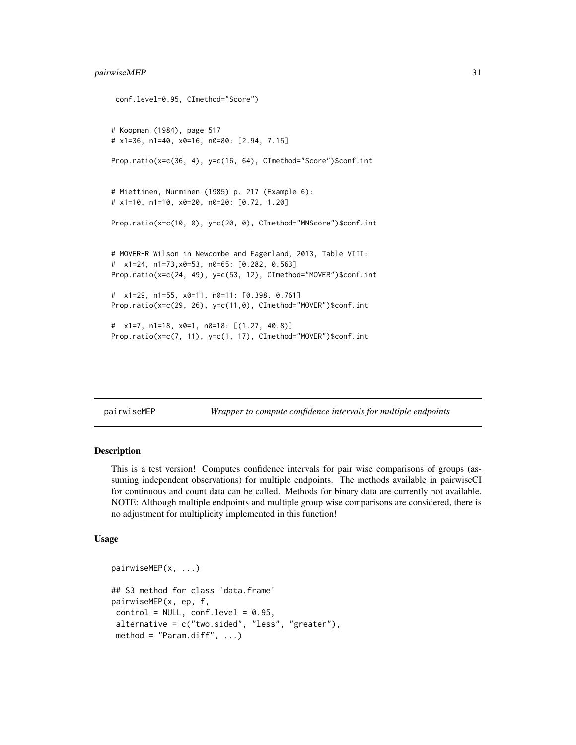```
 conf.level=0.95, CImethod="Score")


# Koopman (1984), page 517
# x1=36, n1=40, x0=16, n0=80: [2.94, 7.15]

Prop.ratio(x=c(36, 4), y=c(16, 64), CImethod="Score")$conf.int


# Miettinen, Nurminen (1985) p. 217 (Example 6):
# x1=10, n1=10, x0=20, n0=20: [0.72, 1.20]

Prop.ratio(x=c(10, 0), y=c(20, 0), CImethod="MNScore")$conf.int


# MOVER-R Wilson in Newcombe and Fagerland, 2013, Table VIII:
#  x1=24, n1=73,x0=53, n0=65: [0.282, 0.563]
Prop.ratio(x=c(24, 49), y=c(53, 12), CImethod="MOVER")$conf.int

#  x1=29, n1=55, x0=11, n0=11: [0.398, 0.761]
Prop.ratio(x=c(29, 26), y=c(11,0), CImethod="MOVER")$conf.int

#  x1=7, n1=18, x0=1, n0=18: [(1.27, 40.8)]
Prop.ratio(x=c(7, 11), y=c(1, 17), CImethod="MOVER")$conf.int
```

---

pairwiseMEP *Wrapper to compute confidence intervals for multiple endpoints*

---

## Description

This is a test version! Computes confidence intervals for pair wise comparisons of groups (assuming independent observations) for multiple endpoints. The methods available in pairwiseCI for continuous and count data can be called. Methods for binary data are currently not available. NOTE: Although multiple endpoints and multiple group wise comparisons are considered, there is no adjustment for multiplicity implemented in this function!

## Usage

```
pairwiseMEP(x, ...)

## S3 method for class 'data.frame'
pairwiseMEP(x, ep, f,
 control = NULL, conf.level = 0.95,
 alternative = c("two.sided", "less", "greater"),
 method = "Param.diff", ...)
```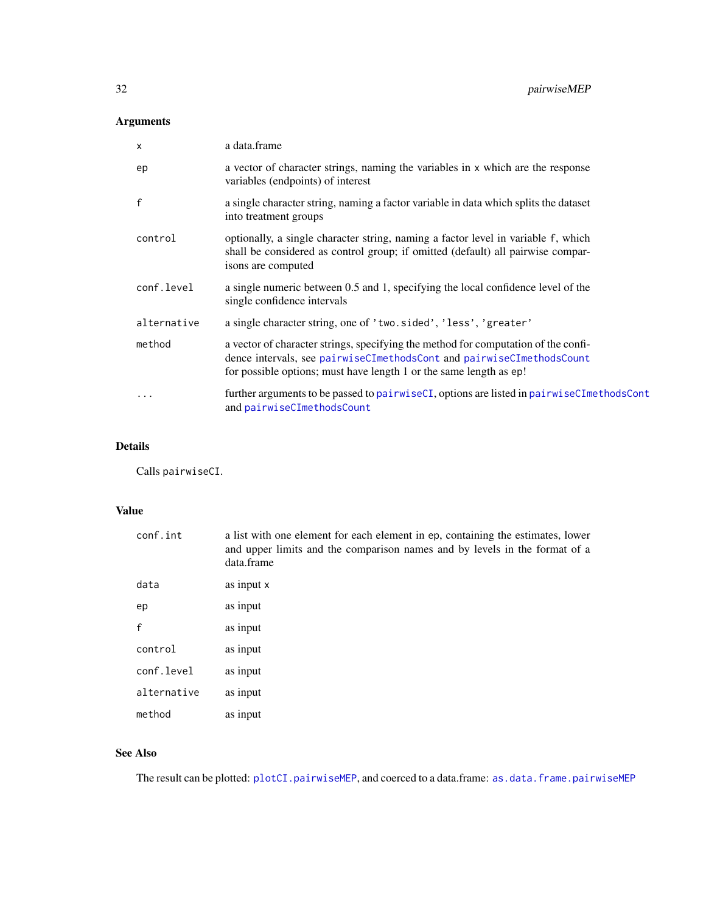## Arguments

| | |
|---|---|
| `x` | a data.frame |
| `ep` | a vector of character strings, naming the variables in `x` which are the response variables (endpoints) of interest |
| `f` | a single character string, naming a factor variable in data which splits the dataset into treatment groups |
| `control` | optionally, a single character string, naming a factor level in variable `f`, which shall be considered as control group; if omitted (default) all pairwise comparisons are computed |
| `conf.level` | a single numeric between 0.5 and 1, specifying the local confidence level of the single confidence intervals |
| `alternative` | a single character string, one of `'two.sided'`, `'less'`, `'greater'` |
| `method` | a vector of character strings, specifying the method for computation of the confidence intervals, see `pairwiseCImethodsCont` and `pairwiseCImethodsCount` for possible options; must have length 1 or the same length as `ep`! |
| `...` | further arguments to be passed to `pairwiseCI`, options are listed in `pairwiseCImethodsCont` and `pairwiseCImethodsCount` |

## Details

Calls `pairwiseCI`.

## Value

| | |
|---|---|
| `conf.int` | a list with one element for each element in `ep`, containing the estimates, lower and upper limits and the comparison names and by levels in the format of a data.frame |
| `data` | as input `x` |
| `ep` | as input |
| `f` | as input |
| `control` | as input |
| `conf.level` | as input |
| `alternative` | as input |
| `method` | as input |

## See Also

The result can be plotted: `plotCI.pairwiseMEP`, and coerced to a data.frame: `as.data.frame.pairwiseMEP`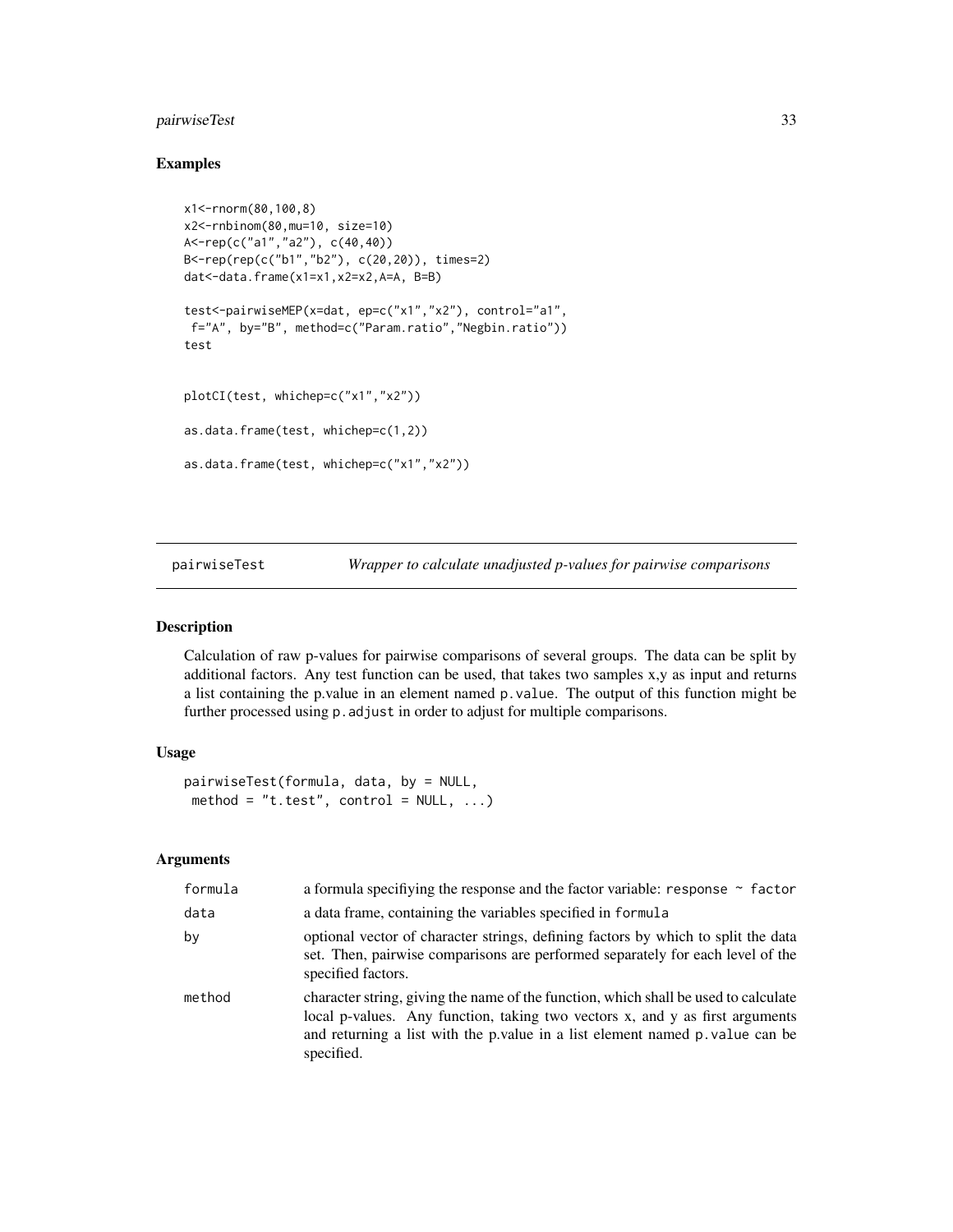## Examples

```
x1<-rnorm(80,100,8)
x2<-rnbinom(80,mu=10, size=10)
A<-rep(c("a1","a2"), c(40,40))
B<-rep(rep(c("b1","b2"), c(20,20)), times=2)
dat<-data.frame(x1=x1,x2=x2,A=A, B=B)

test<-pairwiseMEP(x=dat, ep=c("x1","x2"), control="a1",
 f="A", by="B", method=c("Param.ratio","Negbin.ratio"))
test


plotCI(test, whichep=c("x1","x2"))

as.data.frame(test, whichep=c(1,2))

as.data.frame(test, whichep=c("x1","x2"))
```

---

# pairwiseTest *Wrapper to calculate unadjusted p-values for pairwise comparisons*

## Description

Calculation of raw p-values for pairwise comparisons of several groups. The data can be split by additional factors. Any test function can be used, that takes two samples x,y as input and returns a list containing the p.value in an element named `p.value`. The output of this function might be further processed using `p.adjust` in order to adjust for multiple comparisons.

## Usage

```
pairwiseTest(formula, data, by = NULL,
 method = "t.test", control = NULL, ...)
```

## Arguments

| | |
|---|---|
| formula | a formula specifiying the response and the factor variable: `response ~ factor` |
| data | a data frame, containing the variables specified in `formula` |
| by | optional vector of character strings, defining factors by which to split the data set. Then, pairwise comparisons are performed separately for each level of the specified factors. |
| method | character string, giving the name of the function, which shall be used to calculate local p-values. Any function, taking two vectors x, and y as first arguments and returning a list with the p.value in a list element named `p.value` can be specified. |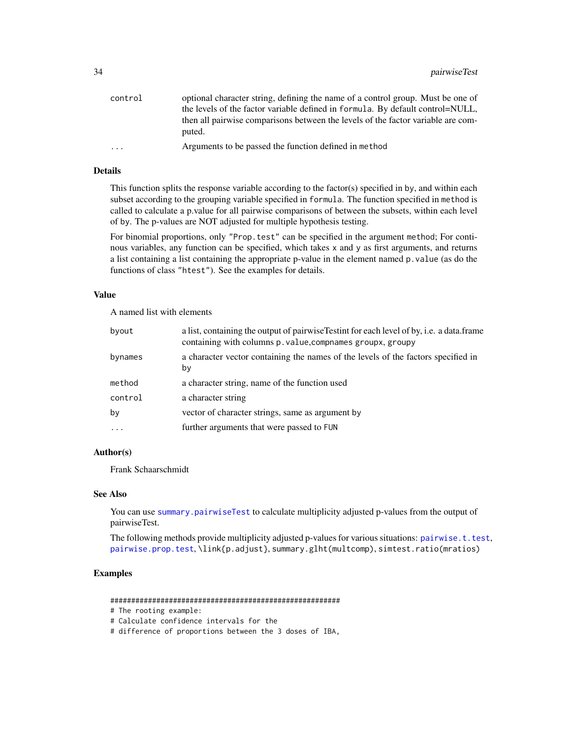| | |
|---|---|
| control | optional character string, defining the name of a control group. Must be one of the levels of the factor variable defined in formula. By default control=NULL, then all pairwise comparisons between the levels of the factor variable are computed. |
| ... | Arguments to be passed the function defined in method |

### Details

This function splits the response variable according to the factor(s) specified in by, and within each subset according to the grouping variable specified in formula. The function specified in method is called to calculate a p.value for all pairwise comparisons of between the subsets, within each level of by. The p-values are NOT adjusted for multiple hypothesis testing.

For binomial proportions, only "Prop.test" can be specified in the argument method; For continous variables, any function can be specified, which takes x and y as first arguments, and returns a list containing a list containing the appropriate p-value in the element named p.value (as do the functions of class "htest"). See the examples for details.

### Value

A named list with elements

| | |
|---|---|
| byout | a list, containing the output of pairwiseTestint for each level of by, i.e. a data.frame containing with columns p.value,compnames groupx, groupy |
| bynames | a character vector containing the names of the levels of the factors specified in by |
| method | a character string, name of the function used |
| control | a character string |
| by | vector of character strings, same as argument by |
| ... | further arguments that were passed to FUN |

### Author(s)

Frank Schaarschmidt

### See Also

You can use summary.pairwiseTest to calculate multiplicity adjusted p-values from the output of pairwiseTest.

The following methods provide multiplicity adjusted p-values for various situations: pairwise.t.test, pairwise.prop.test, \link{p.adjust}, summary.glht(multcomp), simtest.ratio(mratios)

### Examples

```
#######################################################
# The rooting example:
# Calculate confidence intervals for the
# difference of proportions between the 3 doses of IBA,
```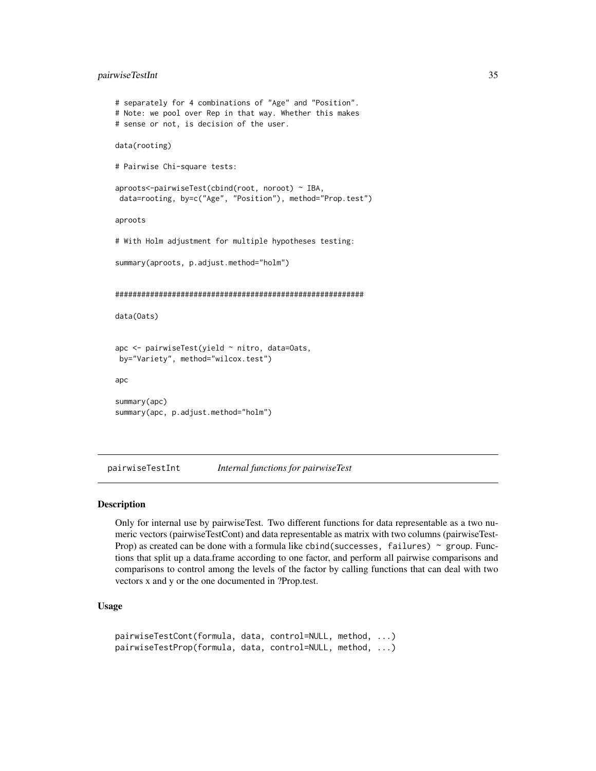```
# separately for 4 combinations of "Age" and "Position".
# Note: we pool over Rep in that way. Whether this makes
# sense or not, is decision of the user.

data(rooting)

# Pairwise Chi-square tests:

aproots<-pairwiseTest(cbind(root, noroot) ~ IBA,
 data=rooting, by=c("Age", "Position"), method="Prop.test")

aproots

# With Holm adjustment for multiple hypotheses testing:

summary(aproots, p.adjust.method="holm")


#########################################################

data(Oats)


apc <- pairwiseTest(yield ~ nitro, data=Oats,
 by="Variety", method="wilcox.test")

apc

summary(apc)
summary(apc, p.adjust.method="holm")
```

---

## pairwiseTestInt *Internal functions for pairwiseTest*

### Description

Only for internal use by pairwiseTest. Two different functions for data representable as a two numeric vectors (pairwiseTestCont) and data representable as matrix with two columns (pairwiseTestProp) as created can be done with a formula like `cbind(successes, failures) ~ group`. Functions that split up a data.frame according to one factor, and perform all pairwise comparisons and comparisons to control among the levels of the factor by calling functions that can deal with two vectors x and y or the one documented in ?Prop.test.

### Usage

```
pairwiseTestCont(formula, data, control=NULL, method, ...)
pairwiseTestProp(formula, data, control=NULL, method, ...)
```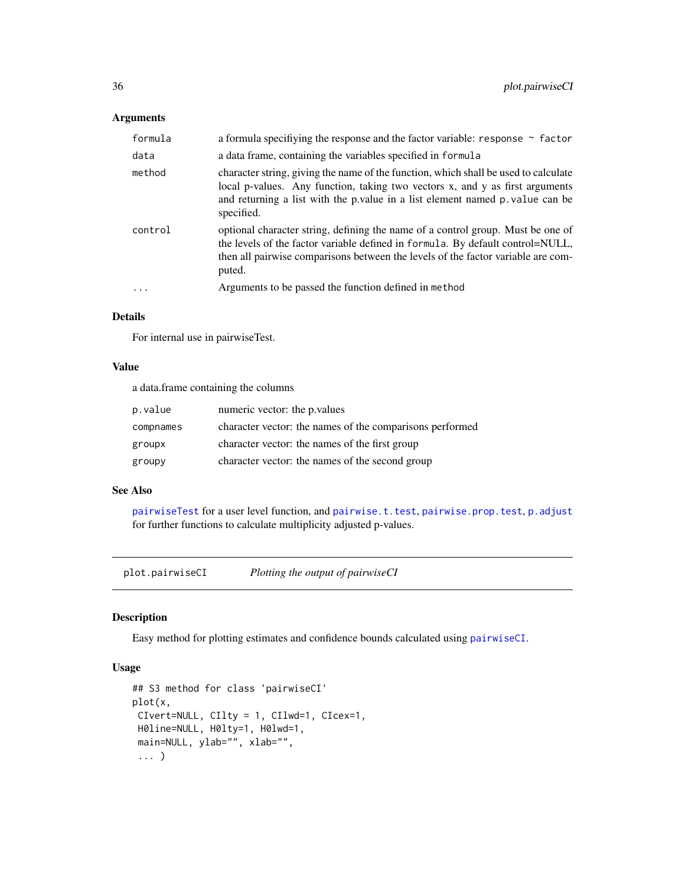### Arguments

| | |
|---|---|
| `formula` | a formula specifiying the response and the factor variable: `response ~ factor` |
| `data` | a data frame, containing the variables specified in `formula` |
| `method` | character string, giving the name of the function, which shall be used to calculate local p-values. Any function, taking two vectors x, and y as first arguments and returning a list with the p.value in a list element named `p.value` can be specified. |
| `control` | optional character string, defining the name of a control group. Must be one of the levels of the factor variable defined in `formula`. By default control=NULL, then all pairwise comparisons between the levels of the factor variable are computed. |
| `...` | Arguments to be passed the function defined in `method` |

### Details

For internal use in pairwiseTest.

### Value

a data.frame containing the columns

| | |
|---|---|
| `p.value` | numeric vector: the p.values |
| `compnames` | character vector: the names of the comparisons performed |
| `groupx` | character vector: the names of the first group |
| `groupy` | character vector: the names of the second group |

### See Also

`pairwiseTest` for a user level function, and `pairwise.t.test`, `pairwise.prop.test`, `p.adjust` for further functions to calculate multiplicity adjusted p-values.

## plot.pairwiseCI — *Plotting the output of pairwiseCI*

### Description

Easy method for plotting estimates and confidence bounds calculated using `pairwiseCI`.

### Usage

```
## S3 method for class 'pairwiseCI'
plot(x,
 CIvert=NULL, CIlty = 1, CIlwd=1, CIcex=1,
 H0line=NULL, H0lty=1, H0lwd=1,
 main=NULL, ylab="", xlab="",
 ... )
```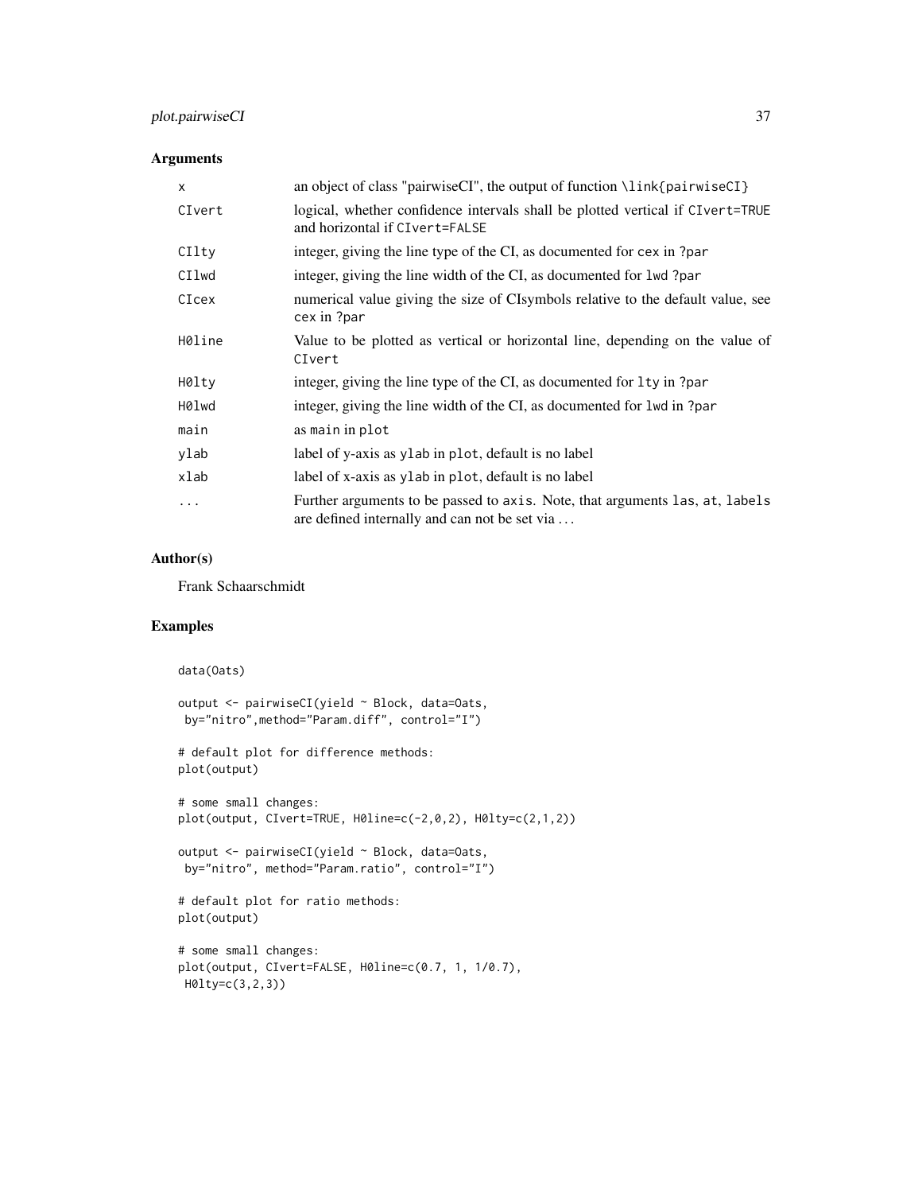## Arguments

| | |
|---|---|
| x | an object of class "pairwiseCI", the output of function \link{pairwiseCI} |
| CIvert | logical, whether confidence intervals shall be plotted vertical if CIvert=TRUE and horizontal if CIvert=FALSE |
| CIlty | integer, giving the line type of the CI, as documented for cex in ?par |
| CIlwd | integer, giving the line width of the CI, as documented for lwd ?par |
| CIcex | numerical value giving the size of CIsymbols relative to the default value, see cex in ?par |
| H0line | Value to be plotted as vertical or horizontal line, depending on the value of CIvert |
| H0lty | integer, giving the line type of the CI, as documented for lty in ?par |
| H0lwd | integer, giving the line width of the CI, as documented for lwd in ?par |
| main | as main in plot |
| ylab | label of y-axis as ylab in plot, default is no label |
| xlab | label of x-axis as ylab in plot, default is no label |
| ... | Further arguments to be passed to axis. Note, that arguments las, at, labels are defined internally and can not be set via ... |

## Author(s)

Frank Schaarschmidt

## Examples

```
data(Oats)

output <- pairwiseCI(yield ~ Block, data=Oats,
 by="nitro",method="Param.diff", control="I")

# default plot for difference methods:
plot(output)

# some small changes:
plot(output, CIvert=TRUE, H0line=c(-2,0,2), H0lty=c(2,1,2))

output <- pairwiseCI(yield ~ Block, data=Oats,
 by="nitro", method="Param.ratio", control="I")

# default plot for ratio methods:
plot(output)

# some small changes:
plot(output, CIvert=FALSE, H0line=c(0.7, 1, 1/0.7),
 H0lty=c(3,2,3))
```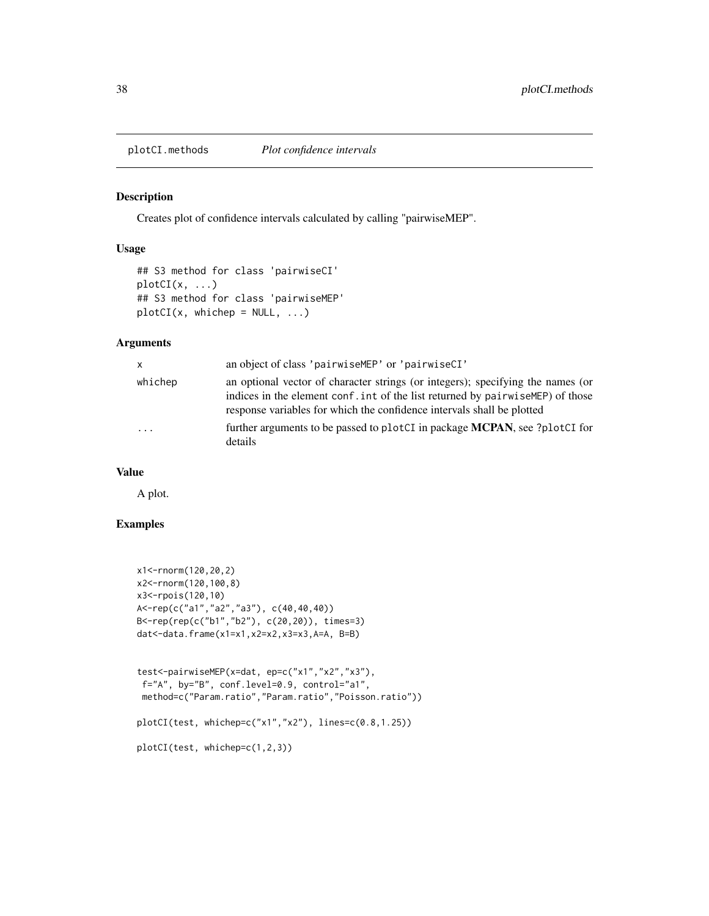`plotCI.methods` *Plot confidence intervals*

## Description

Creates plot of confidence intervals calculated by calling "pairwiseMEP".

## Usage

```
## S3 method for class 'pairwiseCI'
plotCI(x, ...)
## S3 method for class 'pairwiseMEP'
plotCI(x, whichep = NULL, ...)
```

## Arguments

| | |
|---|---|
| `x` | an object of class `'pairwiseMEP'` or `'pairwiseCI'` |
| `whichep` | an optional vector of character strings (or integers); specifying the names (or indices in the element `conf.int` of the list returned by `pairwiseMEP`) of those response variables for which the confidence intervals shall be plotted |
| `...` | further arguments to be passed to `plotCI` in package **MCPAN**, see `?plotCI` for details |

## Value

A plot.

## Examples

```
x1<-rnorm(120,20,2)
x2<-rnorm(120,100,8)
x3<-rpois(120,10)
A<-rep(c("a1","a2","a3"), c(40,40,40))
B<-rep(rep(c("b1","b2"), c(20,20)), times=3)
dat<-data.frame(x1=x1,x2=x2,x3=x3,A=A, B=B)


test<-pairwiseMEP(x=dat, ep=c("x1","x2","x3"),
 f="A", by="B", conf.level=0.9, control="a1",
 method=c("Param.ratio","Param.ratio","Poisson.ratio"))

plotCI(test, whichep=c("x1","x2"), lines=c(0.8,1.25))

plotCI(test, whichep=c(1,2,3))
```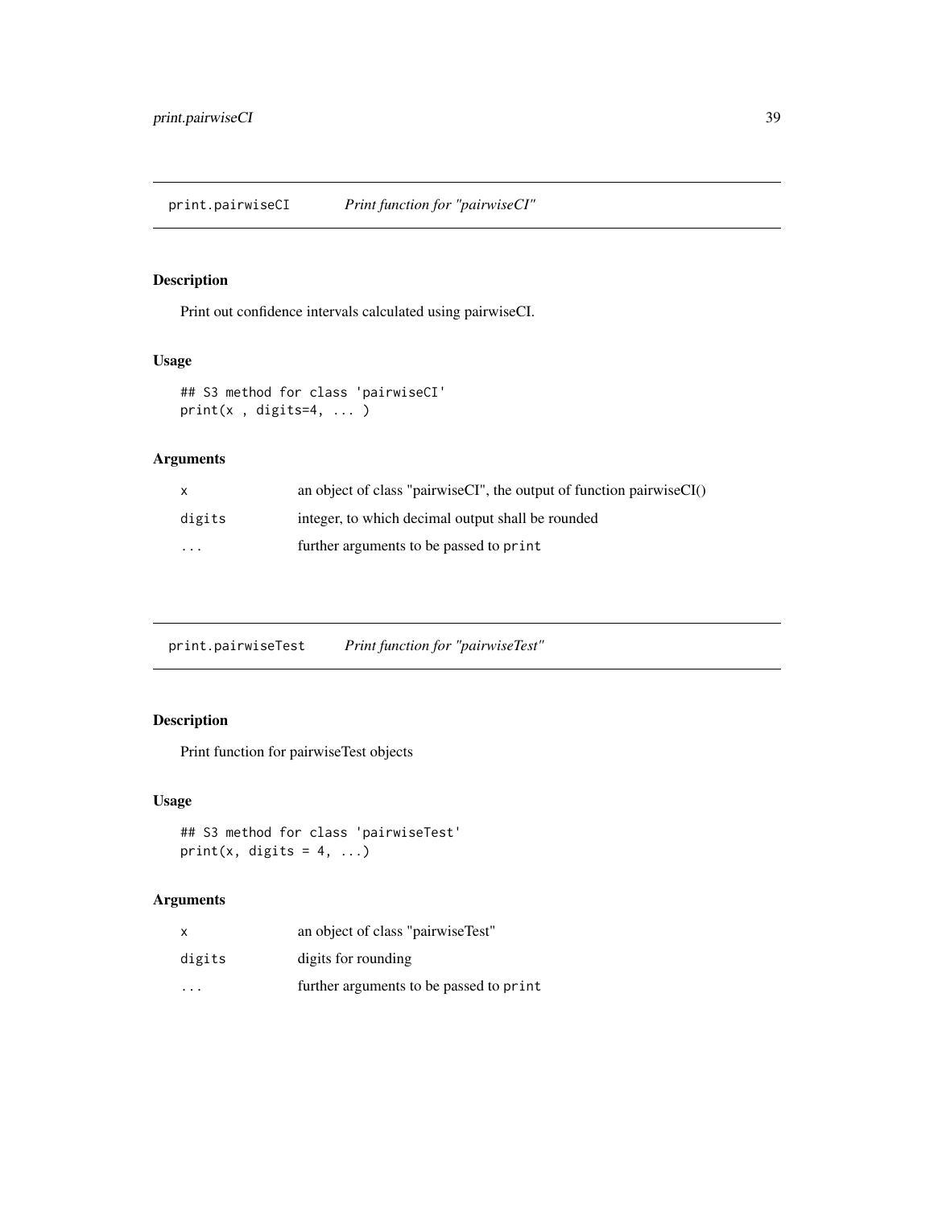## print.pairwiseCI *Print function for "pairwiseCI"*

### Description

Print out confidence intervals calculated using pairwiseCI.

### Usage

```
## S3 method for class 'pairwiseCI'
print(x , digits=4, ... )
```

### Arguments

| | |
|---|---|
| `x` | an object of class "pairwiseCI", the output of function pairwiseCI() |
| `digits` | integer, to which decimal output shall be rounded |
| `...` | further arguments to be passed to `print` |

## print.pairwiseTest *Print function for "pairwiseTest"*

### Description

Print function for pairwiseTest objects

### Usage

```
## S3 method for class 'pairwiseTest'
print(x, digits = 4, ...)
```

### Arguments

| | |
|---|---|
| `x` | an object of class "pairwiseTest" |
| `digits` | digits for rounding |
| `...` | further arguments to be passed to `print` |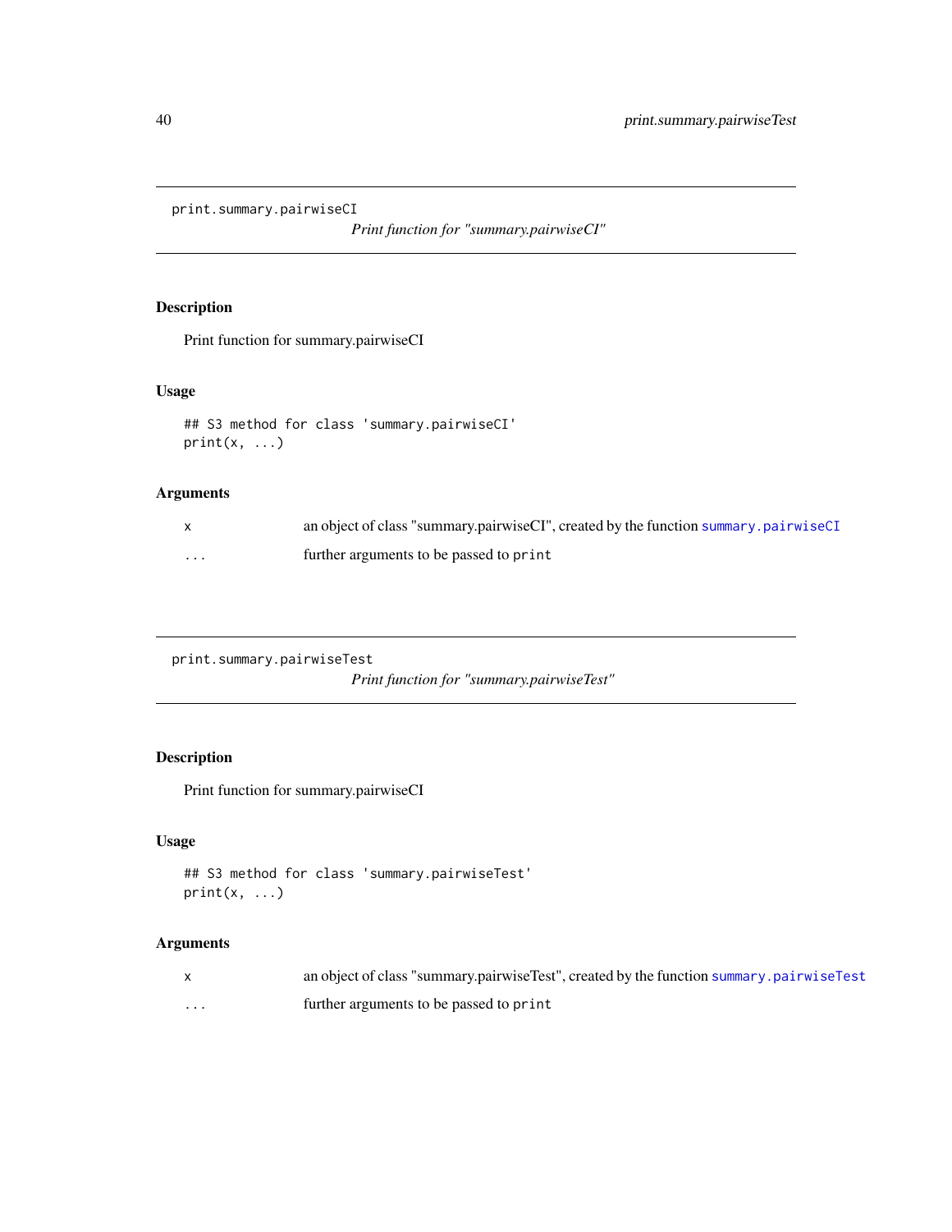## print.summary.pairwiseCI

*Print function for "summary.pairwiseCI"*

### Description

Print function for summary.pairwiseCI

### Usage

```
## S3 method for class 'summary.pairwiseCI'
print(x, ...)
```

### Arguments

| | |
|---|---|
| `x` | an object of class "summary.pairwiseCI", created by the function `summary.pairwiseCI` |
| `...` | further arguments to be passed to `print` |

## print.summary.pairwiseTest

*Print function for "summary.pairwiseTest"*

### Description

Print function for summary.pairwiseCI

### Usage

```
## S3 method for class 'summary.pairwiseTest'
print(x, ...)
```

### Arguments

| | |
|---|---|
| `x` | an object of class "summary.pairwiseTest", created by the function `summary.pairwiseTest` |
| `...` | further arguments to be passed to `print` |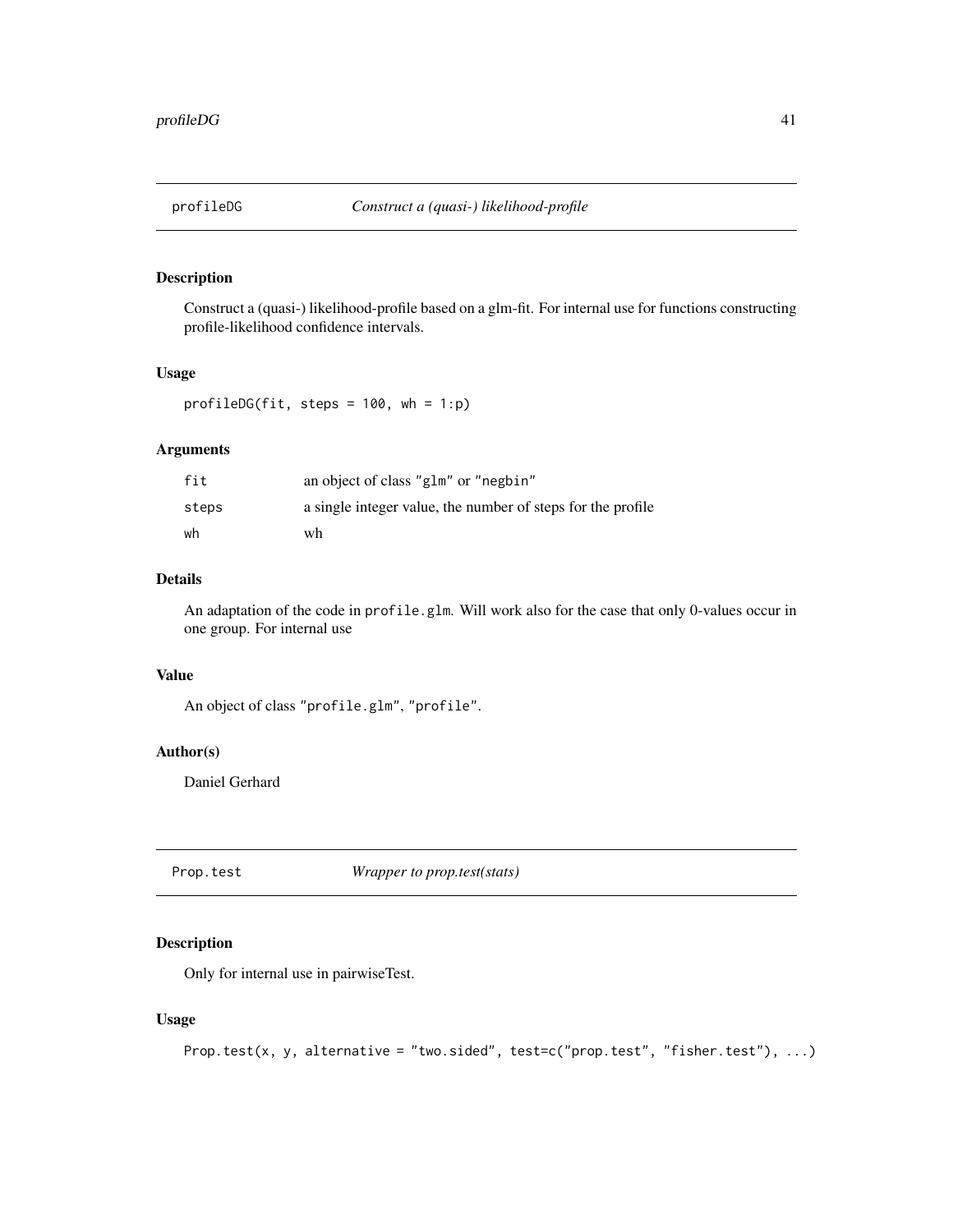## profileDG — *Construct a (quasi-) likelihood-profile*

### Description

Construct a (quasi-) likelihood-profile based on a glm-fit. For internal use for functions constructing profile-likelihood confidence intervals.

### Usage

```
profileDG(fit, steps = 100, wh = 1:p)
```

### Arguments

| | |
|---|---|
| fit | an object of class "glm" or "negbin" |
| steps | a single integer value, the number of steps for the profile |
| wh | wh |

### Details

An adaptation of the code in `profile.glm`. Will work also for the case that only 0-values occur in one group. For internal use

### Value

An object of class "profile.glm", "profile".

### Author(s)

Daniel Gerhard

## Prop.test — *Wrapper to prop.test(stats)*

### Description

Only for internal use in pairwiseTest.

### Usage

```
Prop.test(x, y, alternative = "two.sided", test=c("prop.test", "fisher.test"), ...)
```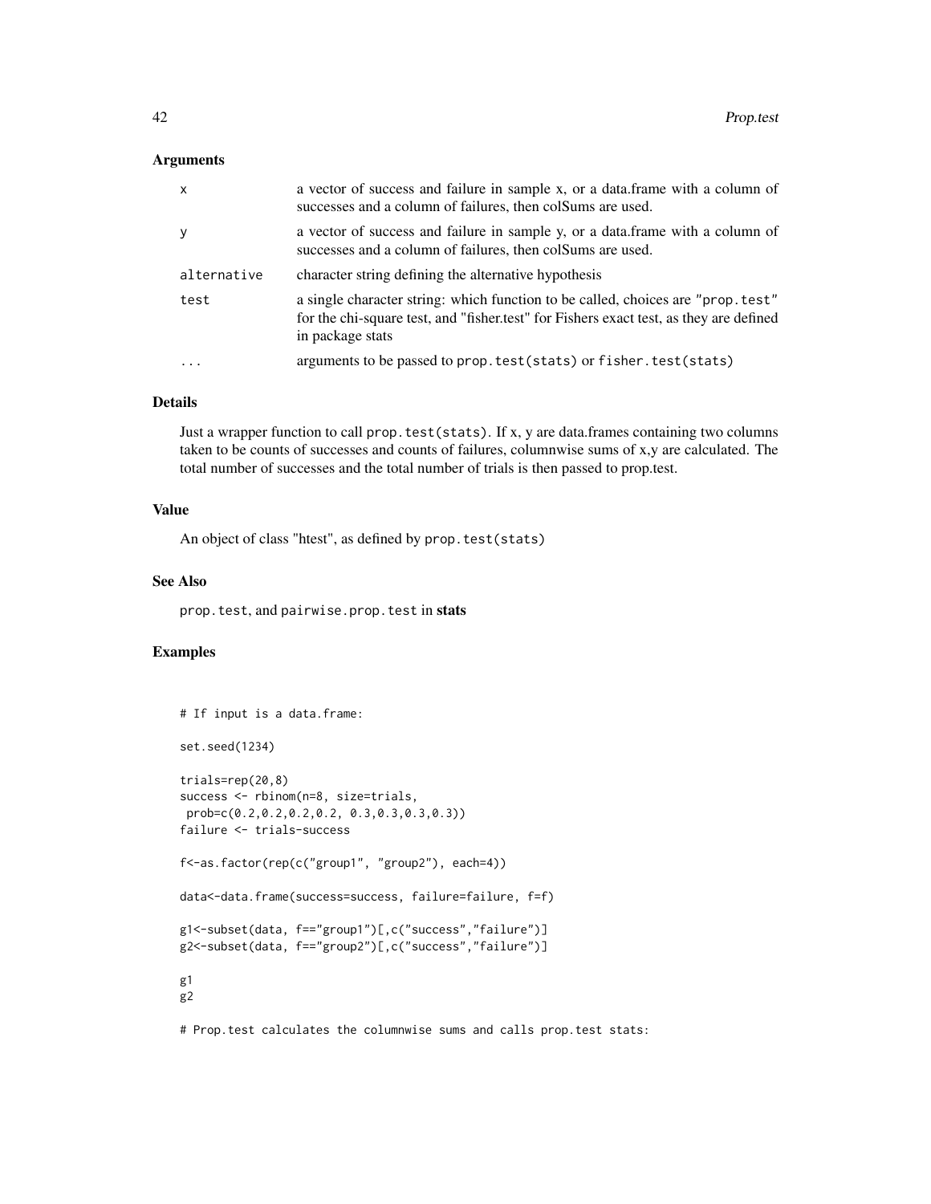## Arguments

| | |
|---|---|
| x | a vector of success and failure in sample x, or a data.frame with a column of successes and a column of failures, then colSums are used. |
| y | a vector of success and failure in sample y, or a data.frame with a column of successes and a column of failures, then colSums are used. |
| alternative | character string defining the alternative hypothesis |
| test | a single character string: which function to be called, choices are "prop.test" for the chi-square test, and "fisher.test" for Fishers exact test, as they are defined in package stats |
| ... | arguments to be passed to prop.test(stats) or fisher.test(stats) |

## Details

Just a wrapper function to call prop.test(stats). If x, y are data.frames containing two columns taken to be counts of successes and counts of failures, columnwise sums of x,y are calculated. The total number of successes and the total number of trials is then passed to prop.test.

## Value

An object of class "htest", as defined by prop.test(stats)

## See Also

prop.test, and pairwise.prop.test in **stats**

## Examples

```
# If input is a data.frame:

set.seed(1234)

trials=rep(20,8)
success <- rbinom(n=8, size=trials,
 prob=c(0.2,0.2,0.2,0.2, 0.3,0.3,0.3,0.3))
failure <- trials-success

f<-as.factor(rep(c("group1", "group2"), each=4))

data<-data.frame(success=success, failure=failure, f=f)

g1<-subset(data, f=="group1")[,c("success","failure")]
g2<-subset(data, f=="group2")[,c("success","failure")]

g1
g2

# Prop.test calculates the columnwise sums and calls prop.test stats:
```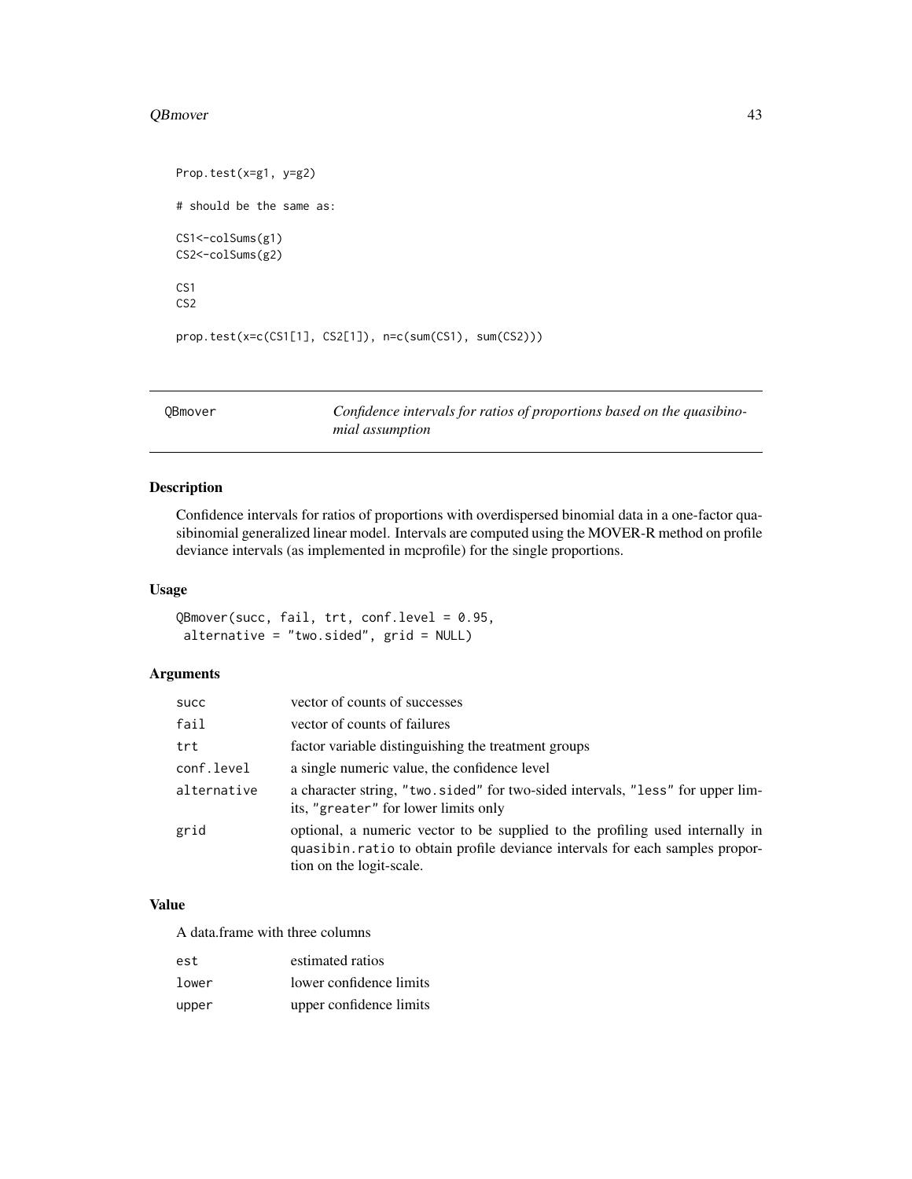```
Prop.test(x=g1, y=g2)

# should be the same as:

CS1<-colSums(g1)
CS2<-colSums(g2)

CS1
CS2

prop.test(x=c(CS1[1], CS2[1]), n=c(sum(CS1), sum(CS2)))
```

---

`QBmover` *Confidence intervals for ratios of proportions based on the quasibinomial assumption*

---

## Description

Confidence intervals for ratios of proportions with overdispersed binomial data in a one-factor quasibinomial generalized linear model. Intervals are computed using the MOVER-R method on profile deviance intervals (as implemented in mcprofile) for the single proportions.

## Usage

```
QBmover(succ, fail, trt, conf.level = 0.95,
 alternative = "two.sided", grid = NULL)
```

## Arguments

| | |
|---|---|
| `succ` | vector of counts of successes |
| `fail` | vector of counts of failures |
| `trt` | factor variable distinguishing the treatment groups |
| `conf.level` | a single numeric value, the confidence level |
| `alternative` | a character string, `"two.sided"` for two-sided intervals, `"less"` for upper limits, `"greater"` for lower limits only |
| `grid` | optional, a numeric vector to be supplied to the profiling used internally in `quasibin.ratio` to obtain profile deviance intervals for each samples proportion on the logit-scale. |

## Value

A data.frame with three columns

| | |
|---|---|
| `est` | estimated ratios |
| `lower` | lower confidence limits |
| `upper` | upper confidence limits |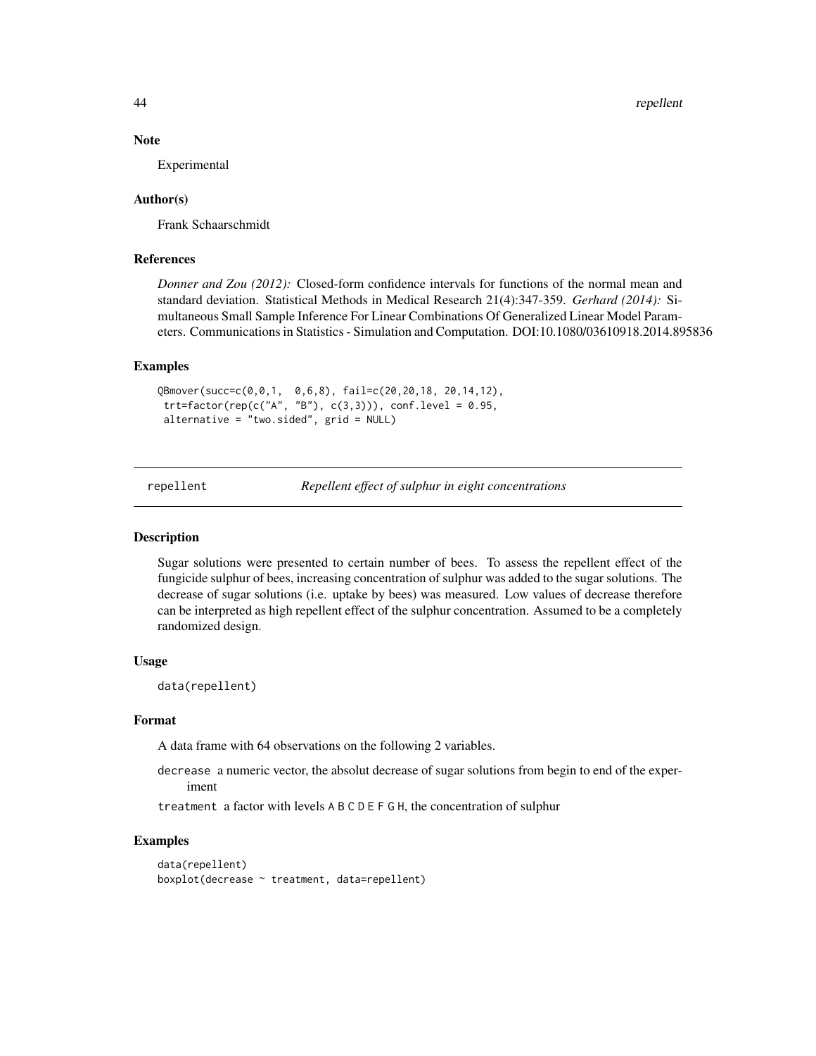### Note

Experimental

### Author(s)

Frank Schaarschmidt

### References

*Donner and Zou (2012):* Closed-form confidence intervals for functions of the normal mean and standard deviation. Statistical Methods in Medical Research 21(4):347-359. *Gerhard (2014):* Simultaneous Small Sample Inference For Linear Combinations Of Generalized Linear Model Parameters. Communications in Statistics - Simulation and Computation. DOI:10.1080/03610918.2014.895836

### Examples

```
QBmover(succ=c(0,0,1,  0,6,8), fail=c(20,20,18, 20,14,12),
 trt=factor(rep(c("A", "B"), c(3,3))), conf.level = 0.95,
 alternative = "two.sided", grid = NULL)
```

---

## repellent — *Repellent effect of sulphur in eight concentrations*

---

### Description

Sugar solutions were presented to certain number of bees. To assess the repellent effect of the fungicide sulphur of bees, increasing concentration of sulphur was added to the sugar solutions. The decrease of sugar solutions (i.e. uptake by bees) was measured. Low values of decrease therefore can be interpreted as high repellent effect of the sulphur concentration. Assumed to be a completely randomized design.

### Usage

```
data(repellent)
```

### Format

A data frame with 64 observations on the following 2 variables.

`decrease` a numeric vector, the absolut decrease of sugar solutions from begin to end of the experiment

`treatment` a factor with levels `A B C D E F G H`, the concentration of sulphur

### Examples

```
data(repellent)
boxplot(decrease ~ treatment, data=repellent)
```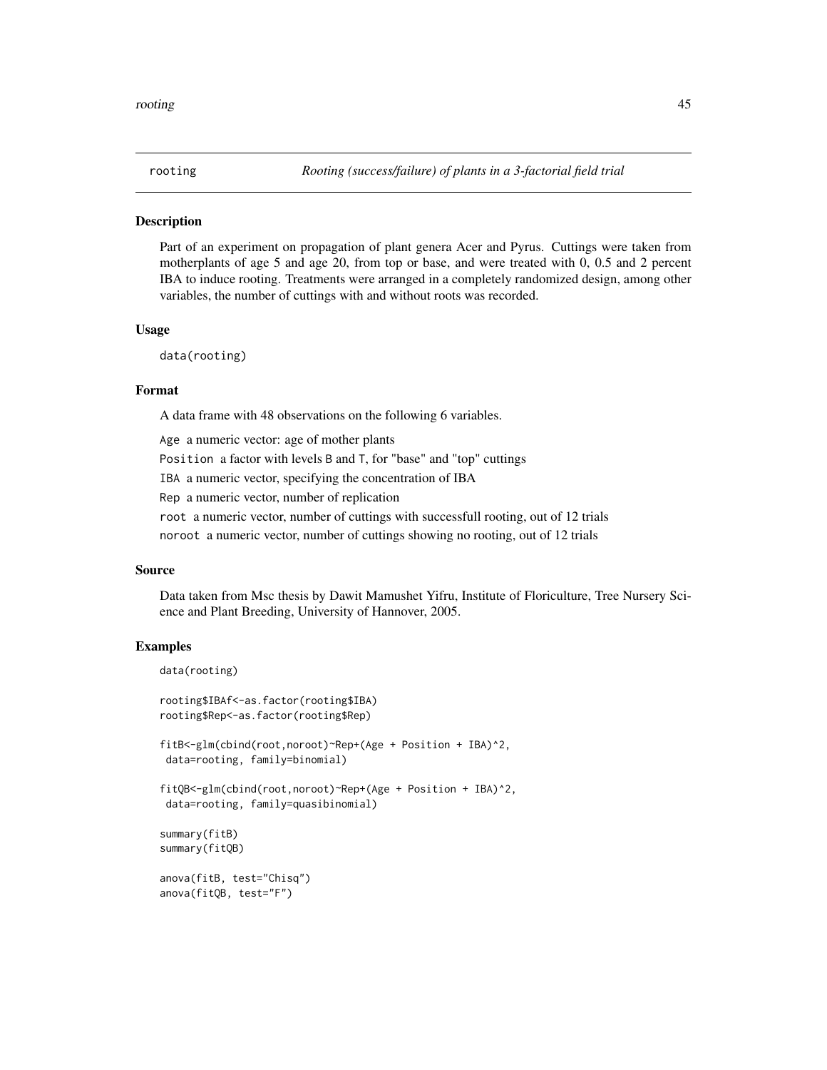rooting *Rooting (success/failure) of plants in a 3-factorial field trial*

## Description

Part of an experiment on propagation of plant genera Acer and Pyrus. Cuttings were taken from motherplants of age 5 and age 20, from top or base, and were treated with 0, 0.5 and 2 percent IBA to induce rooting. Treatments were arranged in a completely randomized design, among other variables, the number of cuttings with and without roots was recorded.

## Usage

```
data(rooting)
```

## Format

A data frame with 48 observations on the following 6 variables.

`Age` a numeric vector: age of mother plants

`Position` a factor with levels `B` and `T`, for "base" and "top" cuttings

`IBA` a numeric vector, specifying the concentration of IBA

`Rep` a numeric vector, number of replication

`root` a numeric vector, number of cuttings with successfull rooting, out of 12 trials

`noroot` a numeric vector, number of cuttings showing no rooting, out of 12 trials

## Source

Data taken from Msc thesis by Dawit Mamushet Yifru, Institute of Floriculture, Tree Nursery Science and Plant Breeding, University of Hannover, 2005.

## Examples

```
data(rooting)

rooting$IBAf<-as.factor(rooting$IBA)
rooting$Rep<-as.factor(rooting$Rep)

fitB<-glm(cbind(root,noroot)~Rep+(Age + Position + IBA)^2,
 data=rooting, family=binomial)

fitQB<-glm(cbind(root,noroot)~Rep+(Age + Position + IBA)^2,
 data=rooting, family=quasibinomial)

summary(fitB)
summary(fitQB)

anova(fitB, test="Chisq")
anova(fitQB, test="F")
```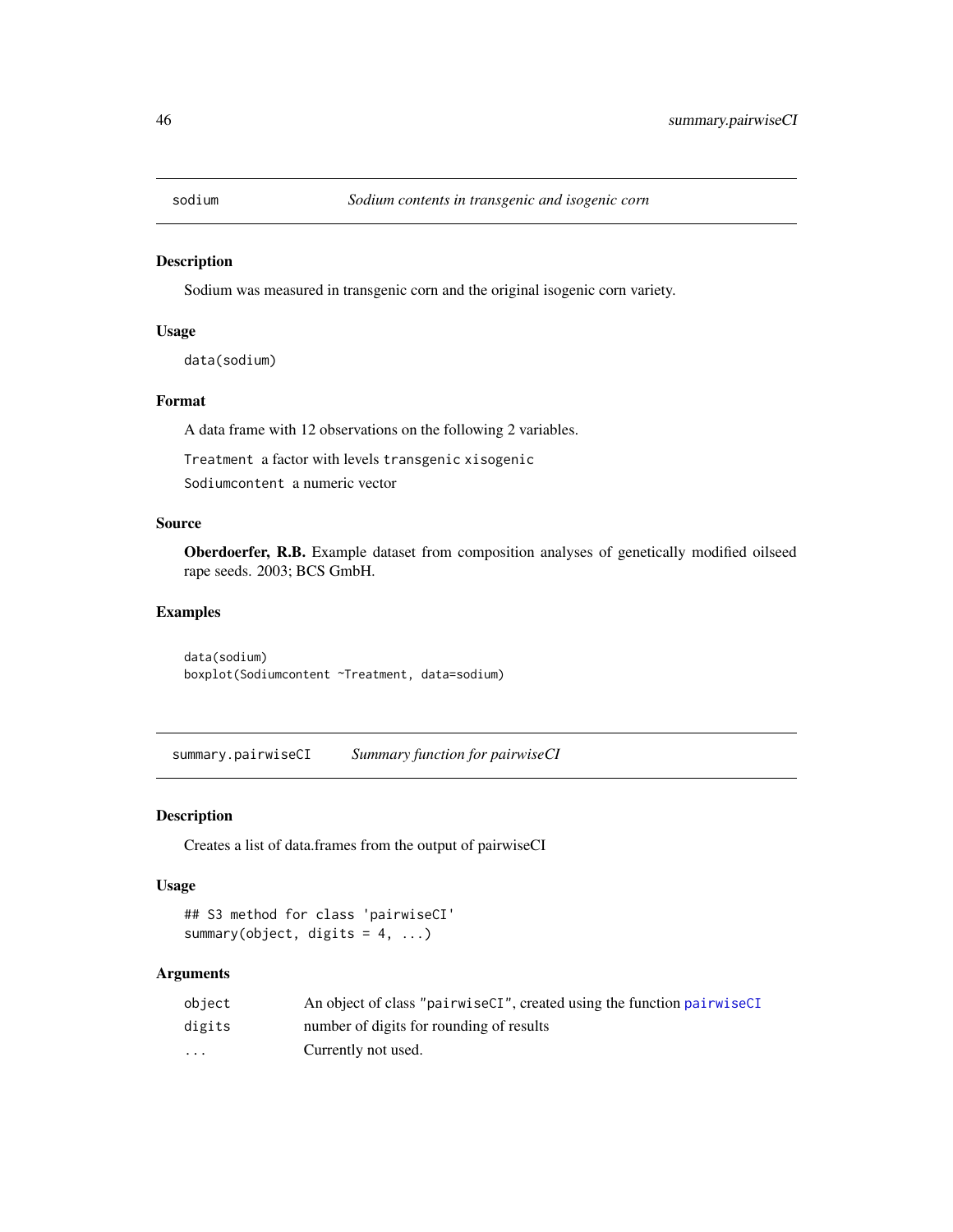## sodium *Sodium contents in transgenic and isogenic corn*

### Description

Sodium was measured in transgenic corn and the original isogenic corn variety.

### Usage

```
data(sodium)
```

### Format

A data frame with 12 observations on the following 2 variables.

`Treatment` a factor with levels `transgenic` `xisogenic`

`Sodiumcontent` a numeric vector

### Source

**Oberdoerfer, R.B.** Example dataset from composition analyses of genetically modified oilseed rape seeds. 2003; BCS GmbH.

### Examples

```
data(sodium)
boxplot(Sodiumcontent ~Treatment, data=sodium)
```

## summary.pairwiseCI *Summary function for pairwiseCI*

### Description

Creates a list of data.frames from the output of pairwiseCI

### Usage

```
## S3 method for class 'pairwiseCI'
summary(object, digits = 4, ...)
```

### Arguments

| | |
|---|---|
| `object` | An object of class `"pairwiseCI"`, created using the function `pairwiseCI` |
| `digits` | number of digits for rounding of results |
| `...` | Currently not used. |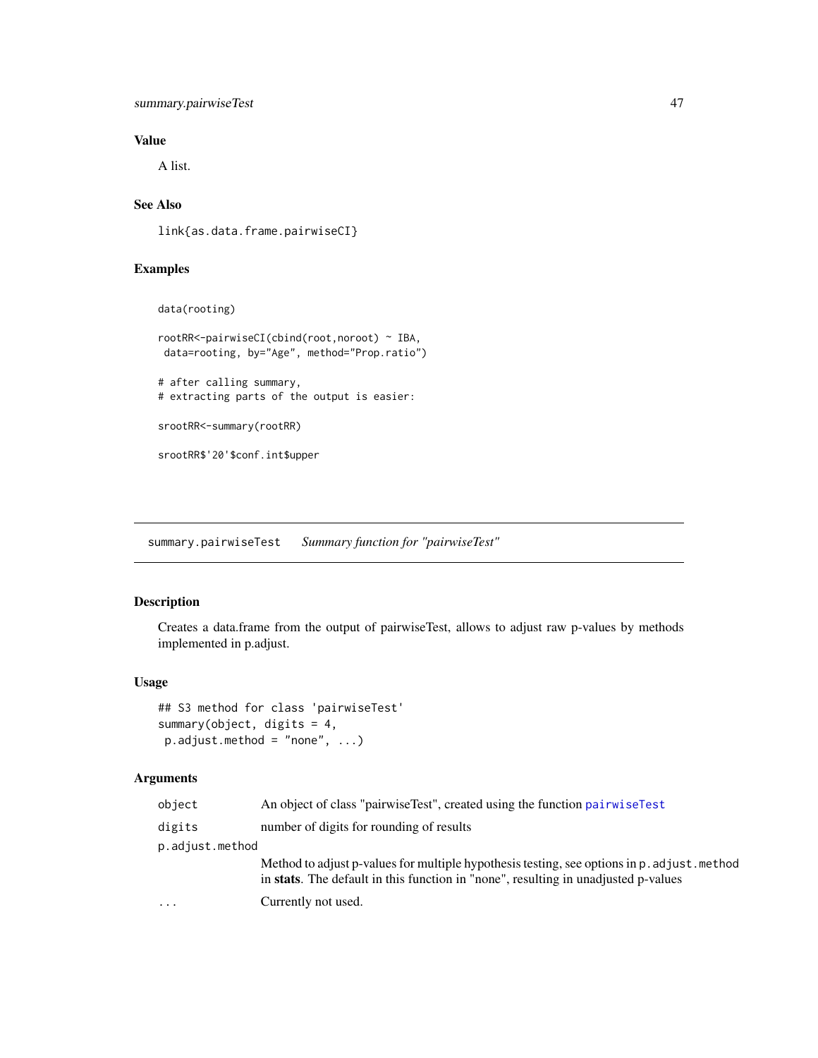### Value

A list.

### See Also

`link{as.data.frame.pairwiseCI}`

### Examples

```
data(rooting)

rootRR<-pairwiseCI(cbind(root,noroot) ~ IBA,
 data=rooting, by="Age", method="Prop.ratio")

# after calling summary,
# extracting parts of the output is easier:

srootRR<-summary(rootRR)

srootRR$'20'$conf.int$upper
```

---

## summary.pairwiseTest *Summary function for "pairwiseTest"*

### Description

Creates a data.frame from the output of pairwiseTest, allows to adjust raw p-values by methods implemented in p.adjust.

### Usage

```
## S3 method for class 'pairwiseTest'
summary(object, digits = 4,
 p.adjust.method = "none", ...)
```

### Arguments

| | |
|---|---|
| `object` | An object of class "pairwiseTest", created using the function `pairwiseTest` |
| `digits` | number of digits for rounding of results |
| `p.adjust.method` | Method to adjust p-values for multiple hypothesis testing, see options in `p.adjust.method` in **stats**. The default in this function in "none", resulting in unadjusted p-values |
| `...` | Currently not used. |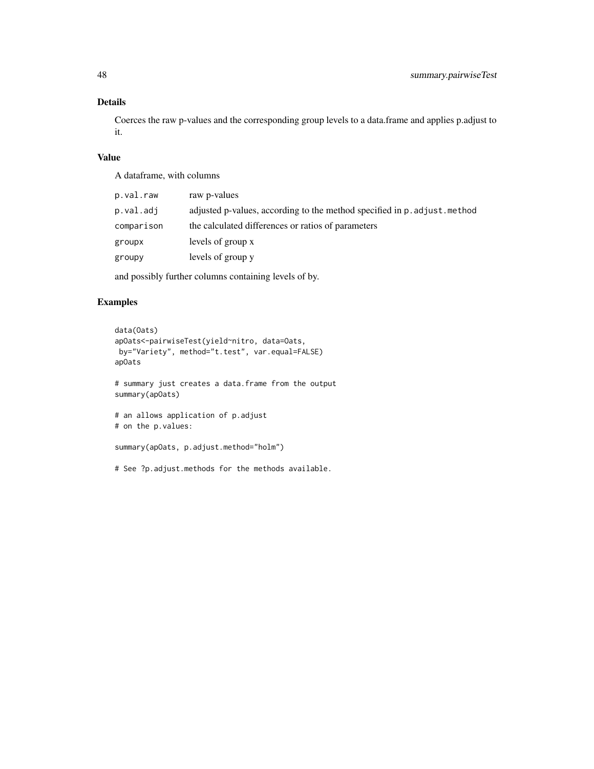## Details

Coerces the raw p-values and the corresponding group levels to a data.frame and applies p.adjust to it.

## Value

A dataframe, with columns

| | |
|---|---|
| `p.val.raw` | raw p-values |
| `p.val.adj` | adjusted p-values, according to the method specified in `p.adjust.method` |
| `comparison` | the calculated differences or ratios of parameters |
| `groupx` | levels of group x |
| `groupy` | levels of group y |

and possibly further columns containing levels of by.

## Examples

```
data(Oats)
apOats<-pairwiseTest(yield~nitro, data=Oats,
 by="Variety", method="t.test", var.equal=FALSE)
apOats

# summary just creates a data.frame from the output
summary(apOats)

# an allows application of p.adjust
# on the p.values:

summary(apOats, p.adjust.method="holm")

# See ?p.adjust.methods for the methods available.
```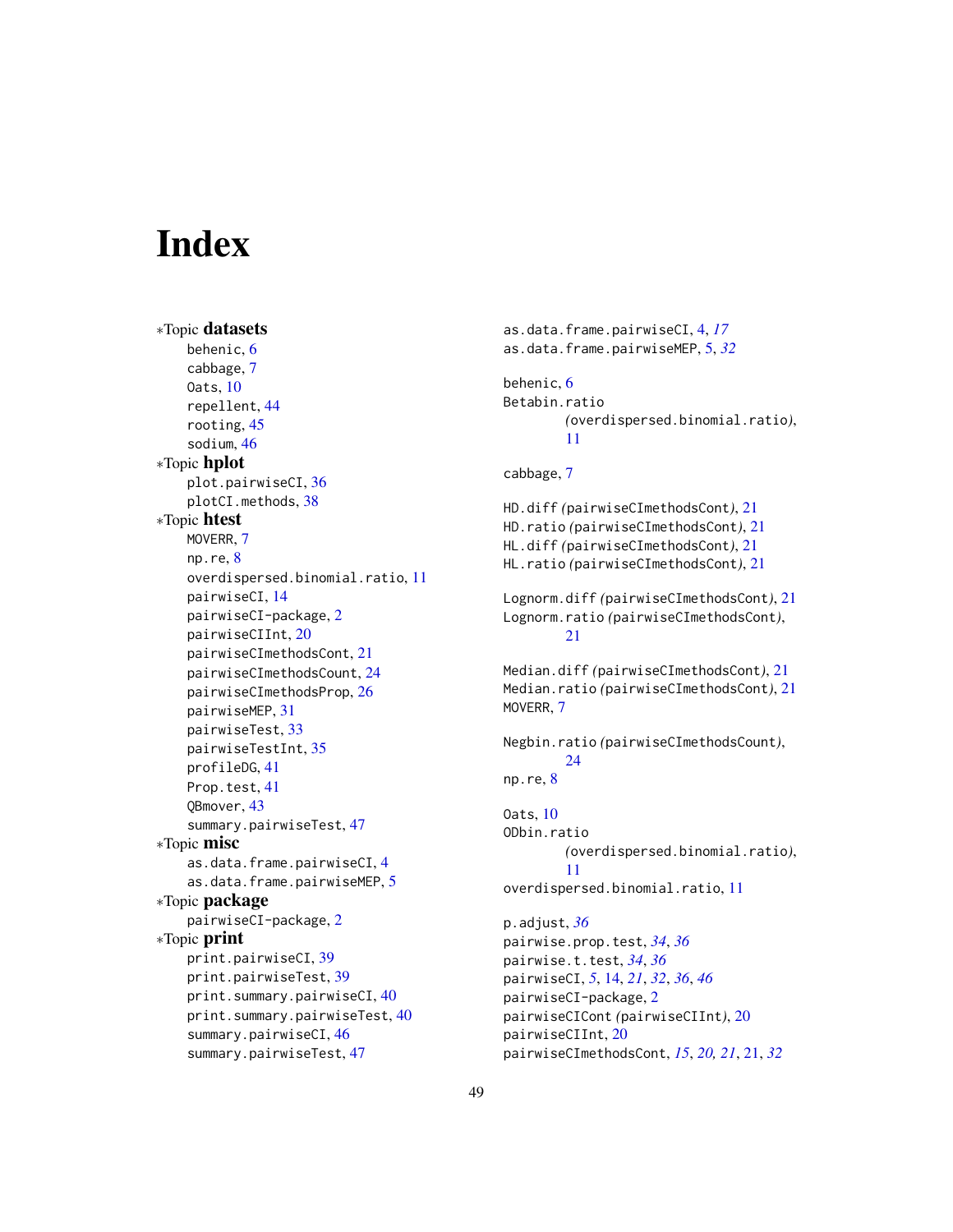# Index

*Topic **datasets**
- behenic, 6
- cabbage, 7
- Oats, 10
- repellent, 44
- rooting, 45
- sodium, 46

*Topic **hplot**
- plot.pairwiseCI, 36
- plotCI.methods, 38

*Topic **htest**
- MOVERR, 7
- np.re, 8
- overdispersed.binomial.ratio, 11
- pairwiseCI, 14
- pairwiseCI-package, 2
- pairwiseCIInt, 20
- pairwiseCImethodsCont, 21
- pairwiseCImethodsCount, 24
- pairwiseCImethodsProp, 26
- pairwiseMEP, 31
- pairwiseTest, 33
- pairwiseTestInt, 35
- profileDG, 41
- Prop.test, 41
- QBmover, 43
- summary.pairwiseTest, 47

*Topic **misc**
- as.data.frame.pairwiseCI, 4
- as.data.frame.pairwiseMEP, 5

*Topic **package**
- pairwiseCI-package, 2

*Topic **print**
- print.pairwiseCI, 39
- print.pairwiseTest, 39
- print.summary.pairwiseCI, 40
- print.summary.pairwiseTest, 40
- summary.pairwiseCI, 46
- summary.pairwiseTest, 47

as.data.frame.pairwiseCI, 4, *17*
as.data.frame.pairwiseMEP, 5, *32*

behenic, 6
Betabin.ratio *(overdispersed.binomial.ratio)*, 11

cabbage, 7

HD.diff *(pairwiseCImethodsCont)*, 21
HD.ratio *(pairwiseCImethodsCont)*, 21
HL.diff *(pairwiseCImethodsCont)*, 21
HL.ratio *(pairwiseCImethodsCont)*, 21

Lognorm.diff *(pairwiseCImethodsCont)*, 21
Lognorm.ratio *(pairwiseCImethodsCont)*, 21

Median.diff *(pairwiseCImethodsCont)*, 21
Median.ratio *(pairwiseCImethodsCont)*, 21
MOVERR, 7

Negbin.ratio *(pairwiseCImethodsCount)*, 24
np.re, 8

Oats, 10
ODbin.ratio *(overdispersed.binomial.ratio)*, 11
overdispersed.binomial.ratio, 11

p.adjust, *36*
pairwise.prop.test, *34*, *36*
pairwise.t.test, *34*, *36*
pairwiseCI, *5*, 14, *21*, *32*, *36*, *46*
pairwiseCI-package, 2
pairwiseCICont *(pairwiseCIInt)*, 20
pairwiseCIInt, 20
pairwiseCImethodsCont, *15*, *20*, *21*, 21, *32*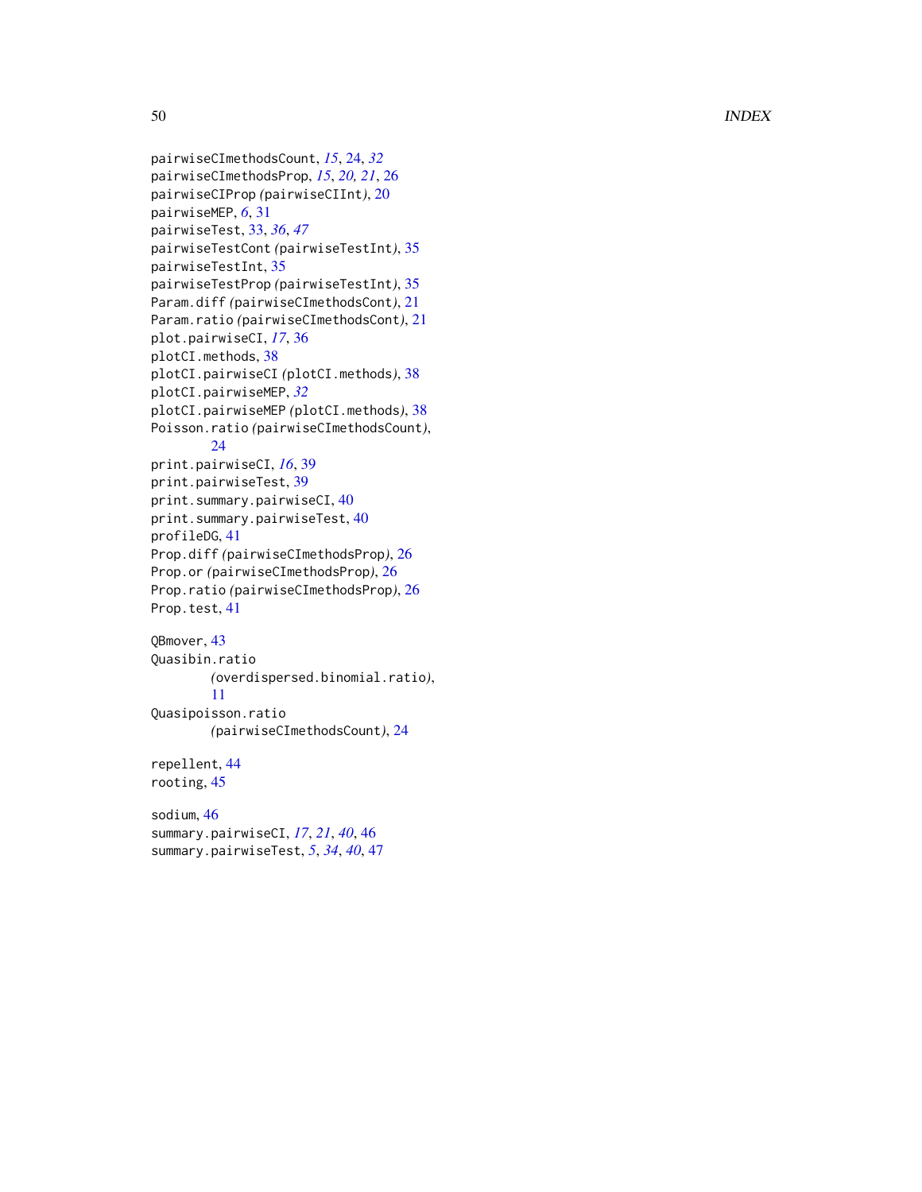pairwiseCImethodsCount, *15*, 24, *32*
pairwiseCImethodsProp, *15*, *20, 21*, 26
pairwiseCIProp *(*pairwiseCIInt*)*, 20
pairwiseMEP, *6*, 31
pairwiseTest, 33, *36*, *47*
pairwiseTestCont *(*pairwiseTestInt*)*, 35
pairwiseTestInt, 35
pairwiseTestProp *(*pairwiseTestInt*)*, 35
Param.diff *(*pairwiseCImethodsCont*)*, 21
Param.ratio *(*pairwiseCImethodsCont*)*, 21
plot.pairwiseCI, *17*, 36
plotCI.methods, 38
plotCI.pairwiseCI *(*plotCI.methods*)*, 38
plotCI.pairwiseMEP, *32*
plotCI.pairwiseMEP *(*plotCI.methods*)*, 38
Poisson.ratio *(*pairwiseCImethodsCount*)*, 24
print.pairwiseCI, *16*, 39
print.pairwiseTest, 39
print.summary.pairwiseCI, 40
print.summary.pairwiseTest, 40
profileDG, 41
Prop.diff *(*pairwiseCImethodsProp*)*, 26
Prop.or *(*pairwiseCImethodsProp*)*, 26
Prop.ratio *(*pairwiseCImethodsProp*)*, 26
Prop.test, 41

QBmover, 43
Quasibin.ratio *(*overdispersed.binomial.ratio*)*, 11
Quasipoisson.ratio *(*pairwiseCImethodsCount*)*, 24

repellent, 44
rooting, 45

sodium, 46
summary.pairwiseCI, *17*, *21*, *40*, 46
summary.pairwiseTest, *5*, *34*, *40*, 47